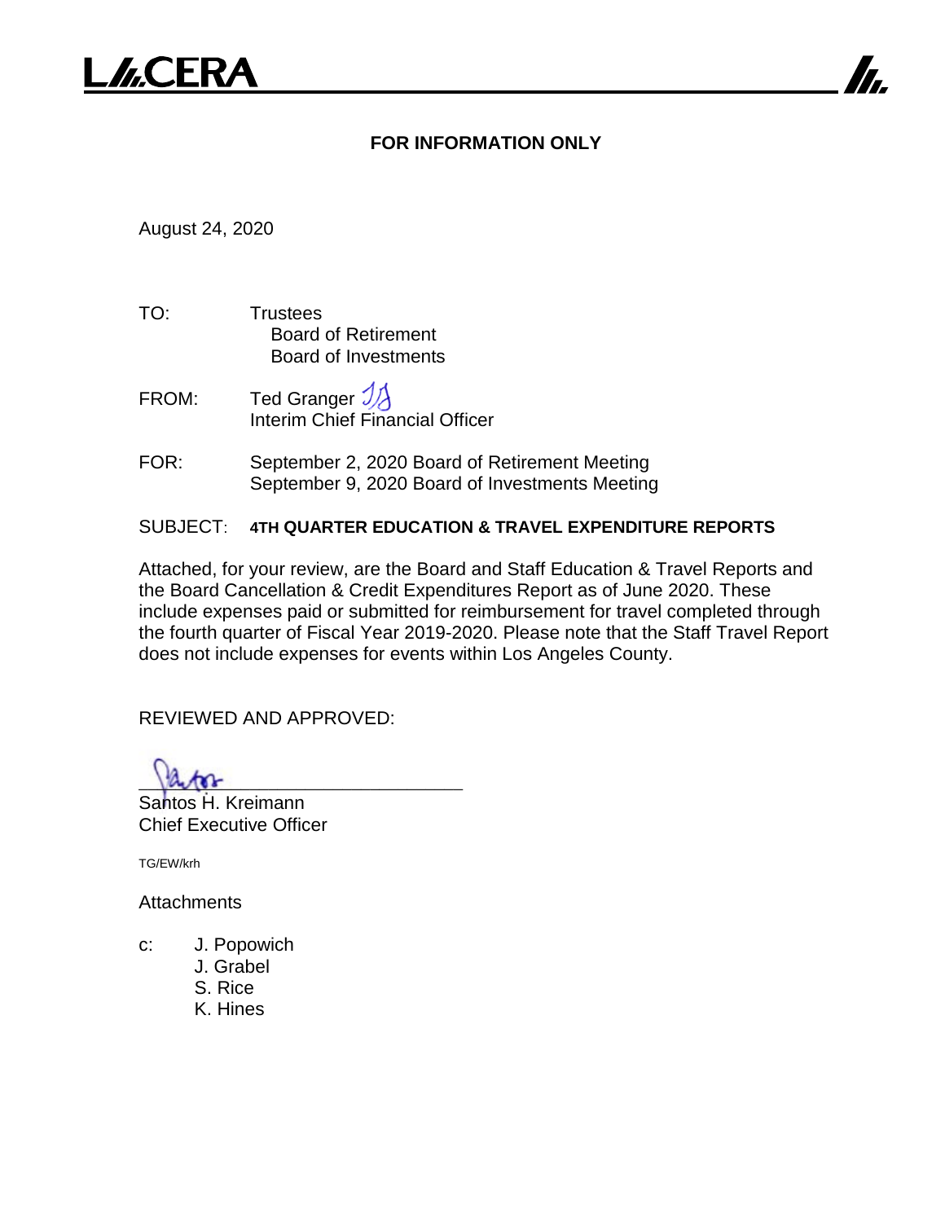L//.CERA

**FOR INFORMATION ONLY**

August 24, 2020

TO: Trustees
Board of Retirement
Board of Investments

FROM: Ted Granger
Interim Chief Financial Officer

FOR: September 2, 2020 Board of Retirement Meeting
September 9, 2020 Board of Investments Meeting

SUBJECT: **4TH QUARTER EDUCATION & TRAVEL EXPENDITURE REPORTS**

Attached, for your review, are the Board and Staff Education & Travel Reports and the Board Cancellation & Credit Expenditures Report as of June 2020. These include expenses paid or submitted for reimbursement for travel completed through the fourth quarter of Fiscal Year 2019-2020. Please note that the Staff Travel Report does not include expenses for events within Los Angeles County.

REVIEWED AND APPROVED:

Santos H. Kreimann
Chief Executive Officer

TG/EW/krh

Attachments

c: J. Popowich
J. Grabel
S. Rice
K. Hines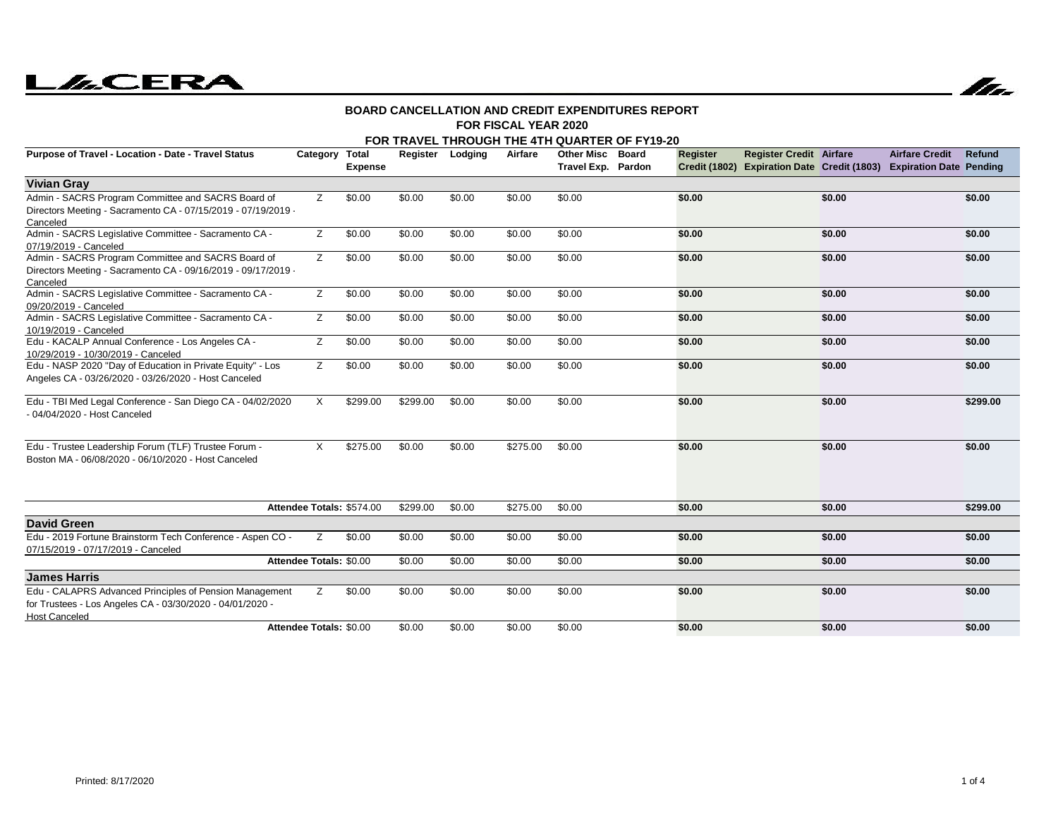**BOARD CANCELLATION AND CREDIT EXPENDITURES REPORT**
**FOR FISCAL YEAR 2020**
**FOR TRAVEL THROUGH THE 4TH QUARTER OF FY19-20**

| Purpose of Travel - Location - Date - Travel Status | Category | Total Expense | Register | Lodging | Airfare | Other Misc Travel Exp. | Board Pardon | Register Credit (1802) | Register Credit Expiration Date | Airfare Credit (1803) | Airfare Credit Expiration Date | Refund Pending |
|---|---|---|---|---|---|---|---|---|---|---|---|---|
| **Vivian Gray** | | | | | | | | | | | | |
| Admin - SACRS Program Committee and SACRS Board of Directors Meeting - Sacramento CA - 07/15/2019 - 07/19/2019 - Canceled | Z | $0.00 | $0.00 | $0.00 | $0.00 | $0.00 | | **$0.00** | | **$0.00** | | **$0.00** |
| Admin - SACRS Legislative Committee - Sacramento CA - 07/19/2019 - Canceled | Z | $0.00 | $0.00 | $0.00 | $0.00 | $0.00 | | **$0.00** | | **$0.00** | | **$0.00** |
| Admin - SACRS Program Committee and SACRS Board of Directors Meeting - Sacramento CA - 09/16/2019 - 09/17/2019 - Canceled | Z | $0.00 | $0.00 | $0.00 | $0.00 | $0.00 | | **$0.00** | | **$0.00** | | **$0.00** |
| Admin - SACRS Legislative Committee - Sacramento CA - 09/20/2019 - Canceled | Z | $0.00 | $0.00 | $0.00 | $0.00 | $0.00 | | **$0.00** | | **$0.00** | | **$0.00** |
| Admin - SACRS Legislative Committee - Sacramento CA - 10/19/2019 - Canceled | Z | $0.00 | $0.00 | $0.00 | $0.00 | $0.00 | | **$0.00** | | **$0.00** | | **$0.00** |
| Edu - KACALP Annual Conference - Los Angeles CA - 10/29/2019 - 10/30/2019 - Canceled | Z | $0.00 | $0.00 | $0.00 | $0.00 | $0.00 | | **$0.00** | | **$0.00** | | **$0.00** |
| Edu - NASP 2020 "Day of Education in Private Equity" - Los Angeles CA - 03/26/2020 - 03/26/2020 - Host Canceled | Z | $0.00 | $0.00 | $0.00 | $0.00 | $0.00 | | **$0.00** | | **$0.00** | | **$0.00** |
| Edu - TBI Med Legal Conference - San Diego CA - 04/02/2020 - 04/04/2020 - Host Canceled | X | $299.00 | $299.00 | $0.00 | $0.00 | $0.00 | | **$0.00** | | **$0.00** | | **$299.00** |
| Edu - Trustee Leadership Forum (TLF) Trustee Forum - Boston MA - 06/08/2020 - 06/10/2020 - Host Canceled | X | $275.00 | $0.00 | $0.00 | $275.00 | $0.00 | | **$0.00** | | **$0.00** | | **$0.00** |
| **Attendee Totals:** | | $574.00 | $299.00 | $0.00 | $275.00 | $0.00 | | **$0.00** | | **$0.00** | | **$299.00** |
| **David Green** | | | | | | | | | | | | |
| Edu - 2019 Fortune Brainstorm Tech Conference - Aspen CO - 07/15/2019 - 07/17/2019 - Canceled | Z | $0.00 | $0.00 | $0.00 | $0.00 | $0.00 | | **$0.00** | | **$0.00** | | **$0.00** |
| **Attendee Totals:** | | $0.00 | $0.00 | $0.00 | $0.00 | $0.00 | | **$0.00** | | **$0.00** | | **$0.00** |
| **James Harris** | | | | | | | | | | | | |
| Edu - CALAPRS Advanced Principles of Pension Management for Trustees - Los Angeles CA - 03/30/2020 - 04/01/2020 - Host Canceled | Z | $0.00 | $0.00 | $0.00 | $0.00 | $0.00 | | **$0.00** | | **$0.00** | | **$0.00** |
| **Attendee Totals:** | | $0.00 | $0.00 | $0.00 | $0.00 | $0.00 | | **$0.00** | | **$0.00** | | **$0.00** |

Printed: 8/17/2020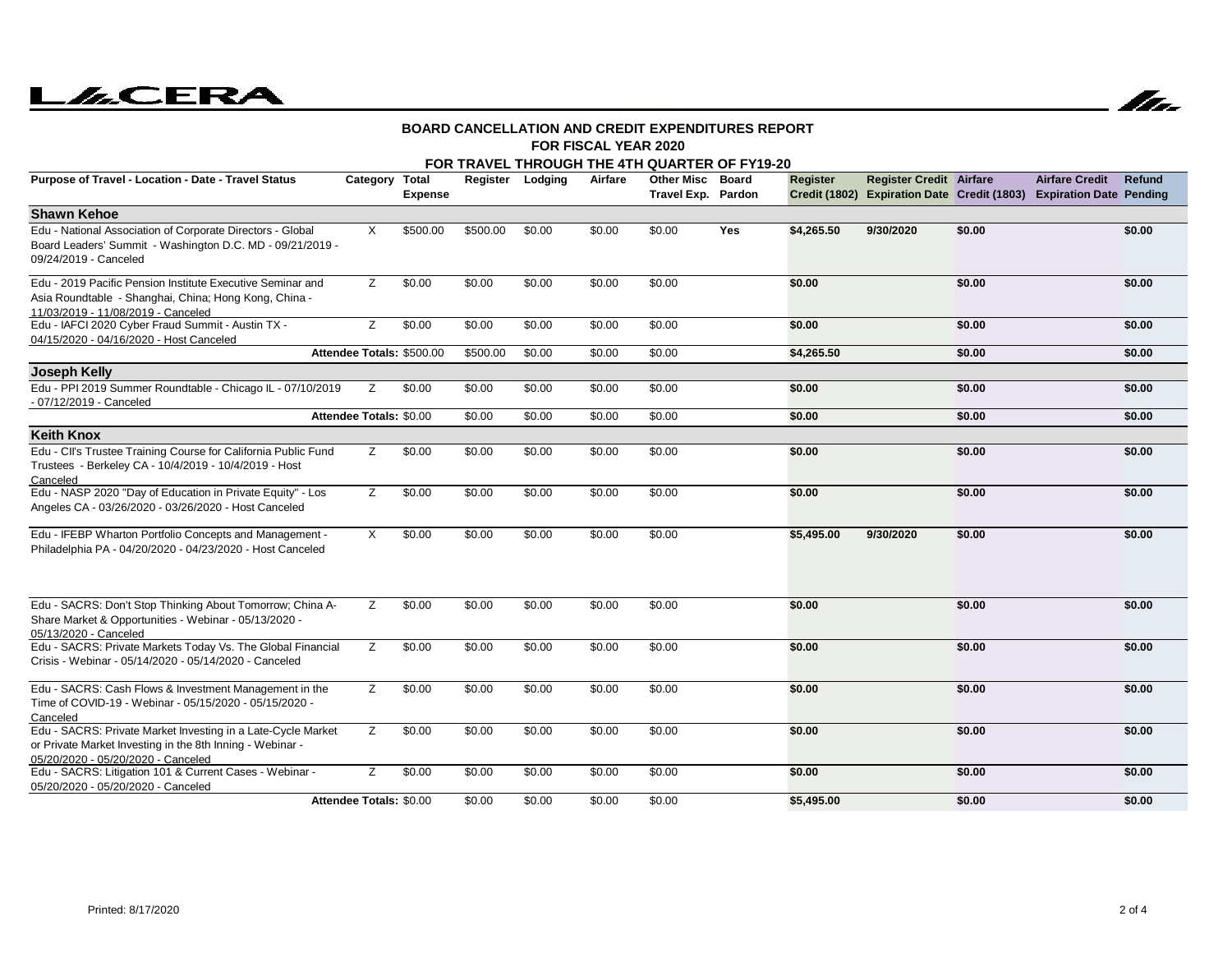# BOARD CANCELLATION AND CREDIT EXPENDITURES REPORT
## FOR FISCAL YEAR 2020
### FOR TRAVEL THROUGH THE 4TH QUARTER OF FY19-20

| Purpose of Travel - Location - Date - Travel Status | Category | Total Expense | Register | Lodging | Airfare | Other Misc Travel Exp. | Board Pardon | Register Credit (1802) | Register Credit Expiration Date | Airfare Credit (1803) | Airfare Credit Expiration Date | Refund Pending |
|---|---|---|---|---|---|---|---|---|---|---|---|---|
| **Shawn Kehoe** | | | | | | | | | | | | |
| Edu - National Association of Corporate Directors - Global Board Leaders' Summit - Washington D.C. MD - 09/21/2019 - 09/24/2019 - Canceled | X | $500.00 | $500.00 | $0.00 | $0.00 | $0.00 | **Yes** | **$4,265.50** | **9/30/2020** | **$0.00** | | **$0.00** |
| Edu - 2019 Pacific Pension Institute Executive Seminar and Asia Roundtable - Shanghai, China; Hong Kong, China - 11/03/2019 - 11/08/2019 - Canceled | Z | $0.00 | $0.00 | $0.00 | $0.00 | $0.00 | | **$0.00** | | **$0.00** | | **$0.00** |
| Edu - IAFCI 2020 Cyber Fraud Summit - Austin TX - 04/15/2020 - 04/16/2020 - Host Canceled | Z | $0.00 | $0.00 | $0.00 | $0.00 | $0.00 | | **$0.00** | | **$0.00** | | **$0.00** |
| **Attendee Totals:** | | $500.00 | $500.00 | $0.00 | $0.00 | $0.00 | | **$4,265.50** | | **$0.00** | | **$0.00** |
| **Joseph Kelly** | | | | | | | | | | | | |
| Edu - PPI 2019 Summer Roundtable - Chicago IL - 07/10/2019 - 07/12/2019 - Canceled | Z | $0.00 | $0.00 | $0.00 | $0.00 | $0.00 | | **$0.00** | | **$0.00** | | **$0.00** |
| **Attendee Totals:** | | $0.00 | $0.00 | $0.00 | $0.00 | $0.00 | | **$0.00** | | **$0.00** | | **$0.00** |
| **Keith Knox** | | | | | | | | | | | | |
| Edu - CII's Trustee Training Course for California Public Fund Trustees - Berkeley CA - 10/4/2019 - 10/4/2019 - Host Canceled | Z | $0.00 | $0.00 | $0.00 | $0.00 | $0.00 | | **$0.00** | | **$0.00** | | **$0.00** |
| Edu - NASP 2020 "Day of Education in Private Equity" - Los Angeles CA - 03/26/2020 - 03/26/2020 - Host Canceled | Z | $0.00 | $0.00 | $0.00 | $0.00 | $0.00 | | **$0.00** | | **$0.00** | | **$0.00** |
| Edu - IFEBP Wharton Portfolio Concepts and Management - Philadelphia PA - 04/20/2020 - 04/23/2020 - Host Canceled | X | $0.00 | $0.00 | $0.00 | $0.00 | $0.00 | | **$5,495.00** | **9/30/2020** | **$0.00** | | **$0.00** |
| Edu - SACRS: Don't Stop Thinking About Tomorrow; China A-Share Market & Opportunities - Webinar - 05/13/2020 - 05/13/2020 - Canceled | Z | $0.00 | $0.00 | $0.00 | $0.00 | $0.00 | | **$0.00** | | **$0.00** | | **$0.00** |
| Edu - SACRS: Private Markets Today Vs. The Global Financial Crisis - Webinar - 05/14/2020 - 05/14/2020 - Canceled | Z | $0.00 | $0.00 | $0.00 | $0.00 | $0.00 | | **$0.00** | | **$0.00** | | **$0.00** |
| Edu - SACRS: Cash Flows & Investment Management in the Time of COVID-19 - Webinar - 05/15/2020 - 05/15/2020 - Canceled | Z | $0.00 | $0.00 | $0.00 | $0.00 | $0.00 | | **$0.00** | | **$0.00** | | **$0.00** |
| Edu - SACRS: Private Market Investing in a Late-Cycle Market or Private Market Investing in the 8th Inning - Webinar - 05/20/2020 - 05/20/2020 - Canceled | Z | $0.00 | $0.00 | $0.00 | $0.00 | $0.00 | | **$0.00** | | **$0.00** | | **$0.00** |
| Edu - SACRS: Litigation 101 & Current Cases - Webinar - 05/20/2020 - 05/20/2020 - Canceled | Z | $0.00 | $0.00 | $0.00 | $0.00 | $0.00 | | **$0.00** | | **$0.00** | | **$0.00** |
| **Attendee Totals:** | | $0.00 | $0.00 | $0.00 | $0.00 | $0.00 | | **$5,495.00** | | **$0.00** | | **$0.00** |

Printed: 8/17/2020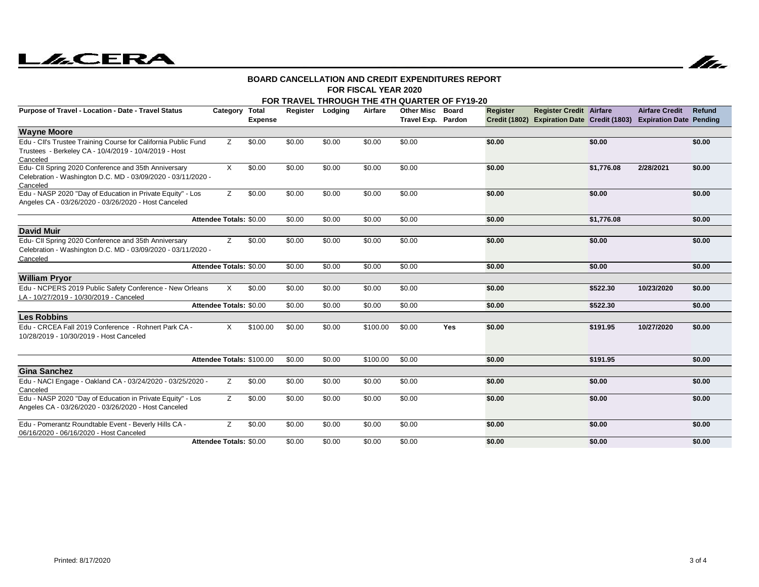**BOARD CANCELLATION AND CREDIT EXPENDITURES REPORT**

**FOR FISCAL YEAR 2020**

**FOR TRAVEL THROUGH THE 4TH QUARTER OF FY19-20**

| Purpose of Travel - Location - Date - Travel Status | Category | Total Expense | Register | Lodging | Airfare | Other Misc Travel Exp. | Board Pardon | Register Credit (1802) | Register Credit Expiration Date | Airfare Credit (1803) | Airfare Credit Expiration Date | Refund Pending |
|---|---|---|---|---|---|---|---|---|---|---|---|---|
| **Wayne Moore** | | | | | | | | | | | | |
| Edu - CII's Trustee Training Course for California Public Fund Trustees - Berkeley CA - 10/4/2019 - 10/4/2019 - Host Canceled | Z | $0.00 | $0.00 | $0.00 | $0.00 | $0.00 | | $0.00 | | $0.00 | | $0.00 |
| Edu- CII Spring 2020 Conference and 35th Anniversary Celebration - Washington D.C. MD - 03/09/2020 - 03/11/2020 - Canceled | X | $0.00 | $0.00 | $0.00 | $0.00 | $0.00 | | $0.00 | | $1,776.08 | 2/28/2021 | $0.00 |
| Edu - NASP 2020 "Day of Education in Private Equity" - Los Angeles CA - 03/26/2020 - 03/26/2020 - Host Canceled | Z | $0.00 | $0.00 | $0.00 | $0.00 | $0.00 | | $0.00 | | $0.00 | | $0.00 |
| Attendee Totals: | | $0.00 | $0.00 | $0.00 | $0.00 | $0.00 | | $0.00 | | $1,776.08 | | $0.00 |
| **David Muir** | | | | | | | | | | | | |
| Edu- CII Spring 2020 Conference and 35th Anniversary Celebration - Washington D.C. MD - 03/09/2020 - 03/11/2020 - Canceled | Z | $0.00 | $0.00 | $0.00 | $0.00 | $0.00 | | $0.00 | | $0.00 | | $0.00 |
| Attendee Totals: | | $0.00 | $0.00 | $0.00 | $0.00 | $0.00 | | $0.00 | | $0.00 | | $0.00 |
| **William Pryor** | | | | | | | | | | | | |
| Edu - NCPERS 2019 Public Safety Conference - New Orleans LA - 10/27/2019 - 10/30/2019 - Canceled | X | $0.00 | $0.00 | $0.00 | $0.00 | $0.00 | | $0.00 | | $522.30 | 10/23/2020 | $0.00 |
| Attendee Totals: | | $0.00 | $0.00 | $0.00 | $0.00 | $0.00 | | $0.00 | | $522.30 | | $0.00 |
| **Les Robbins** | | | | | | | | | | | | |
| Edu - CRCEA Fall 2019 Conference - Rohnert Park CA - 10/28/2019 - 10/30/2019 - Host Canceled | X | $100.00 | $0.00 | $0.00 | $100.00 | $0.00 | Yes | $0.00 | | $191.95 | 10/27/2020 | $0.00 |
| Attendee Totals: | | $100.00 | $0.00 | $0.00 | $100.00 | $0.00 | | $0.00 | | $191.95 | | $0.00 |
| **Gina Sanchez** | | | | | | | | | | | | |
| Edu - NACI Engage - Oakland CA - 03/24/2020 - 03/25/2020 - Canceled | Z | $0.00 | $0.00 | $0.00 | $0.00 | $0.00 | | $0.00 | | $0.00 | | $0.00 |
| Edu - NASP 2020 "Day of Education in Private Equity" - Los Angeles CA - 03/26/2020 - 03/26/2020 - Host Canceled | Z | $0.00 | $0.00 | $0.00 | $0.00 | $0.00 | | $0.00 | | $0.00 | | $0.00 |
| Edu - Pomerantz Roundtable Event - Beverly Hills CA - 06/16/2020 - 06/16/2020 - Host Canceled | Z | $0.00 | $0.00 | $0.00 | $0.00 | $0.00 | | $0.00 | | $0.00 | | $0.00 |
| Attendee Totals: | | $0.00 | $0.00 | $0.00 | $0.00 | $0.00 | | $0.00 | | $0.00 | | $0.00 |

Printed: 8/17/2020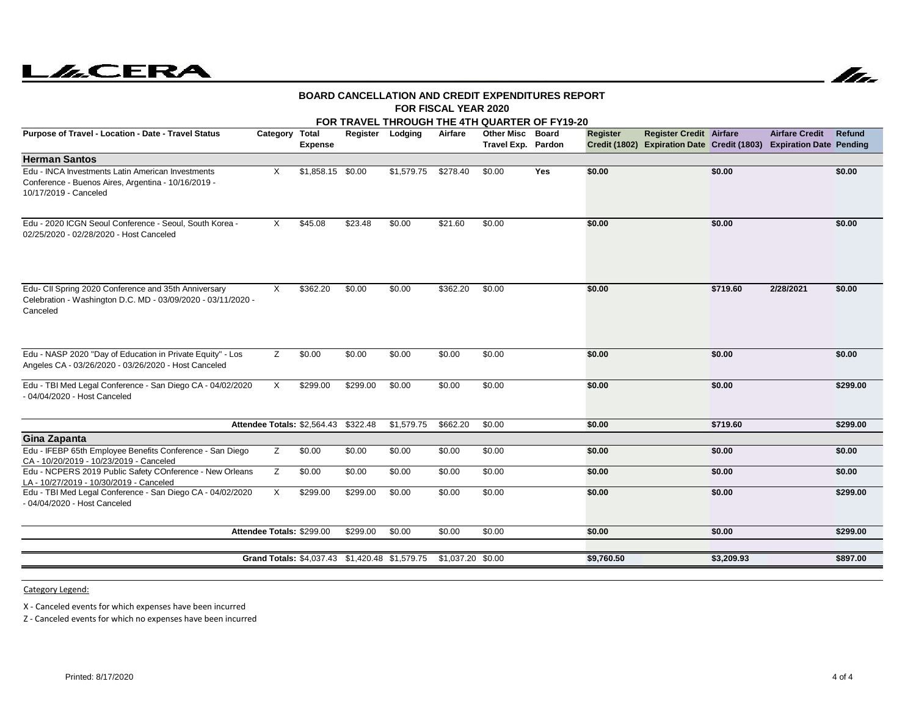**LACERA**

**BOARD CANCELLATION AND CREDIT EXPENDITURES REPORT**
**FOR FISCAL YEAR 2020**
**FOR TRAVEL THROUGH THE 4TH QUARTER OF FY19-20**

| Purpose of Travel - Location - Date - Travel Status | Category | Total Expense | Register | Lodging | Airfare | Other Misc Travel Exp. | Board Pardon | Register Credit (1802) | Register Credit Expiration Date | Airfare Credit (1803) | Airfare Credit Expiration Date | Refund Pending |
|---|---|---|---|---|---|---|---|---|---|---|---|---|
| **Herman Santos** | | | | | | | | | | | | |
| Edu - INCA Investments Latin American Investments Conference - Buenos Aires, Argentina - 10/16/2019 - 10/17/2019 - Canceled | X | $1,858.15 | $0.00 | $1,579.75 | $278.40 | $0.00 | **Yes** | **$0.00** | | **$0.00** | | **$0.00** |
| Edu - 2020 ICGN Seoul Conference - Seoul, South Korea - 02/25/2020 - 02/28/2020 - Host Canceled | X | $45.08 | $23.48 | $0.00 | $21.60 | $0.00 | | **$0.00** | | **$0.00** | | **$0.00** |
| Edu- CII Spring 2020 Conference and 35th Anniversary Celebration - Washington D.C. MD - 03/09/2020 - 03/11/2020 - Canceled | X | $362.20 | $0.00 | $0.00 | $362.20 | $0.00 | | **$0.00** | | **$719.60** | **2/28/2021** | **$0.00** |
| Edu - NASP 2020 "Day of Education in Private Equity" - Los Angeles CA - 03/26/2020 - 03/26/2020 - Host Canceled | Z | $0.00 | $0.00 | $0.00 | $0.00 | $0.00 | | **$0.00** | | **$0.00** | | **$0.00** |
| Edu - TBI Med Legal Conference - San Diego CA - 04/02/2020 - 04/04/2020 - Host Canceled | X | $299.00 | $299.00 | $0.00 | $0.00 | $0.00 | | **$0.00** | | **$0.00** | | **$299.00** |
| **Attendee Totals:** | | **$2,564.43** | **$322.48** | **$1,579.75** | **$662.20** | **$0.00** | | **$0.00** | | **$719.60** | | **$299.00** |
| **Gina Zapanta** | | | | | | | | | | | | |
| Edu - IFEBP 65th Employee Benefits Conference - San Diego CA - 10/20/2019 - 10/23/2019 - Canceled | Z | $0.00 | $0.00 | $0.00 | $0.00 | $0.00 | | **$0.00** | | **$0.00** | | **$0.00** |
| Edu - NCPERS 2019 Public Safety COnference - New Orleans LA - 10/27/2019 - 10/30/2019 - Canceled | Z | $0.00 | $0.00 | $0.00 | $0.00 | $0.00 | | **$0.00** | | **$0.00** | | **$0.00** |
| Edu - TBI Med Legal Conference - San Diego CA - 04/02/2020 - 04/04/2020 - Host Canceled | X | $299.00 | $299.00 | $0.00 | $0.00 | $0.00 | | **$0.00** | | **$0.00** | | **$299.00** |
| **Attendee Totals:** | | **$299.00** | **$299.00** | **$0.00** | **$0.00** | **$0.00** | | **$0.00** | | **$0.00** | | **$299.00** |
| **Grand Totals:** | | **$4,037.43** | **$1,420.48** | **$1,579.75** | **$1,037.20** | **$0.00** | | **$9,760.50** | | **$3,209.93** | | **$897.00** |

Category Legend:

X - Canceled events for which expenses have been incurred

Z - Canceled events for which no expenses have been incurred

Printed: 8/17/2020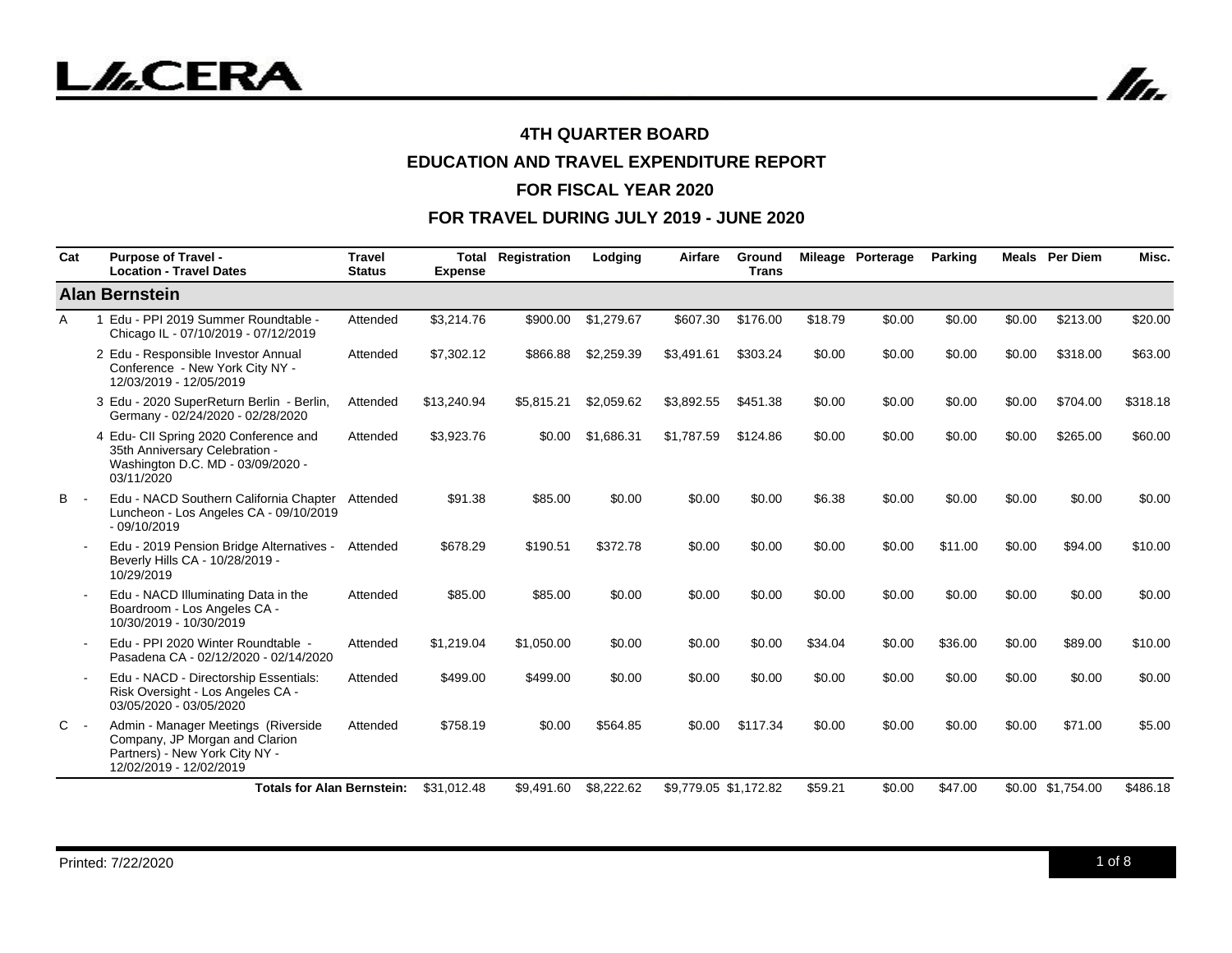# 4TH QUARTER BOARD

## EDUCATION AND TRAVEL EXPENDITURE REPORT

## FOR FISCAL YEAR 2020

## FOR TRAVEL DURING JULY 2019 - JUNE 2020

| Cat | | Purpose of Travel - Location - Travel Dates | Travel Status | Total Expense | Registration | Lodging | Airfare | Ground Trans | Mileage | Porterage | Parking | Meals | Per Diem | Misc. |
|---|---|---|---|---|---|---|---|---|---|---|---|---|---|---|
| **Alan Bernstein** | | | | | | | | | | | | | | |
| A | 1 | Edu - PPI 2019 Summer Roundtable - Chicago IL - 07/10/2019 - 07/12/2019 | Attended | $3,214.76 | $900.00 | $1,279.67 | $607.30 | $176.00 | $18.79 | $0.00 | $0.00 | $0.00 | $213.00 | $20.00 |
| | 2 | Edu - Responsible Investor Annual Conference - New York City NY - 12/03/2019 - 12/05/2019 | Attended | $7,302.12 | $866.88 | $2,259.39 | $3,491.61 | $303.24 | $0.00 | $0.00 | $0.00 | $0.00 | $318.00 | $63.00 |
| | 3 | Edu - 2020 SuperReturn Berlin - Berlin, Germany - 02/24/2020 - 02/28/2020 | Attended | $13,240.94 | $5,815.21 | $2,059.62 | $3,892.55 | $451.38 | $0.00 | $0.00 | $0.00 | $0.00 | $704.00 | $318.18 |
| | 4 | Edu- CII Spring 2020 Conference and 35th Anniversary Celebration - Washington D.C. MD - 03/09/2020 - 03/11/2020 | Attended | $3,923.76 | $0.00 | $1,686.31 | $1,787.59 | $124.86 | $0.00 | $0.00 | $0.00 | $0.00 | $265.00 | $60.00 |
| B | - | Edu - NACD Southern California Chapter Luncheon - Los Angeles CA - 09/10/2019 - 09/10/2019 | Attended | $91.38 | $85.00 | $0.00 | $0.00 | $0.00 | $6.38 | $0.00 | $0.00 | $0.00 | $0.00 | $0.00 |
| | - | Edu - 2019 Pension Bridge Alternatives - Beverly Hills CA - 10/28/2019 - 10/29/2019 | Attended | $678.29 | $190.51 | $372.78 | $0.00 | $0.00 | $0.00 | $0.00 | $11.00 | $0.00 | $94.00 | $10.00 |
| | - | Edu - NACD Illuminating Data in the Boardroom - Los Angeles CA - 10/30/2019 - 10/30/2019 | Attended | $85.00 | $85.00 | $0.00 | $0.00 | $0.00 | $0.00 | $0.00 | $0.00 | $0.00 | $0.00 | $0.00 |
| | - | Edu - PPI 2020 Winter Roundtable - Pasadena CA - 02/12/2020 - 02/14/2020 | Attended | $1,219.04 | $1,050.00 | $0.00 | $0.00 | $0.00 | $34.04 | $0.00 | $36.00 | $0.00 | $89.00 | $10.00 |
| | - | Edu - NACD - Directorship Essentials: Risk Oversight - Los Angeles CA - 03/05/2020 - 03/05/2020 | Attended | $499.00 | $499.00 | $0.00 | $0.00 | $0.00 | $0.00 | $0.00 | $0.00 | $0.00 | $0.00 | $0.00 |
| C | - | Admin - Manager Meetings (Riverside Company, JP Morgan and Clarion Partners) - New York City NY - 12/02/2019 - 12/02/2019 | Attended | $758.19 | $0.00 | $564.85 | $0.00 | $117.34 | $0.00 | $0.00 | $0.00 | $0.00 | $71.00 | $5.00 |
| | | **Totals for Alan Bernstein:** | | $31,012.48 | $9,491.60 | $8,222.62 | $9,779.05 | $1,172.82 | $59.21 | $0.00 | $47.00 | $0.00 | $1,754.00 | $486.18 |

Printed: 7/22/2020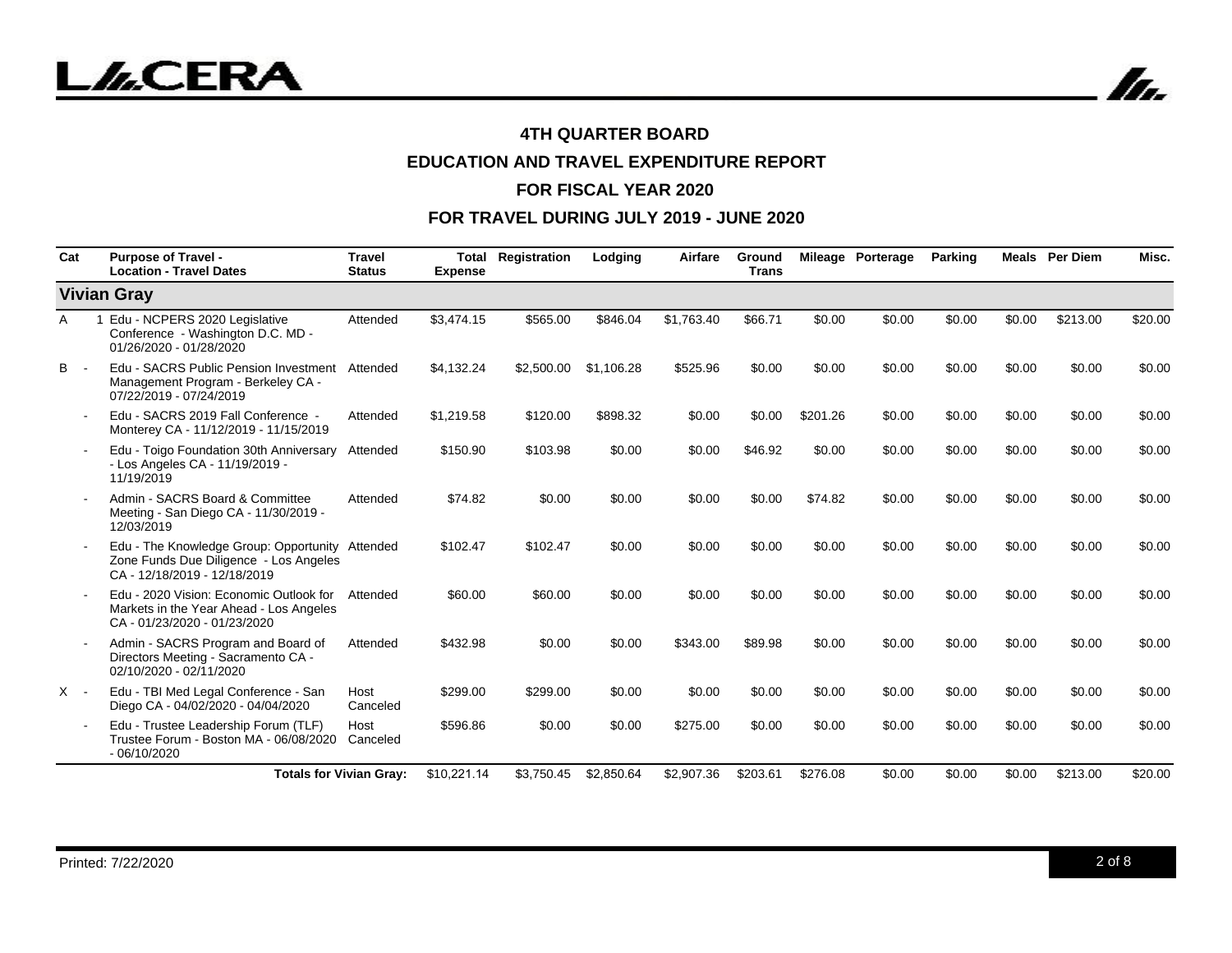# 4TH QUARTER BOARD

# EDUCATION AND TRAVEL EXPENDITURE REPORT

# FOR FISCAL YEAR 2020

# FOR TRAVEL DURING JULY 2019 - JUNE 2020

| Cat | | Purpose of Travel - Location - Travel Dates | Travel Status | Total Expense | Registration | Lodging | Airfare | Ground Trans | Mileage | Porterage | Parking | Meals | Per Diem | Misc. |
|---|---|---|---|---|---|---|---|---|---|---|---|---|---|---|
| **Vivian Gray** | | | | | | | | | | | | | | |
| A | 1 | Edu - NCPERS 2020 Legislative Conference - Washington D.C. MD - 01/26/2020 - 01/28/2020 | Attended | $3,474.15 | $565.00 | $846.04 | $1,763.40 | $66.71 | $0.00 | $0.00 | $0.00 | $0.00 | $213.00 | $20.00 |
| B | - | Edu - SACRS Public Pension Investment Management Program - Berkeley CA - 07/22/2019 - 07/24/2019 | Attended | $4,132.24 | $2,500.00 | $1,106.28 | $525.96 | $0.00 | $0.00 | $0.00 | $0.00 | $0.00 | $0.00 | $0.00 |
| | - | Edu - SACRS 2019 Fall Conference - Monterey CA - 11/12/2019 - 11/15/2019 | Attended | $1,219.58 | $120.00 | $898.32 | $0.00 | $0.00 | $201.26 | $0.00 | $0.00 | $0.00 | $0.00 | $0.00 |
| | - | Edu - Toigo Foundation 30th Anniversary - Los Angeles CA - 11/19/2019 - 11/19/2019 | Attended | $150.90 | $103.98 | $0.00 | $0.00 | $46.92 | $0.00 | $0.00 | $0.00 | $0.00 | $0.00 | $0.00 |
| | - | Admin - SACRS Board & Committee Meeting - San Diego CA - 11/30/2019 - 12/03/2019 | Attended | $74.82 | $0.00 | $0.00 | $0.00 | $0.00 | $74.82 | $0.00 | $0.00 | $0.00 | $0.00 | $0.00 |
| | - | Edu - The Knowledge Group: Opportunity Zone Funds Due Diligence - Los Angeles CA - 12/18/2019 - 12/18/2019 | Attended | $102.47 | $102.47 | $0.00 | $0.00 | $0.00 | $0.00 | $0.00 | $0.00 | $0.00 | $0.00 | $0.00 |
| | - | Edu - 2020 Vision: Economic Outlook for Markets in the Year Ahead - Los Angeles CA - 01/23/2020 - 01/23/2020 | Attended | $60.00 | $60.00 | $0.00 | $0.00 | $0.00 | $0.00 | $0.00 | $0.00 | $0.00 | $0.00 | $0.00 |
| | - | Admin - SACRS Program and Board of Directors Meeting - Sacramento CA - 02/10/2020 - 02/11/2020 | Attended | $432.98 | $0.00 | $0.00 | $343.00 | $89.98 | $0.00 | $0.00 | $0.00 | $0.00 | $0.00 | $0.00 |
| X | - | Edu - TBI Med Legal Conference - San Diego CA - 04/02/2020 - 04/04/2020 | Host Canceled | $299.00 | $299.00 | $0.00 | $0.00 | $0.00 | $0.00 | $0.00 | $0.00 | $0.00 | $0.00 | $0.00 |
| | - | Edu - Trustee Leadership Forum (TLF) Trustee Forum - Boston MA - 06/08/2020 - 06/10/2020 | Host Canceled | $596.86 | $0.00 | $0.00 | $275.00 | $0.00 | $0.00 | $0.00 | $0.00 | $0.00 | $0.00 | $0.00 |
| | | **Totals for Vivian Gray:** | | $10,221.14 | $3,750.45 | $2,850.64 | $2,907.36 | $203.61 | $276.08 | $0.00 | $0.00 | $0.00 | $213.00 | $20.00 |

Printed: 7/22/2020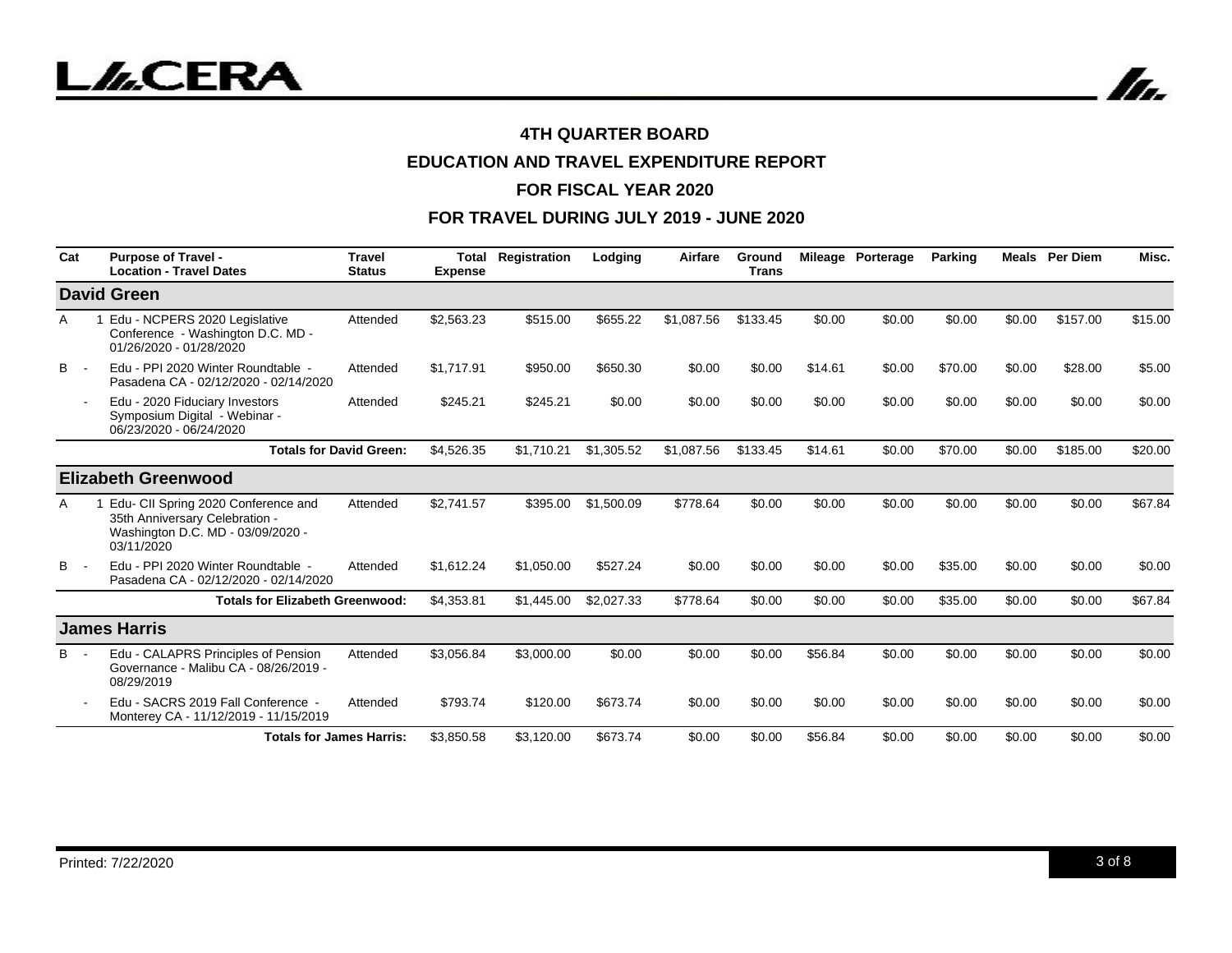**4TH QUARTER BOARD**

**EDUCATION AND TRAVEL EXPENDITURE REPORT**

**FOR FISCAL YEAR 2020**

**FOR TRAVEL DURING JULY 2019 - JUNE 2020**

| Cat | | Purpose of Travel - Location - Travel Dates | Travel Status | Total Expense | Registration | Lodging | Airfare | Ground Trans | Mileage | Porterage | Parking | Meals | Per Diem | Misc. |
|---|---|---|---|---|---|---|---|---|---|---|---|---|---|---|
| **David Green** | | | | | | | | | | | | | | |
| A | 1 | Edu - NCPERS 2020 Legislative Conference - Washington D.C. MD - 01/26/2020 - 01/28/2020 | Attended | $2,563.23 | $515.00 | $655.22 | $1,087.56 | $133.45 | $0.00 | $0.00 | $0.00 | $0.00 | $157.00 | $15.00 |
| B | - | Edu - PPI 2020 Winter Roundtable - Pasadena CA - 02/12/2020 - 02/14/2020 | Attended | $1,717.91 | $950.00 | $650.30 | $0.00 | $0.00 | $14.61 | $0.00 | $70.00 | $0.00 | $28.00 | $5.00 |
| | - | Edu - 2020 Fiduciary Investors Symposium Digital - Webinar - 06/23/2020 - 06/24/2020 | Attended | $245.21 | $245.21 | $0.00 | $0.00 | $0.00 | $0.00 | $0.00 | $0.00 | $0.00 | $0.00 | $0.00 |
| | | **Totals for David Green:** | | $4,526.35 | $1,710.21 | $1,305.52 | $1,087.56 | $133.45 | $14.61 | $0.00 | $70.00 | $0.00 | $185.00 | $20.00 |
| **Elizabeth Greenwood** | | | | | | | | | | | | | | |
| A | 1 | Edu- CII Spring 2020 Conference and 35th Anniversary Celebration - Washington D.C. MD - 03/09/2020 - 03/11/2020 | Attended | $2,741.57 | $395.00 | $1,500.09 | $778.64 | $0.00 | $0.00 | $0.00 | $0.00 | $0.00 | $0.00 | $67.84 |
| B | - | Edu - PPI 2020 Winter Roundtable - Pasadena CA - 02/12/2020 - 02/14/2020 | Attended | $1,612.24 | $1,050.00 | $527.24 | $0.00 | $0.00 | $0.00 | $0.00 | $35.00 | $0.00 | $0.00 | $0.00 |
| | | **Totals for Elizabeth Greenwood:** | | $4,353.81 | $1,445.00 | $2,027.33 | $778.64 | $0.00 | $0.00 | $0.00 | $35.00 | $0.00 | $0.00 | $67.84 |
| **James Harris** | | | | | | | | | | | | | | |
| B | - | Edu - CALAPRS Principles of Pension Governance - Malibu CA - 08/26/2019 - 08/29/2019 | Attended | $3,056.84 | $3,000.00 | $0.00 | $0.00 | $0.00 | $56.84 | $0.00 | $0.00 | $0.00 | $0.00 | $0.00 |
| | - | Edu - SACRS 2019 Fall Conference - Monterey CA - 11/12/2019 - 11/15/2019 | Attended | $793.74 | $120.00 | $673.74 | $0.00 | $0.00 | $0.00 | $0.00 | $0.00 | $0.00 | $0.00 | $0.00 |
| | | **Totals for James Harris:** | | $3,850.58 | $3,120.00 | $673.74 | $0.00 | $0.00 | $56.84 | $0.00 | $0.00 | $0.00 | $0.00 | $0.00 |

Printed: 7/22/2020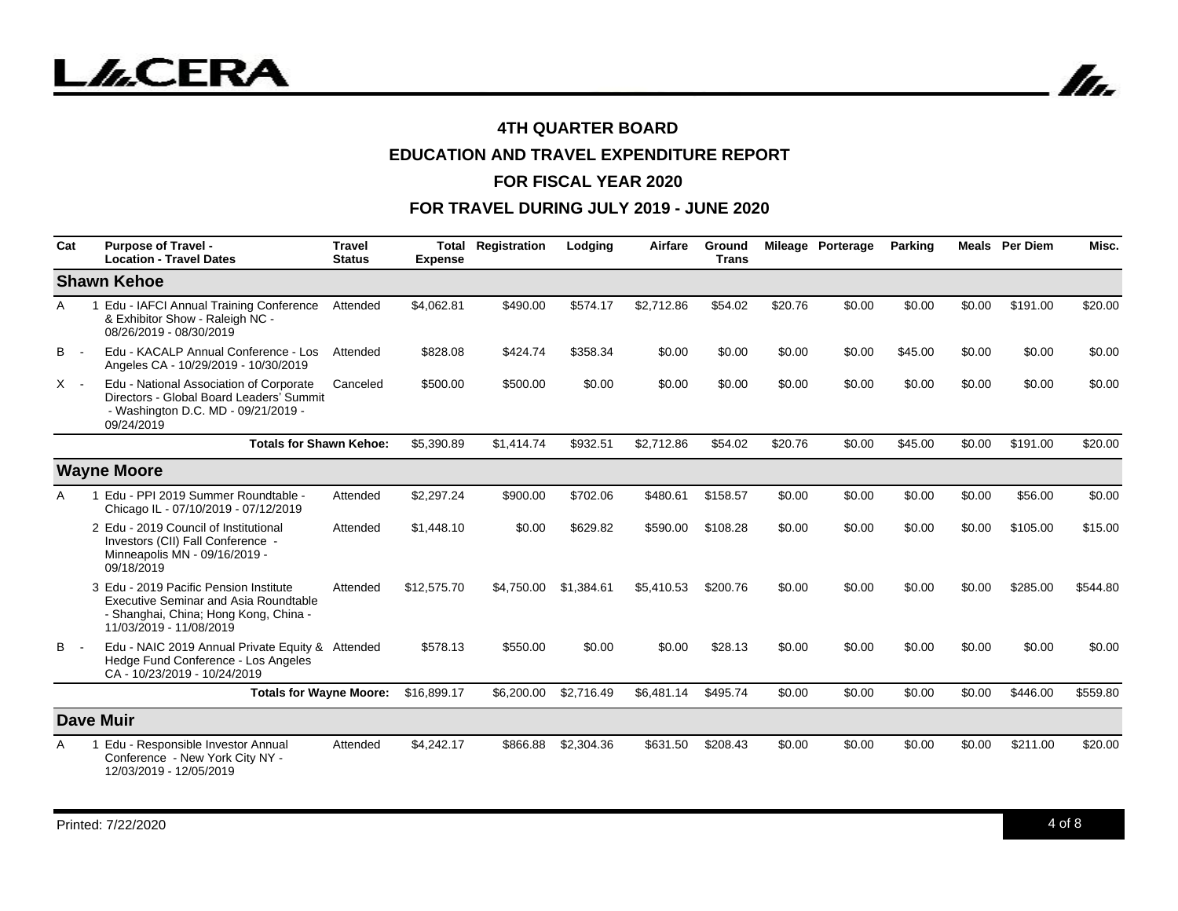# 4TH QUARTER BOARD

## EDUCATION AND TRAVEL EXPENDITURE REPORT

## FOR FISCAL YEAR 2020

## FOR TRAVEL DURING JULY 2019 - JUNE 2020

| Cat | | Purpose of Travel - Location - Travel Dates | Travel Status | Total Expense | Registration | Lodging | Airfare | Ground Trans | Mileage | Porterage | Parking | Meals | Per Diem | Misc. |
|---|---|---|---|---|---|---|---|---|---|---|---|---|---|---|
| **Shawn Kehoe** | | | | | | | | | | | | | | |
| A | 1 | Edu - IAFCI Annual Training Conference & Exhibitor Show - Raleigh NC - 08/26/2019 - 08/30/2019 | Attended | $4,062.81 | $490.00 | $574.17 | $2,712.86 | $54.02 | $20.76 | $0.00 | $0.00 | $0.00 | $191.00 | $20.00 |
| B | - | Edu - KACALP Annual Conference - Los Angeles CA - 10/29/2019 - 10/30/2019 | Attended | $828.08 | $424.74 | $358.34 | $0.00 | $0.00 | $0.00 | $0.00 | $45.00 | $0.00 | $0.00 | $0.00 |
| X | - | Edu - National Association of Corporate Directors - Global Board Leaders' Summit - Washington D.C. MD - 09/21/2019 - 09/24/2019 | Canceled | $500.00 | $500.00 | $0.00 | $0.00 | $0.00 | $0.00 | $0.00 | $0.00 | $0.00 | $0.00 | $0.00 |
| | | **Totals for Shawn Kehoe:** | | $5,390.89 | $1,414.74 | $932.51 | $2,712.86 | $54.02 | $20.76 | $0.00 | $45.00 | $0.00 | $191.00 | $20.00 |
| **Wayne Moore** | | | | | | | | | | | | | | |
| A | 1 | Edu - PPI 2019 Summer Roundtable - Chicago IL - 07/10/2019 - 07/12/2019 | Attended | $2,297.24 | $900.00 | $702.06 | $480.61 | $158.57 | $0.00 | $0.00 | $0.00 | $0.00 | $56.00 | $0.00 |
| | 2 | Edu - 2019 Council of Institutional Investors (CII) Fall Conference - Minneapolis MN - 09/16/2019 - 09/18/2019 | Attended | $1,448.10 | $0.00 | $629.82 | $590.00 | $108.28 | $0.00 | $0.00 | $0.00 | $0.00 | $105.00 | $15.00 |
| | 3 | Edu - 2019 Pacific Pension Institute Executive Seminar and Asia Roundtable - Shanghai, China; Hong Kong, China - 11/03/2019 - 11/08/2019 | Attended | $12,575.70 | $4,750.00 | $1,384.61 | $5,410.53 | $200.76 | $0.00 | $0.00 | $0.00 | $0.00 | $285.00 | $544.80 |
| B | - | Edu - NAIC 2019 Annual Private Equity & Hedge Fund Conference - Los Angeles CA - 10/23/2019 - 10/24/2019 | Attended | $578.13 | $550.00 | $0.00 | $0.00 | $28.13 | $0.00 | $0.00 | $0.00 | $0.00 | $0.00 | $0.00 |
| | | **Totals for Wayne Moore:** | | $16,899.17 | $6,200.00 | $2,716.49 | $6,481.14 | $495.74 | $0.00 | $0.00 | $0.00 | $0.00 | $446.00 | $559.80 |
| **Dave Muir** | | | | | | | | | | | | | | |
| A | 1 | Edu - Responsible Investor Annual Conference - New York City NY - 12/03/2019 - 12/05/2019 | Attended | $4,242.17 | $866.88 | $2,304.36 | $631.50 | $208.43 | $0.00 | $0.00 | $0.00 | $0.00 | $211.00 | $20.00 |

Printed: 7/22/2020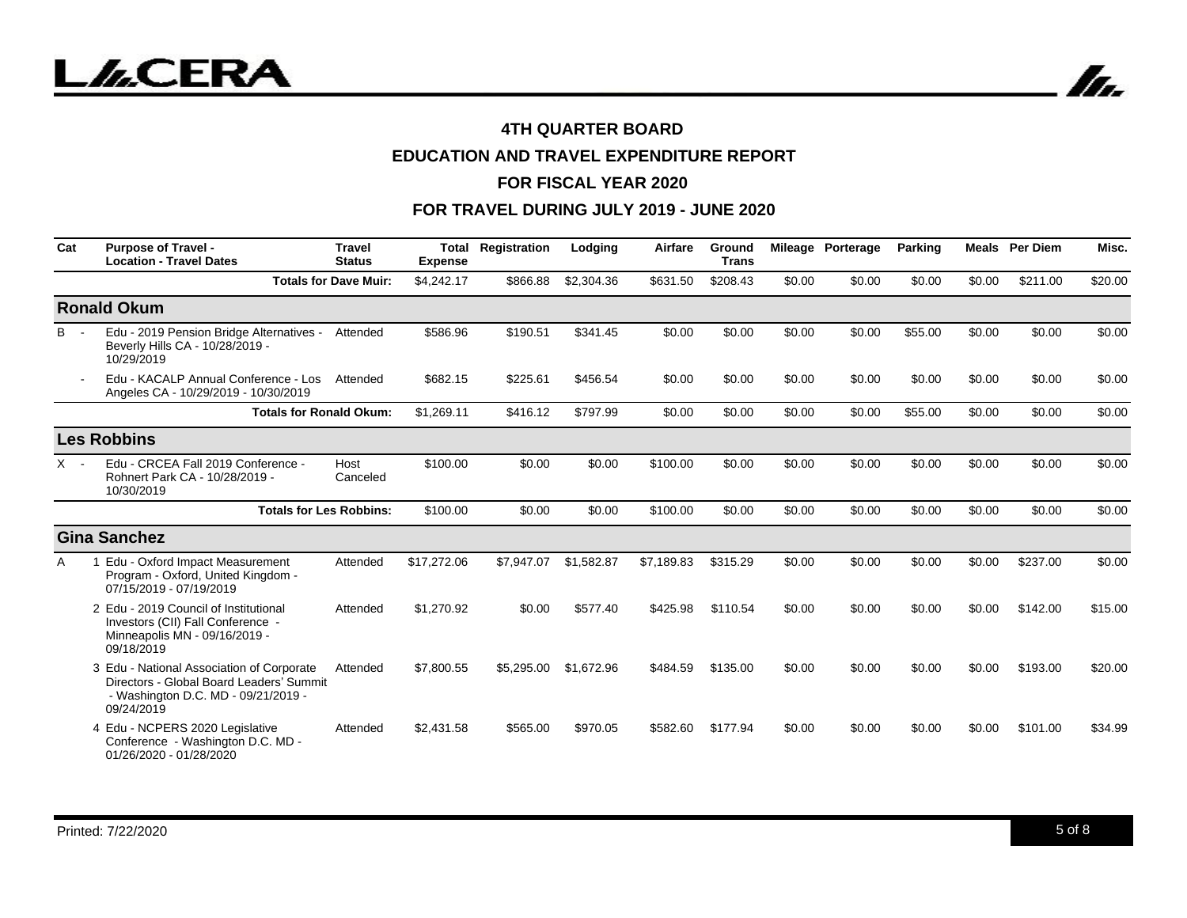# 4TH QUARTER BOARD

## EDUCATION AND TRAVEL EXPENDITURE REPORT

## FOR FISCAL YEAR 2020

## FOR TRAVEL DURING JULY 2019 - JUNE 2020

| Cat | | Purpose of Travel - Location - Travel Dates | Travel Status | Total Expense | Registration | Lodging | Airfare | Ground Trans | Mileage | Porterage | Parking | Meals | Per Diem | Misc. |
|---|---|---|---|---|---|---|---|---|---|---|---|---|---|---|
| | | **Totals for Dave Muir:** | | $4,242.17 | $866.88 | $2,304.36 | $631.50 | $208.43 | $0.00 | $0.00 | $0.00 | $0.00 | $211.00 | $20.00 |
| **Ronald Okum** | | | | | | | | | | | | | | |
| B | - | Edu - 2019 Pension Bridge Alternatives - Beverly Hills CA - 10/28/2019 - 10/29/2019 | Attended | $586.96 | $190.51 | $341.45 | $0.00 | $0.00 | $0.00 | $0.00 | $55.00 | $0.00 | $0.00 | $0.00 |
| | - | Edu - KACALP Annual Conference - Los Angeles CA - 10/29/2019 - 10/30/2019 | Attended | $682.15 | $225.61 | $456.54 | $0.00 | $0.00 | $0.00 | $0.00 | $0.00 | $0.00 | $0.00 | $0.00 |
| | | **Totals for Ronald Okum:** | | $1,269.11 | $416.12 | $797.99 | $0.00 | $0.00 | $0.00 | $0.00 | $55.00 | $0.00 | $0.00 | $0.00 |
| **Les Robbins** | | | | | | | | | | | | | | |
| X | - | Edu - CRCEA Fall 2019 Conference - Rohnert Park CA - 10/28/2019 - 10/30/2019 | Host Canceled | $100.00 | $0.00 | $0.00 | $100.00 | $0.00 | $0.00 | $0.00 | $0.00 | $0.00 | $0.00 | $0.00 |
| | | **Totals for Les Robbins:** | | $100.00 | $0.00 | $0.00 | $100.00 | $0.00 | $0.00 | $0.00 | $0.00 | $0.00 | $0.00 | $0.00 |
| **Gina Sanchez** | | | | | | | | | | | | | | |
| A | 1 | Edu - Oxford Impact Measurement Program - Oxford, United Kingdom - 07/15/2019 - 07/19/2019 | Attended | $17,272.06 | $7,947.07 | $1,582.87 | $7,189.83 | $315.29 | $0.00 | $0.00 | $0.00 | $0.00 | $237.00 | $0.00 |
| | 2 | Edu - 2019 Council of Institutional Investors (CII) Fall Conference - Minneapolis MN - 09/16/2019 - 09/18/2019 | Attended | $1,270.92 | $0.00 | $577.40 | $425.98 | $110.54 | $0.00 | $0.00 | $0.00 | $0.00 | $142.00 | $15.00 |
| | 3 | Edu - National Association of Corporate Directors - Global Board Leaders' Summit - Washington D.C. MD - 09/21/2019 - 09/24/2019 | Attended | $7,800.55 | $5,295.00 | $1,672.96 | $484.59 | $135.00 | $0.00 | $0.00 | $0.00 | $0.00 | $193.00 | $20.00 |
| | 4 | Edu - NCPERS 2020 Legislative Conference - Washington D.C. MD - 01/26/2020 - 01/28/2020 | Attended | $2,431.58 | $565.00 | $970.05 | $582.60 | $177.94 | $0.00 | $0.00 | $0.00 | $0.00 | $101.00 | $34.99 |

Printed: 7/22/2020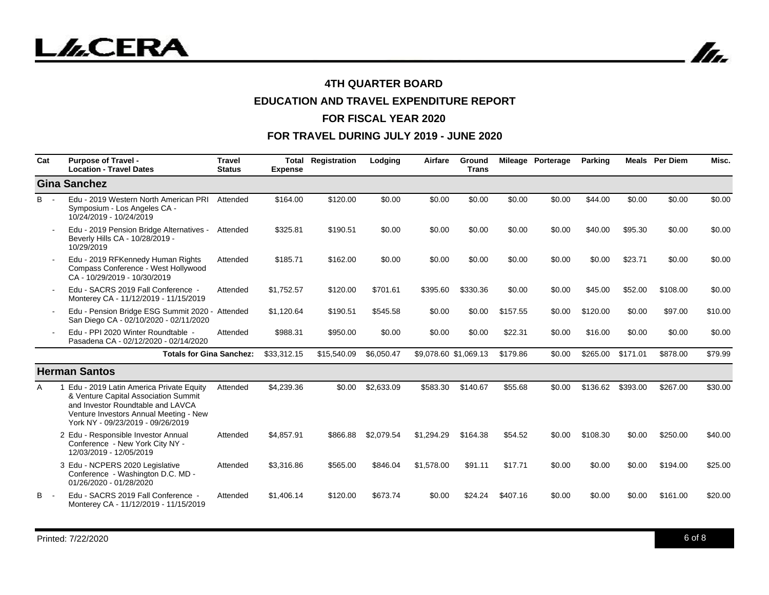# 4TH QUARTER BOARD

## EDUCATION AND TRAVEL EXPENDITURE REPORT

## FOR FISCAL YEAR 2020

## FOR TRAVEL DURING JULY 2019 - JUNE 2020

| Cat | | Purpose of Travel - Location - Travel Dates | Travel Status | Total Expense | Registration | Lodging | Airfare | Ground Trans | Mileage | Porterage | Parking | Meals | Per Diem | Misc. |
|---|---|---|---|---|---|---|---|---|---|---|---|---|---|---|
| **Gina Sanchez** | | | | | | | | | | | | | | |
| B | - | Edu - 2019 Western North American PRI Symposium - Los Angeles CA - 10/24/2019 - 10/24/2019 | Attended | $164.00 | $120.00 | $0.00 | $0.00 | $0.00 | $0.00 | $0.00 | $44.00 | $0.00 | $0.00 | $0.00 |
| | - | Edu - 2019 Pension Bridge Alternatives - Beverly Hills CA - 10/28/2019 - 10/29/2019 | Attended | $325.81 | $190.51 | $0.00 | $0.00 | $0.00 | $0.00 | $0.00 | $40.00 | $95.30 | $0.00 | $0.00 |
| | - | Edu - 2019 RFKennedy Human Rights Compass Conference - West Hollywood CA - 10/29/2019 - 10/30/2019 | Attended | $185.71 | $162.00 | $0.00 | $0.00 | $0.00 | $0.00 | $0.00 | $0.00 | $23.71 | $0.00 | $0.00 |
| | - | Edu - SACRS 2019 Fall Conference - Monterey CA - 11/12/2019 - 11/15/2019 | Attended | $1,752.57 | $120.00 | $701.61 | $395.60 | $330.36 | $0.00 | $0.00 | $45.00 | $52.00 | $108.00 | $0.00 |
| | - | Edu - Pension Bridge ESG Summit 2020 - San Diego CA - 02/10/2020 - 02/11/2020 | Attended | $1,120.64 | $190.51 | $545.58 | $0.00 | $0.00 | $157.55 | $0.00 | $120.00 | $0.00 | $97.00 | $10.00 |
| | - | Edu - PPI 2020 Winter Roundtable - Pasadena CA - 02/12/2020 - 02/14/2020 | Attended | $988.31 | $950.00 | $0.00 | $0.00 | $0.00 | $22.31 | $0.00 | $16.00 | $0.00 | $0.00 | $0.00 |
| | | **Totals for Gina Sanchez:** | | $33,312.15 | $15,540.09 | $6,050.47 | $9,078.60 | $1,069.13 | $179.86 | $0.00 | $265.00 | $171.01 | $878.00 | $79.99 |
| **Herman Santos** | | | | | | | | | | | | | | |
| A | 1 | Edu - 2019 Latin America Private Equity & Venture Capital Association Summit and Investor Roundtable and LAVCA Venture Investors Annual Meeting - New York NY - 09/23/2019 - 09/26/2019 | Attended | $4,239.36 | $0.00 | $2,633.09 | $583.30 | $140.67 | $55.68 | $0.00 | $136.62 | $393.00 | $267.00 | $30.00 |
| | 2 | Edu - Responsible Investor Annual Conference - New York City NY - 12/03/2019 - 12/05/2019 | Attended | $4,857.91 | $866.88 | $2,079.54 | $1,294.29 | $164.38 | $54.52 | $0.00 | $108.30 | $0.00 | $250.00 | $40.00 |
| | 3 | Edu - NCPERS 2020 Legislative Conference - Washington D.C. MD - 01/26/2020 - 01/28/2020 | Attended | $3,316.86 | $565.00 | $846.04 | $1,578.00 | $91.11 | $17.71 | $0.00 | $0.00 | $0.00 | $194.00 | $25.00 |
| B | - | Edu - SACRS 2019 Fall Conference - Monterey CA - 11/12/2019 - 11/15/2019 | Attended | $1,406.14 | $120.00 | $673.74 | $0.00 | $24.24 | $407.16 | $0.00 | $0.00 | $0.00 | $161.00 | $20.00 |

Printed: 7/22/2020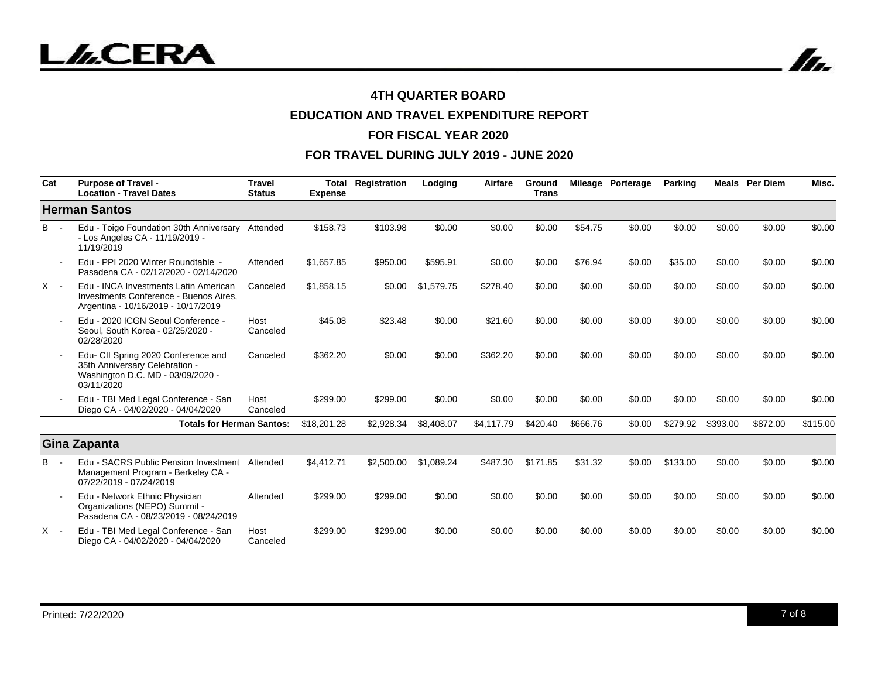# 4TH QUARTER BOARD

## EDUCATION AND TRAVEL EXPENDITURE REPORT

## FOR FISCAL YEAR 2020

## FOR TRAVEL DURING JULY 2019 - JUNE 2020

| Cat | Purpose of Travel - Location - Travel Dates | Travel Status | Total Expense | Registration | Lodging | Airfare | Ground Trans | Mileage | Porterage | Parking | Meals | Per Diem | Misc. |
|---|---|---|---|---|---|---|---|---|---|---|---|---|---|
| **Herman Santos** | | | | | | | | | | | | | |
| B - | Edu - Toigo Foundation 30th Anniversary - Los Angeles CA - 11/19/2019 - 11/19/2019 | Attended | $158.73 | $103.98 | $0.00 | $0.00 | $0.00 | $54.75 | $0.00 | $0.00 | $0.00 | $0.00 | $0.00 |
| - | Edu - PPI 2020 Winter Roundtable - Pasadena CA - 02/12/2020 - 02/14/2020 | Attended | $1,657.85 | $950.00 | $595.91 | $0.00 | $0.00 | $76.94 | $0.00 | $35.00 | $0.00 | $0.00 | $0.00 |
| X - | Edu - INCA Investments Latin American Investments Conference - Buenos Aires, Argentina - 10/16/2019 - 10/17/2019 | Canceled | $1,858.15 | $0.00 | $1,579.75 | $278.40 | $0.00 | $0.00 | $0.00 | $0.00 | $0.00 | $0.00 | $0.00 |
| - | Edu - 2020 ICGN Seoul Conference - Seoul, South Korea - 02/25/2020 - 02/28/2020 | Host Canceled | $45.08 | $23.48 | $0.00 | $21.60 | $0.00 | $0.00 | $0.00 | $0.00 | $0.00 | $0.00 | $0.00 |
| - | Edu- CII Spring 2020 Conference and 35th Anniversary Celebration - Washington D.C. MD - 03/09/2020 - 03/11/2020 | Canceled | $362.20 | $0.00 | $0.00 | $362.20 | $0.00 | $0.00 | $0.00 | $0.00 | $0.00 | $0.00 | $0.00 |
| - | Edu - TBI Med Legal Conference - San Diego CA - 04/02/2020 - 04/04/2020 | Host Canceled | $299.00 | $299.00 | $0.00 | $0.00 | $0.00 | $0.00 | $0.00 | $0.00 | $0.00 | $0.00 | $0.00 |
| | **Totals for Herman Santos:** | | $18,201.28 | $2,928.34 | $8,408.07 | $4,117.79 | $420.40 | $666.76 | $0.00 | $279.92 | $393.00 | $872.00 | $115.00 |
| **Gina Zapanta** | | | | | | | | | | | | | |
| B - | Edu - SACRS Public Pension Investment Management Program - Berkeley CA - 07/22/2019 - 07/24/2019 | Attended | $4,412.71 | $2,500.00 | $1,089.24 | $487.30 | $171.85 | $31.32 | $0.00 | $133.00 | $0.00 | $0.00 | $0.00 |
| - | Edu - Network Ethnic Physician Organizations (NEPO) Summit - Pasadena CA - 08/23/2019 - 08/24/2019 | Attended | $299.00 | $299.00 | $0.00 | $0.00 | $0.00 | $0.00 | $0.00 | $0.00 | $0.00 | $0.00 | $0.00 |
| X - | Edu - TBI Med Legal Conference - San Diego CA - 04/02/2020 - 04/04/2020 | Host Canceled | $299.00 | $299.00 | $0.00 | $0.00 | $0.00 | $0.00 | $0.00 | $0.00 | $0.00 | $0.00 | $0.00 |

Printed: 7/22/2020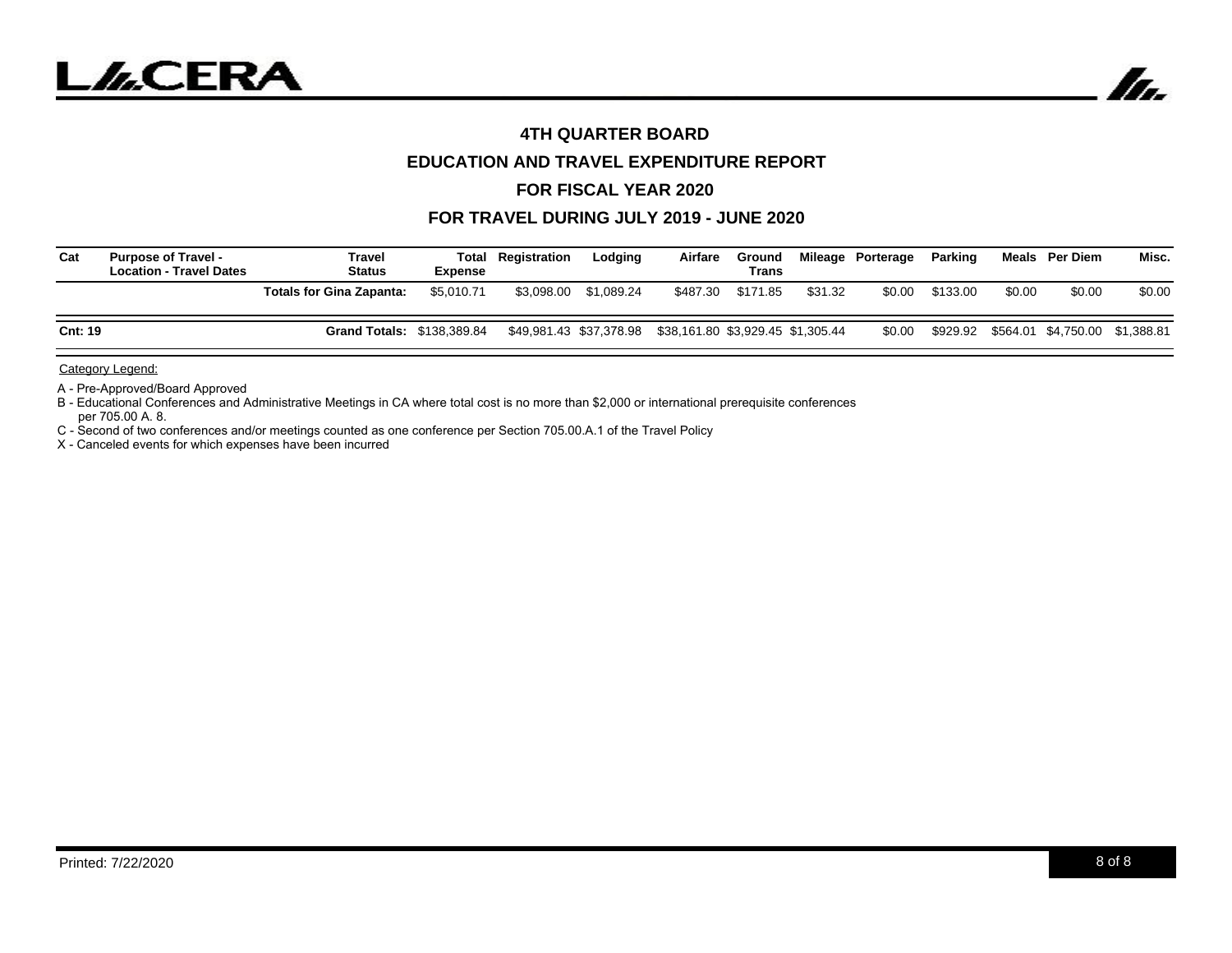# 4TH QUARTER BOARD

## EDUCATION AND TRAVEL EXPENDITURE REPORT

## FOR FISCAL YEAR 2020

## FOR TRAVEL DURING JULY 2019 - JUNE 2020

| Cat | Purpose of Travel - Location - Travel Dates | Travel Status | Total Expense | Registration | Lodging | Airfare | Ground Trans | Mileage | Porterage | Parking | Meals | Per Diem | Misc. |
|---|---|---|---|---|---|---|---|---|---|---|---|---|---|
| | | **Totals for Gina Zapanta:** | $5,010.71 | $3,098.00 | $1,089.24 | $487.30 | $171.85 | $31.32 | $0.00 | $133.00 | $0.00 | $0.00 | $0.00 |
| **Cnt: 19** | | **Grand Totals:** | $138,389.84 | $49,981.43 | $37,378.98 | $38,161.80 | $3,929.45 | $1,305.44 | $0.00 | $929.92 | $564.01 | $4,750.00 | $1,388.81 |

Category Legend:

A - Pre-Approved/Board Approved

B - Educational Conferences and Administrative Meetings in CA where total cost is no more than $2,000 or international prerequisite conferences per 705.00 A. 8.

C - Second of two conferences and/or meetings counted as one conference per Section 705.00.A.1 of the Travel Policy

X - Canceled events for which expenses have been incurred

Printed: 7/22/2020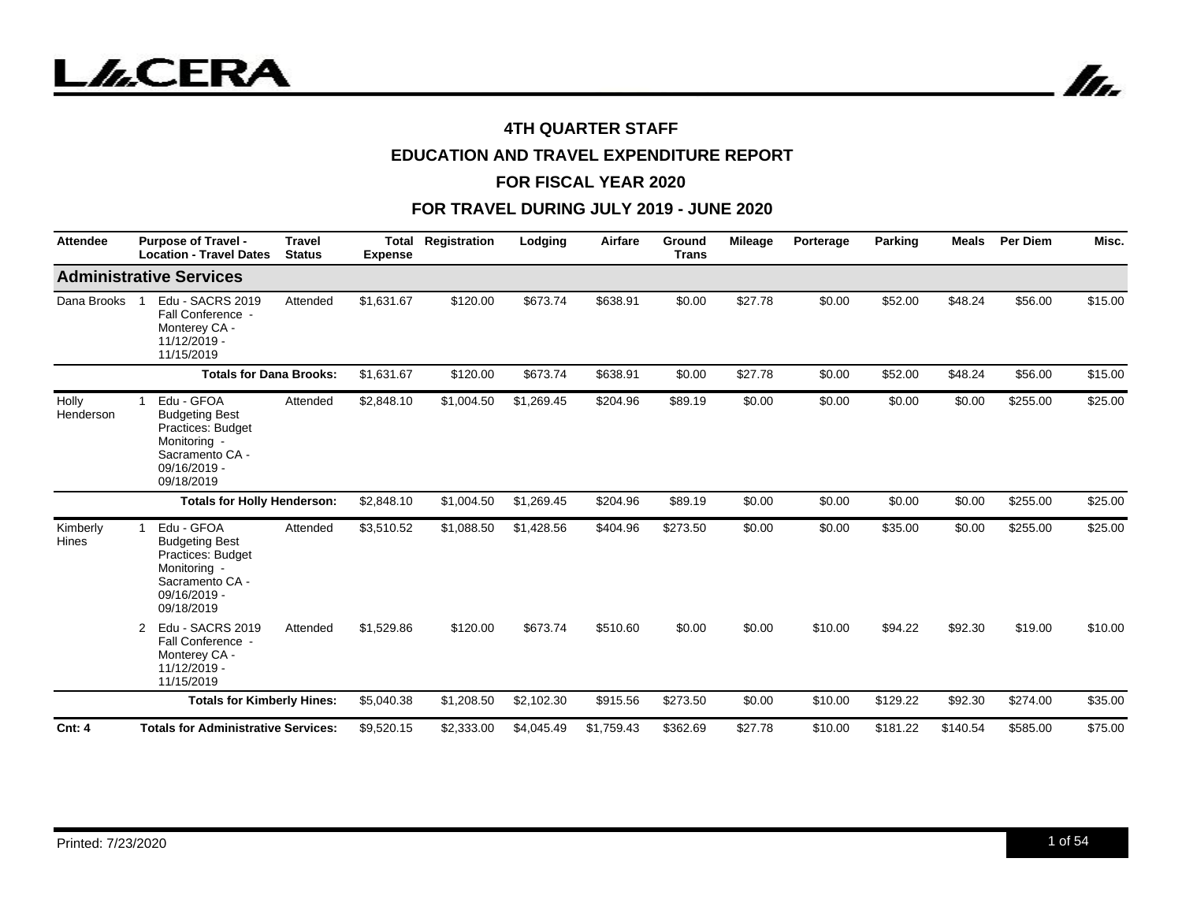# 4TH QUARTER STAFF

# EDUCATION AND TRAVEL EXPENDITURE REPORT

# FOR FISCAL YEAR 2020

# FOR TRAVEL DURING JULY 2019 - JUNE 2020

| Attendee | | Purpose of Travel - Location - Travel Dates | Travel Status | Total Expense | Registration | Lodging | Airfare | Ground Trans | Mileage | Porterage | Parking | Meals | Per Diem | Misc. |
|---|---|---|---|---|---|---|---|---|---|---|---|---|---|---|
| **Administrative Services** | | | | | | | | | | | | | | |
| Dana Brooks | 1 | Edu - SACRS 2019 Fall Conference - Monterey CA - 11/12/2019 - 11/15/2019 | Attended | $1,631.67 | $120.00 | $673.74 | $638.91 | $0.00 | $27.78 | $0.00 | $52.00 | $48.24 | $56.00 | $15.00 |
| | | **Totals for Dana Brooks:** | | $1,631.67 | $120.00 | $673.74 | $638.91 | $0.00 | $27.78 | $0.00 | $52.00 | $48.24 | $56.00 | $15.00 |
| Holly Henderson | 1 | Edu - GFOA Budgeting Best Practices: Budget Monitoring - Sacramento CA - 09/16/2019 - 09/18/2019 | Attended | $2,848.10 | $1,004.50 | $1,269.45 | $204.96 | $89.19 | $0.00 | $0.00 | $0.00 | $0.00 | $255.00 | $25.00 |
| | | **Totals for Holly Henderson:** | | $2,848.10 | $1,004.50 | $1,269.45 | $204.96 | $89.19 | $0.00 | $0.00 | $0.00 | $0.00 | $255.00 | $25.00 |
| Kimberly Hines | 1 | Edu - GFOA Budgeting Best Practices: Budget Monitoring - Sacramento CA - 09/16/2019 - 09/18/2019 | Attended | $3,510.52 | $1,088.50 | $1,428.56 | $404.96 | $273.50 | $0.00 | $0.00 | $35.00 | $0.00 | $255.00 | $25.00 |
| | 2 | Edu - SACRS 2019 Fall Conference - Monterey CA - 11/12/2019 - 11/15/2019 | Attended | $1,529.86 | $120.00 | $673.74 | $510.60 | $0.00 | $0.00 | $10.00 | $94.22 | $92.30 | $19.00 | $10.00 |
| | | **Totals for Kimberly Hines:** | | $5,040.38 | $1,208.50 | $2,102.30 | $915.56 | $273.50 | $0.00 | $10.00 | $129.22 | $92.30 | $274.00 | $35.00 |
| **Cnt: 4** | | **Totals for Administrative Services:** | | $9,520.15 | $2,333.00 | $4,045.49 | $1,759.43 | $362.69 | $27.78 | $10.00 | $181.22 | $140.54 | $585.00 | $75.00 |

Printed: 7/23/2020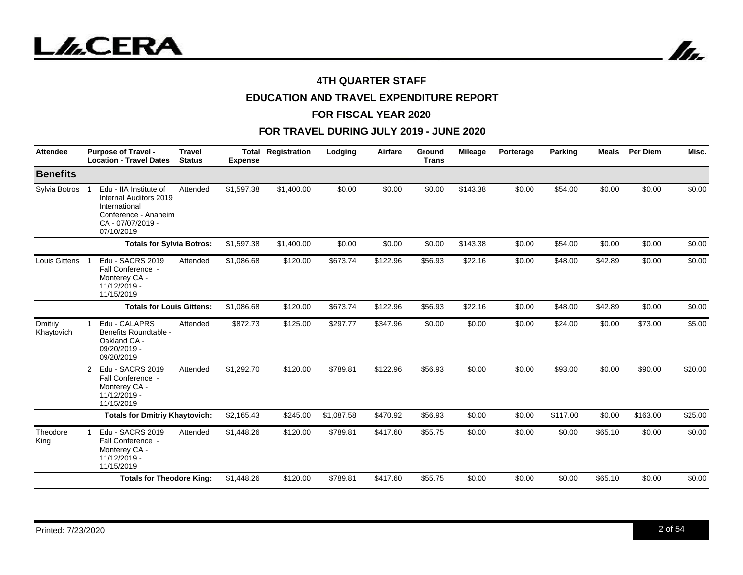## 4TH QUARTER STAFF

## EDUCATION AND TRAVEL EXPENDITURE REPORT

## FOR FISCAL YEAR 2020

## FOR TRAVEL DURING JULY 2019 - JUNE 2020

| Attendee | | Purpose of Travel - Location - Travel Dates | Travel Status | Total Expense | Registration | Lodging | Airfare | Ground Trans | Mileage | Porterage | Parking | Meals | Per Diem | Misc. |
|---|---|---|---|---|---|---|---|---|---|---|---|---|---|---|
| **Benefits** | | | | | | | | | | | | | | |
| Sylvia Botros | 1 | Edu - IIA Institute of Internal Auditors 2019 International Conference - Anaheim CA - 07/07/2019 - 07/10/2019 | Attended | $1,597.38 | $1,400.00 | $0.00 | $0.00 | $0.00 | $143.38 | $0.00 | $54.00 | $0.00 | $0.00 | $0.00 |
| | | **Totals for Sylvia Botros:** | | $1,597.38 | $1,400.00 | $0.00 | $0.00 | $0.00 | $143.38 | $0.00 | $54.00 | $0.00 | $0.00 | $0.00 |
| Louis Gittens | 1 | Edu - SACRS 2019 Fall Conference - Monterey CA - 11/12/2019 - 11/15/2019 | Attended | $1,086.68 | $120.00 | $673.74 | $122.96 | $56.93 | $22.16 | $0.00 | $48.00 | $42.89 | $0.00 | $0.00 |
| | | **Totals for Louis Gittens:** | | $1,086.68 | $120.00 | $673.74 | $122.96 | $56.93 | $22.16 | $0.00 | $48.00 | $42.89 | $0.00 | $0.00 |
| Dmitriy Khaytovich | 1 | Edu - CALAPRS Benefits Roundtable - Oakland CA - 09/20/2019 - 09/20/2019 | Attended | $872.73 | $125.00 | $297.77 | $347.96 | $0.00 | $0.00 | $0.00 | $24.00 | $0.00 | $73.00 | $5.00 |
| | 2 | Edu - SACRS 2019 Fall Conference - Monterey CA - 11/12/2019 - 11/15/2019 | Attended | $1,292.70 | $120.00 | $789.81 | $122.96 | $56.93 | $0.00 | $0.00 | $93.00 | $0.00 | $90.00 | $20.00 |
| | | **Totals for Dmitriy Khaytovich:** | | $2,165.43 | $245.00 | $1,087.58 | $470.92 | $56.93 | $0.00 | $0.00 | $117.00 | $0.00 | $163.00 | $25.00 |
| Theodore King | 1 | Edu - SACRS 2019 Fall Conference - Monterey CA - 11/12/2019 - 11/15/2019 | Attended | $1,448.26 | $120.00 | $789.81 | $417.60 | $55.75 | $0.00 | $0.00 | $0.00 | $65.10 | $0.00 | $0.00 |
| | | **Totals for Theodore King:** | | $1,448.26 | $120.00 | $789.81 | $417.60 | $55.75 | $0.00 | $0.00 | $0.00 | $65.10 | $0.00 | $0.00 |

Printed: 7/23/2020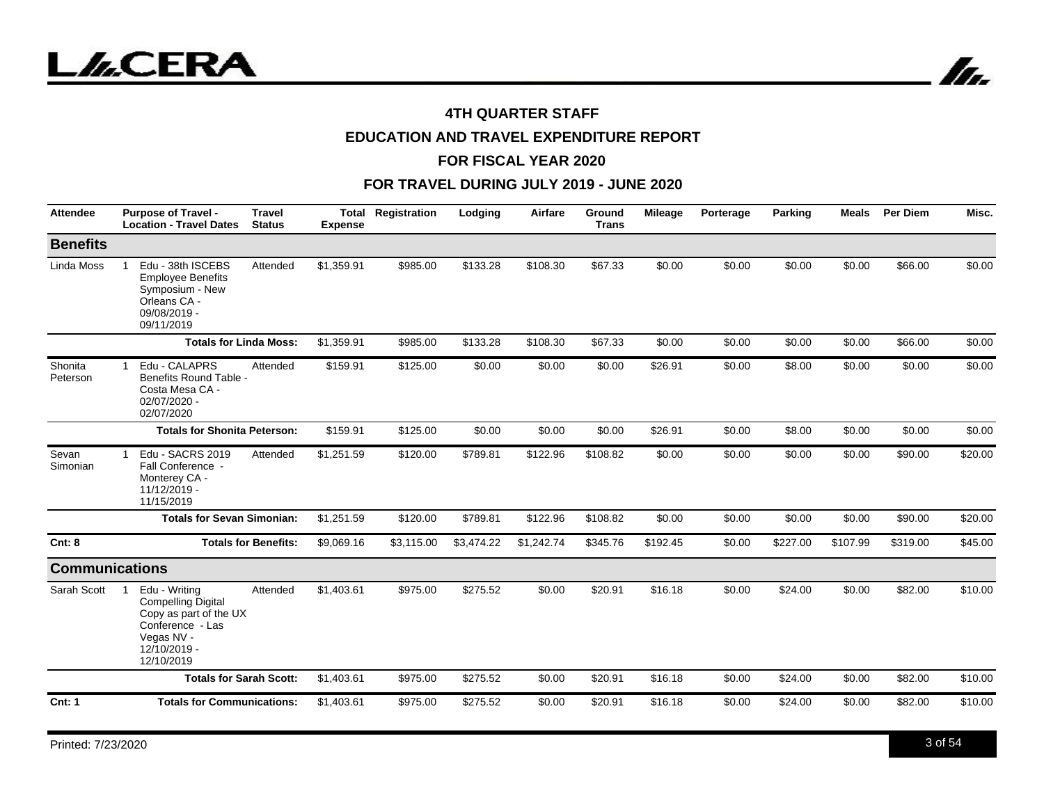### 4TH QUARTER STAFF

### EDUCATION AND TRAVEL EXPENDITURE REPORT

### FOR FISCAL YEAR 2020

### FOR TRAVEL DURING JULY 2019 - JUNE 2020

| Attendee | | Purpose of Travel - Location - Travel Dates | Travel Status | Total Expense | Registration | Lodging | Airfare | Ground Trans | Mileage | Porterage | Parking | Meals | Per Diem | Misc. |
|---|---|---|---|---|---|---|---|---|---|---|---|---|---|---|
| **Benefits** | | | | | | | | | | | | | | |
| Linda Moss | 1 | Edu - 38th ISCEBS Employee Benefits Symposium - New Orleans CA - 09/08/2019 - 09/11/2019 | Attended | $1,359.91 | $985.00 | $133.28 | $108.30 | $67.33 | $0.00 | $0.00 | $0.00 | $0.00 | $66.00 | $0.00 |
| | | **Totals for Linda Moss:** | | $1,359.91 | $985.00 | $133.28 | $108.30 | $67.33 | $0.00 | $0.00 | $0.00 | $0.00 | $66.00 | $0.00 |
| Shonita Peterson | 1 | Edu - CALAPRS Benefits Round Table - Costa Mesa CA - 02/07/2020 - 02/07/2020 | Attended | $159.91 | $125.00 | $0.00 | $0.00 | $0.00 | $26.91 | $0.00 | $8.00 | $0.00 | $0.00 | $0.00 |
| | | **Totals for Shonita Peterson:** | | $159.91 | $125.00 | $0.00 | $0.00 | $0.00 | $26.91 | $0.00 | $8.00 | $0.00 | $0.00 | $0.00 |
| Sevan Simonian | 1 | Edu - SACRS 2019 Fall Conference - Monterey CA - 11/12/2019 - 11/15/2019 | Attended | $1,251.59 | $120.00 | $789.81 | $122.96 | $108.82 | $0.00 | $0.00 | $0.00 | $0.00 | $90.00 | $20.00 |
| | | **Totals for Sevan Simonian:** | | $1,251.59 | $120.00 | $789.81 | $122.96 | $108.82 | $0.00 | $0.00 | $0.00 | $0.00 | $90.00 | $20.00 |
| **Cnt: 8** | | **Totals for Benefits:** | | $9,069.16 | $3,115.00 | $3,474.22 | $1,242.74 | $345.76 | $192.45 | $0.00 | $227.00 | $107.99 | $319.00 | $45.00 |
| **Communications** | | | | | | | | | | | | | | |
| Sarah Scott | 1 | Edu - Writing Compelling Digital Copy as part of the UX Conference - Las Vegas NV - 12/10/2019 - 12/10/2019 | Attended | $1,403.61 | $975.00 | $275.52 | $0.00 | $20.91 | $16.18 | $0.00 | $24.00 | $0.00 | $82.00 | $10.00 |
| | | **Totals for Sarah Scott:** | | $1,403.61 | $975.00 | $275.52 | $0.00 | $20.91 | $16.18 | $0.00 | $24.00 | $0.00 | $82.00 | $10.00 |
| **Cnt: 1** | | **Totals for Communications:** | | $1,403.61 | $975.00 | $275.52 | $0.00 | $20.91 | $16.18 | $0.00 | $24.00 | $0.00 | $82.00 | $10.00 |

Printed: 7/23/2020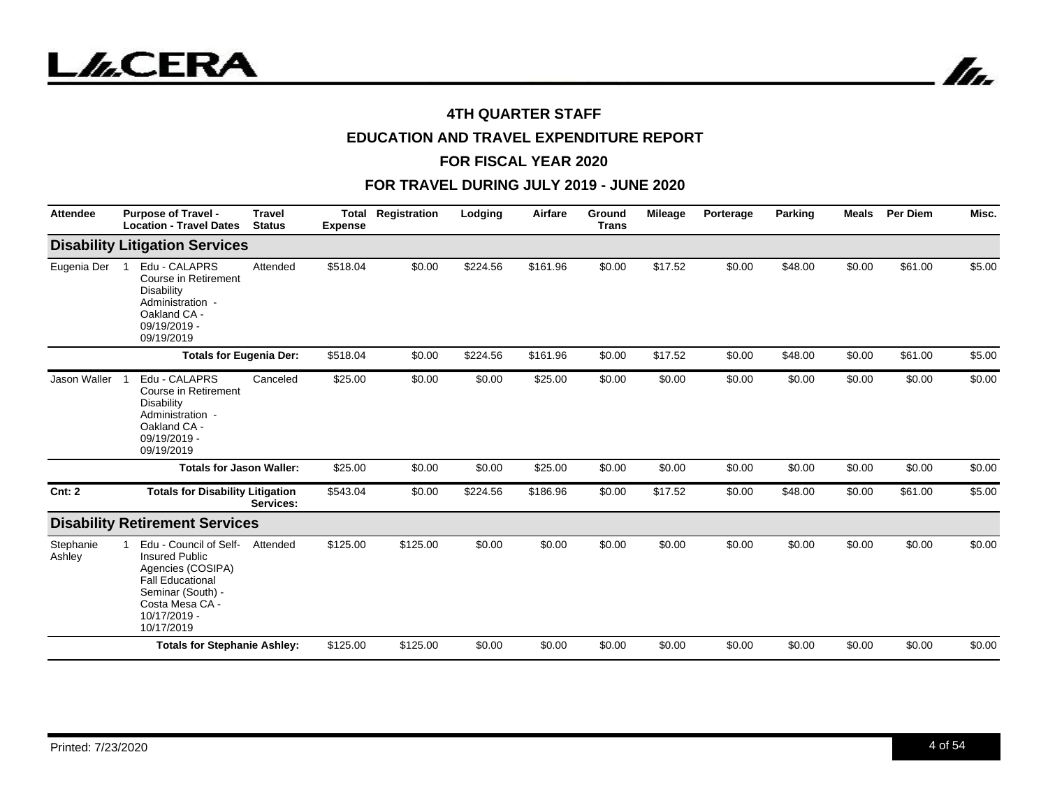# 4TH QUARTER STAFF

## EDUCATION AND TRAVEL EXPENDITURE REPORT

## FOR FISCAL YEAR 2020

## FOR TRAVEL DURING JULY 2019 - JUNE 2020

| Attendee | | Purpose of Travel - Location - Travel Dates | Travel Status | Total Expense | Registration | Lodging | Airfare | Ground Trans | Mileage | Porterage | Parking | Meals | Per Diem | Misc. |
|---|---|---|---|---|---|---|---|---|---|---|---|---|---|---|
| **Disability Litigation Services** | | | | | | | | | | | | | | |
| Eugenia Der | 1 | Edu - CALAPRS Course in Retirement Disability Administration - Oakland CA - 09/19/2019 - 09/19/2019 | Attended | $518.04 | $0.00 | $224.56 | $161.96 | $0.00 | $17.52 | $0.00 | $48.00 | $0.00 | $61.00 | $5.00 |
| | | **Totals for Eugenia Der:** | | $518.04 | $0.00 | $224.56 | $161.96 | $0.00 | $17.52 | $0.00 | $48.00 | $0.00 | $61.00 | $5.00 |
| Jason Waller | 1 | Edu - CALAPRS Course in Retirement Disability Administration - Oakland CA - 09/19/2019 - 09/19/2019 | Canceled | $25.00 | $0.00 | $0.00 | $25.00 | $0.00 | $0.00 | $0.00 | $0.00 | $0.00 | $0.00 | $0.00 |
| | | **Totals for Jason Waller:** | | $25.00 | $0.00 | $0.00 | $25.00 | $0.00 | $0.00 | $0.00 | $0.00 | $0.00 | $0.00 | $0.00 |
| **Cnt: 2** | | **Totals for Disability Litigation Services:** | | $543.04 | $0.00 | $224.56 | $186.96 | $0.00 | $17.52 | $0.00 | $48.00 | $0.00 | $61.00 | $5.00 |
| **Disability Retirement Services** | | | | | | | | | | | | | | |
| Stephanie Ashley | 1 | Edu - Council of Self-Insured Public Agencies (COSIPA) Fall Educational Seminar (South) - Costa Mesa CA - 10/17/2019 - 10/17/2019 | Attended | $125.00 | $125.00 | $0.00 | $0.00 | $0.00 | $0.00 | $0.00 | $0.00 | $0.00 | $0.00 | $0.00 |
| | | **Totals for Stephanie Ashley:** | | $125.00 | $125.00 | $0.00 | $0.00 | $0.00 | $0.00 | $0.00 | $0.00 | $0.00 | $0.00 | $0.00 |

Printed: 7/23/2020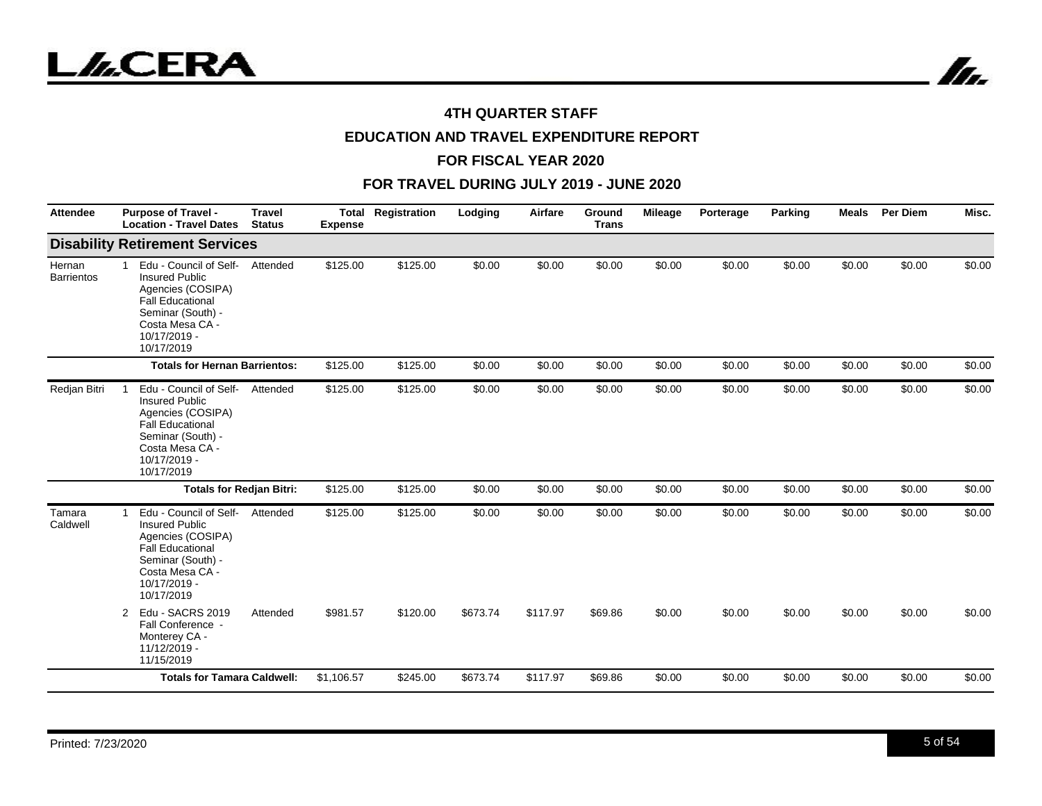## 4TH QUARTER STAFF

## EDUCATION AND TRAVEL EXPENDITURE REPORT

## FOR FISCAL YEAR 2020

## FOR TRAVEL DURING JULY 2019 - JUNE 2020

| Attendee | | Purpose of Travel - Location - Travel Dates | Travel Status | Total Expense | Registration | Lodging | Airfare | Ground Trans | Mileage | Porterage | Parking | Meals | Per Diem | Misc. |
|---|---|---|---|---|---|---|---|---|---|---|---|---|---|---|
| **Disability Retirement Services** | | | | | | | | | | | | | | |
| Hernan Barrientos | 1 | Edu - Council of Self-Insured Public Agencies (COSIPA) Fall Educational Seminar (South) - Costa Mesa CA - 10/17/2019 - 10/17/2019 | Attended | $125.00 | $125.00 | $0.00 | $0.00 | $0.00 | $0.00 | $0.00 | $0.00 | $0.00 | $0.00 | $0.00 |
| | | **Totals for Hernan Barrientos:** | | $125.00 | $125.00 | $0.00 | $0.00 | $0.00 | $0.00 | $0.00 | $0.00 | $0.00 | $0.00 | $0.00 |
| Redjan Bitri | 1 | Edu - Council of Self-Insured Public Agencies (COSIPA) Fall Educational Seminar (South) - Costa Mesa CA - 10/17/2019 - 10/17/2019 | Attended | $125.00 | $125.00 | $0.00 | $0.00 | $0.00 | $0.00 | $0.00 | $0.00 | $0.00 | $0.00 | $0.00 |
| | | **Totals for Redjan Bitri:** | | $125.00 | $125.00 | $0.00 | $0.00 | $0.00 | $0.00 | $0.00 | $0.00 | $0.00 | $0.00 | $0.00 |
| Tamara Caldwell | 1 | Edu - Council of Self-Insured Public Agencies (COSIPA) Fall Educational Seminar (South) - Costa Mesa CA - 10/17/2019 - 10/17/2019 | Attended | $125.00 | $125.00 | $0.00 | $0.00 | $0.00 | $0.00 | $0.00 | $0.00 | $0.00 | $0.00 | $0.00 |
| | 2 | Edu - SACRS 2019 Fall Conference - Monterey CA - 11/12/2019 - 11/15/2019 | Attended | $981.57 | $120.00 | $673.74 | $117.97 | $69.86 | $0.00 | $0.00 | $0.00 | $0.00 | $0.00 | $0.00 |
| | | **Totals for Tamara Caldwell:** | | $1,106.57 | $245.00 | $673.74 | $117.97 | $69.86 | $0.00 | $0.00 | $0.00 | $0.00 | $0.00 | $0.00 |

Printed: 7/23/2020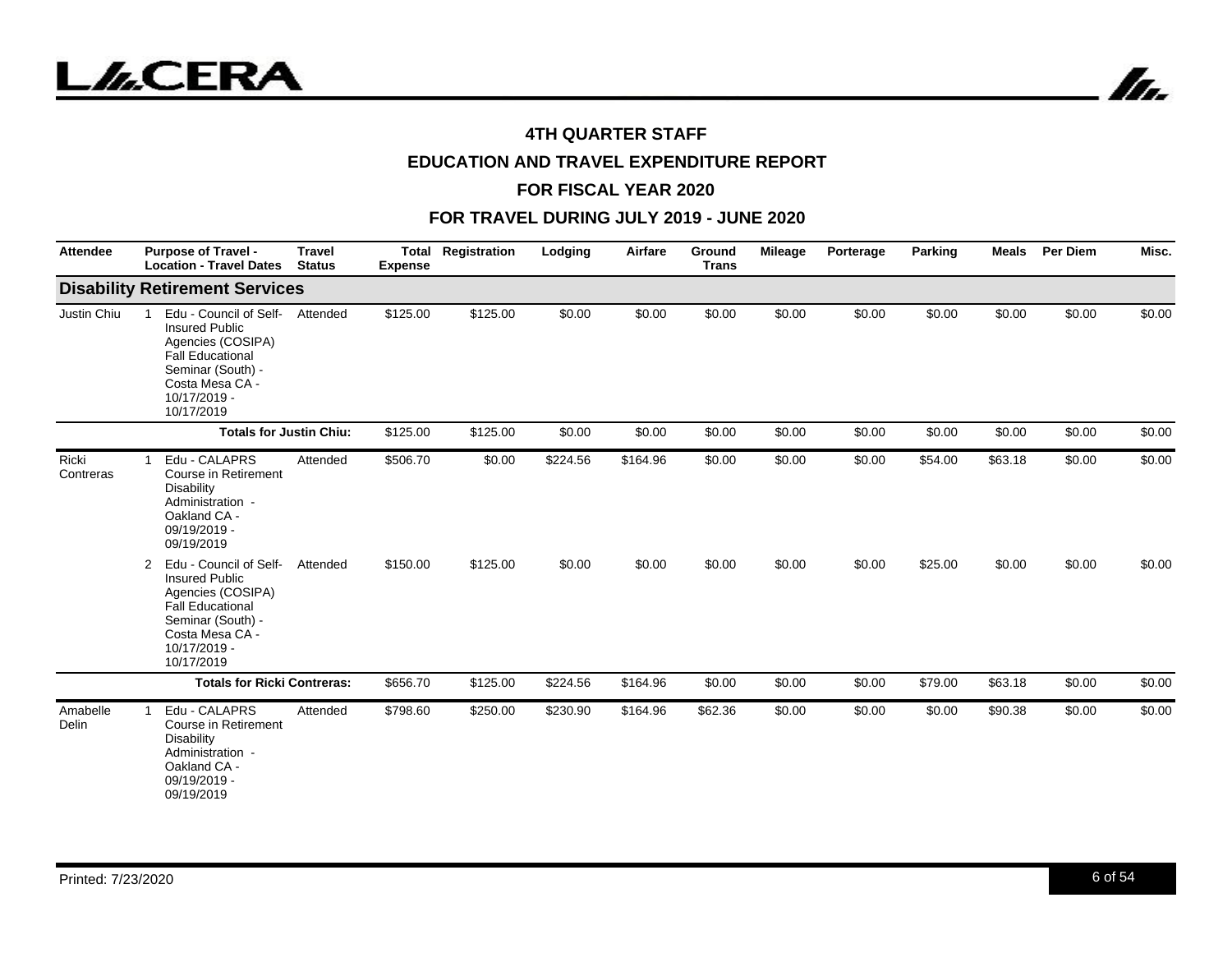## 4TH QUARTER STAFF

## EDUCATION AND TRAVEL EXPENDITURE REPORT

## FOR FISCAL YEAR 2020

## FOR TRAVEL DURING JULY 2019 - JUNE 2020

| Attendee | | Purpose of Travel - Location - Travel Dates | Travel Status | Total Expense | Registration | Lodging | Airfare | Ground Trans | Mileage | Porterage | Parking | Meals | Per Diem | Misc. |
|---|---|---|---|---|---|---|---|---|---|---|---|---|---|---|
| **Disability Retirement Services** | | | | | | | | | | | | | | |
| Justin Chiu | 1 | Edu - Council of Self-Insured Public Agencies (COSIPA) Fall Educational Seminar (South) - Costa Mesa CA - 10/17/2019 - 10/17/2019 | Attended | $125.00 | $125.00 | $0.00 | $0.00 | $0.00 | $0.00 | $0.00 | $0.00 | $0.00 | $0.00 | $0.00 |
| | | **Totals for Justin Chiu:** | | $125.00 | $125.00 | $0.00 | $0.00 | $0.00 | $0.00 | $0.00 | $0.00 | $0.00 | $0.00 | $0.00 |
| Ricki Contreras | 1 | Edu - CALAPRS Course in Retirement Disability Administration - Oakland CA - 09/19/2019 - 09/19/2019 | Attended | $506.70 | $0.00 | $224.56 | $164.96 | $0.00 | $0.00 | $0.00 | $54.00 | $63.18 | $0.00 | $0.00 |
| | 2 | Edu - Council of Self-Insured Public Agencies (COSIPA) Fall Educational Seminar (South) - Costa Mesa CA - 10/17/2019 - 10/17/2019 | Attended | $150.00 | $125.00 | $0.00 | $0.00 | $0.00 | $0.00 | $0.00 | $25.00 | $0.00 | $0.00 | $0.00 |
| | | **Totals for Ricki Contreras:** | | $656.70 | $125.00 | $224.56 | $164.96 | $0.00 | $0.00 | $0.00 | $79.00 | $63.18 | $0.00 | $0.00 |
| Amabelle Delin | 1 | Edu - CALAPRS Course in Retirement Disability Administration - Oakland CA - 09/19/2019 - 09/19/2019 | Attended | $798.60 | $250.00 | $230.90 | $164.96 | $62.36 | $0.00 | $0.00 | $0.00 | $90.38 | $0.00 | $0.00 |

Printed: 7/23/2020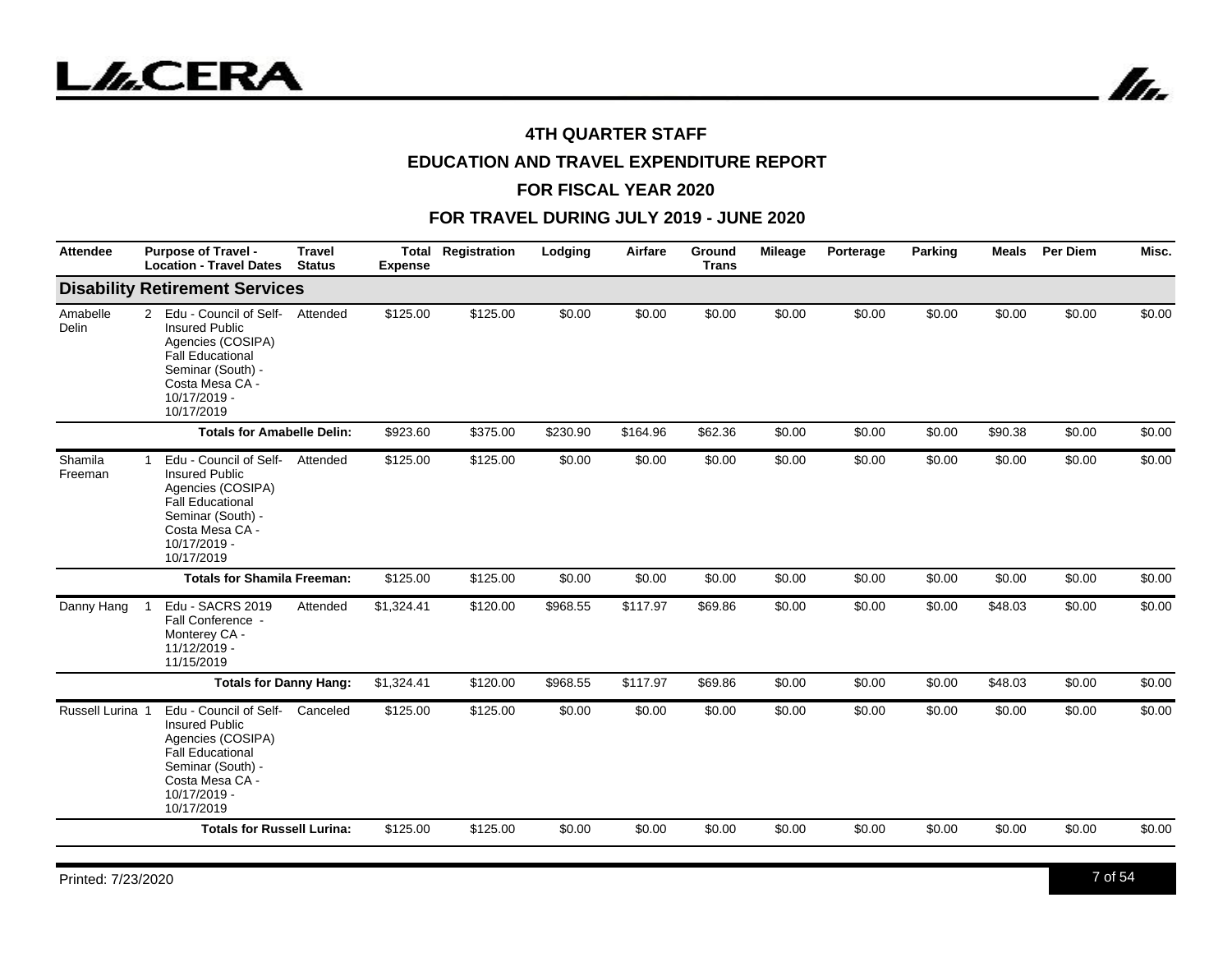## 4TH QUARTER STAFF

## EDUCATION AND TRAVEL EXPENDITURE REPORT

## FOR FISCAL YEAR 2020

## FOR TRAVEL DURING JULY 2019 - JUNE 2020

| Attendee | | Purpose of Travel - Location - Travel Dates | Travel Status | Total Expense | Registration | Lodging | Airfare | Ground Trans | Mileage | Porterage | Parking | Meals | Per Diem | Misc. |
|---|---|---|---|---|---|---|---|---|---|---|---|---|---|---|
| **Disability Retirement Services** | | | | | | | | | | | | | | |
| Amabelle Delin | 2 | Edu - Council of Self-Insured Public Agencies (COSIPA) Fall Educational Seminar (South) - Costa Mesa CA - 10/17/2019 - 10/17/2019 | Attended | $125.00 | $125.00 | $0.00 | $0.00 | $0.00 | $0.00 | $0.00 | $0.00 | $0.00 | $0.00 | $0.00 |
| | | **Totals for Amabelle Delin:** | | $923.60 | $375.00 | $230.90 | $164.96 | $62.36 | $0.00 | $0.00 | $0.00 | $90.38 | $0.00 | $0.00 |
| Shamila Freeman | 1 | Edu - Council of Self-Insured Public Agencies (COSIPA) Fall Educational Seminar (South) - Costa Mesa CA - 10/17/2019 - 10/17/2019 | Attended | $125.00 | $125.00 | $0.00 | $0.00 | $0.00 | $0.00 | $0.00 | $0.00 | $0.00 | $0.00 | $0.00 |
| | | **Totals for Shamila Freeman:** | | $125.00 | $125.00 | $0.00 | $0.00 | $0.00 | $0.00 | $0.00 | $0.00 | $0.00 | $0.00 | $0.00 |
| Danny Hang | 1 | Edu - SACRS 2019 Fall Conference - Monterey CA - 11/12/2019 - 11/15/2019 | Attended | $1,324.41 | $120.00 | $968.55 | $117.97 | $69.86 | $0.00 | $0.00 | $0.00 | $48.03 | $0.00 | $0.00 |
| | | **Totals for Danny Hang:** | | $1,324.41 | $120.00 | $968.55 | $117.97 | $69.86 | $0.00 | $0.00 | $0.00 | $48.03 | $0.00 | $0.00 |
| Russell Lurina | 1 | Edu - Council of Self-Insured Public Agencies (COSIPA) Fall Educational Seminar (South) - Costa Mesa CA - 10/17/2019 - 10/17/2019 | Canceled | $125.00 | $125.00 | $0.00 | $0.00 | $0.00 | $0.00 | $0.00 | $0.00 | $0.00 | $0.00 | $0.00 |
| | | **Totals for Russell Lurina:** | | $125.00 | $125.00 | $0.00 | $0.00 | $0.00 | $0.00 | $0.00 | $0.00 | $0.00 | $0.00 | $0.00 |

Printed: 7/23/2020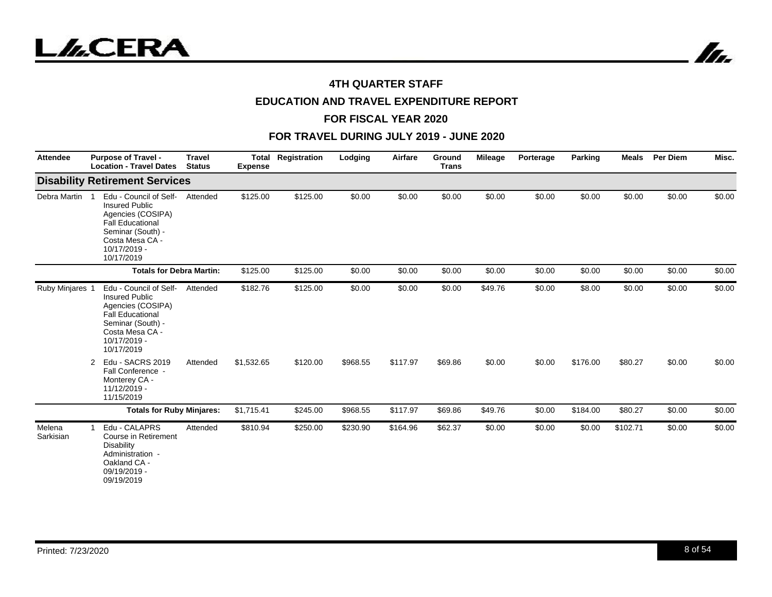# 4TH QUARTER STAFF

## EDUCATION AND TRAVEL EXPENDITURE REPORT

## FOR FISCAL YEAR 2020

## FOR TRAVEL DURING JULY 2019 - JUNE 2020

| Attendee | | Purpose of Travel - Location - Travel Dates | Travel Status | Total Expense | Registration | Lodging | Airfare | Ground Trans | Mileage | Porterage | Parking | Meals | Per Diem | Misc. |
|---|---|---|---|---|---|---|---|---|---|---|---|---|---|---|
| **Disability Retirement Services** | | | | | | | | | | | | | | |
| Debra Martin | 1 | Edu - Council of Self-Insured Public Agencies (COSIPA) Fall Educational Seminar (South) - Costa Mesa CA - 10/17/2019 - 10/17/2019 | Attended | $125.00 | $125.00 | $0.00 | $0.00 | $0.00 | $0.00 | $0.00 | $0.00 | $0.00 | $0.00 | $0.00 |
| | | **Totals for Debra Martin:** | | $125.00 | $125.00 | $0.00 | $0.00 | $0.00 | $0.00 | $0.00 | $0.00 | $0.00 | $0.00 | $0.00 |
| Ruby Minjares | 1 | Edu - Council of Self-Insured Public Agencies (COSIPA) Fall Educational Seminar (South) - Costa Mesa CA - 10/17/2019 - 10/17/2019 | Attended | $182.76 | $125.00 | $0.00 | $0.00 | $0.00 | $49.76 | $0.00 | $8.00 | $0.00 | $0.00 | $0.00 |
| | 2 | Edu - SACRS 2019 Fall Conference - Monterey CA - 11/12/2019 - 11/15/2019 | Attended | $1,532.65 | $120.00 | $968.55 | $117.97 | $69.86 | $0.00 | $0.00 | $176.00 | $80.27 | $0.00 | $0.00 |
| | | **Totals for Ruby Minjares:** | | $1,715.41 | $245.00 | $968.55 | $117.97 | $69.86 | $49.76 | $0.00 | $184.00 | $80.27 | $0.00 | $0.00 |
| Melena Sarkisian | 1 | Edu - CALAPRS Course in Retirement Disability Administration - Oakland CA - 09/19/2019 - 09/19/2019 | Attended | $810.94 | $250.00 | $230.90 | $164.96 | $62.37 | $0.00 | $0.00 | $0.00 | $102.71 | $0.00 | $0.00 |

Printed: 7/23/2020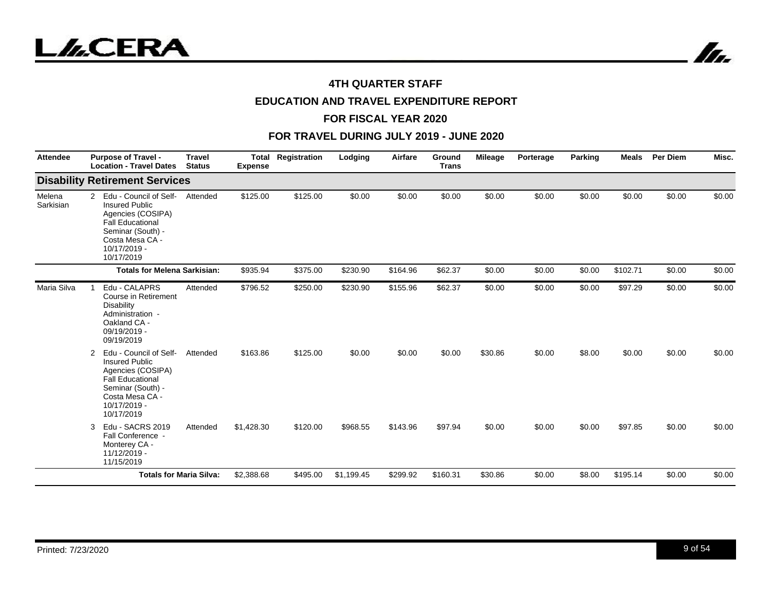# 4TH QUARTER STAFF

# EDUCATION AND TRAVEL EXPENDITURE REPORT

# FOR FISCAL YEAR 2020

# FOR TRAVEL DURING JULY 2019 - JUNE 2020

| Attendee | | Purpose of Travel - Location - Travel Dates | Travel Status | Total Expense | Registration | Lodging | Airfare | Ground Trans | Mileage | Porterage | Parking | Meals | Per Diem | Misc. |
|---|---|---|---|---|---|---|---|---|---|---|---|---|---|---|
| **Disability Retirement Services** | | | | | | | | | | | | | | |
| Melena Sarkisian | 2 | Edu - Council of Self-Insured Public Agencies (COSIPA) Fall Educational Seminar (South) - Costa Mesa CA - 10/17/2019 - 10/17/2019 | Attended | $125.00 | $125.00 | $0.00 | $0.00 | $0.00 | $0.00 | $0.00 | $0.00 | $0.00 | $0.00 | $0.00 |
| | | **Totals for Melena Sarkisian:** | | $935.94 | $375.00 | $230.90 | $164.96 | $62.37 | $0.00 | $0.00 | $0.00 | $102.71 | $0.00 | $0.00 |
| Maria Silva | 1 | Edu - CALAPRS Course in Retirement Disability Administration - Oakland CA - 09/19/2019 - 09/19/2019 | Attended | $796.52 | $250.00 | $230.90 | $155.96 | $62.37 | $0.00 | $0.00 | $0.00 | $97.29 | $0.00 | $0.00 |
| | 2 | Edu - Council of Self-Insured Public Agencies (COSIPA) Fall Educational Seminar (South) - Costa Mesa CA - 10/17/2019 - 10/17/2019 | Attended | $163.86 | $125.00 | $0.00 | $0.00 | $0.00 | $30.86 | $0.00 | $8.00 | $0.00 | $0.00 | $0.00 |
| | 3 | Edu - SACRS 2019 Fall Conference - Monterey CA - 11/12/2019 - 11/15/2019 | Attended | $1,428.30 | $120.00 | $968.55 | $143.96 | $97.94 | $0.00 | $0.00 | $0.00 | $97.85 | $0.00 | $0.00 |
| | | **Totals for Maria Silva:** | | $2,388.68 | $495.00 | $1,199.45 | $299.92 | $160.31 | $30.86 | $0.00 | $8.00 | $195.14 | $0.00 | $0.00 |

Printed: 7/23/2020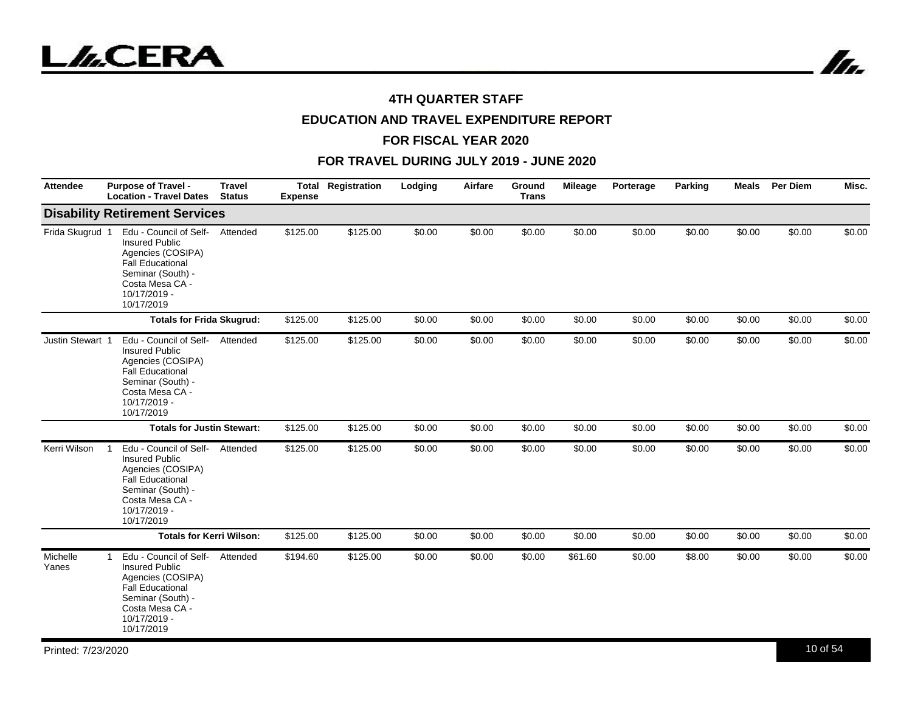# 4TH QUARTER STAFF

## EDUCATION AND TRAVEL EXPENDITURE REPORT

## FOR FISCAL YEAR 2020

## FOR TRAVEL DURING JULY 2019 - JUNE 2020

| Attendee | | Purpose of Travel - Location - Travel Dates | Travel Status | Total Expense | Registration | Lodging | Airfare | Ground Trans | Mileage | Porterage | Parking | Meals | Per Diem | Misc. |
|---|---|---|---|---|---|---|---|---|---|---|---|---|---|---|
| **Disability Retirement Services** | | | | | | | | | | | | | | |
| Frida Skugrud | 1 | Edu - Council of Self-Insured Public Agencies (COSIPA) Fall Educational Seminar (South) - Costa Mesa CA - 10/17/2019 - 10/17/2019 | Attended | $125.00 | $125.00 | $0.00 | $0.00 | $0.00 | $0.00 | $0.00 | $0.00 | $0.00 | $0.00 | $0.00 |
| | | **Totals for Frida Skugrud:** | | $125.00 | $125.00 | $0.00 | $0.00 | $0.00 | $0.00 | $0.00 | $0.00 | $0.00 | $0.00 | $0.00 |
| Justin Stewart | 1 | Edu - Council of Self-Insured Public Agencies (COSIPA) Fall Educational Seminar (South) - Costa Mesa CA - 10/17/2019 - 10/17/2019 | Attended | $125.00 | $125.00 | $0.00 | $0.00 | $0.00 | $0.00 | $0.00 | $0.00 | $0.00 | $0.00 | $0.00 |
| | | **Totals for Justin Stewart:** | | $125.00 | $125.00 | $0.00 | $0.00 | $0.00 | $0.00 | $0.00 | $0.00 | $0.00 | $0.00 | $0.00 |
| Kerri Wilson | 1 | Edu - Council of Self-Insured Public Agencies (COSIPA) Fall Educational Seminar (South) - Costa Mesa CA - 10/17/2019 - 10/17/2019 | Attended | $125.00 | $125.00 | $0.00 | $0.00 | $0.00 | $0.00 | $0.00 | $0.00 | $0.00 | $0.00 | $0.00 |
| | | **Totals for Kerri Wilson:** | | $125.00 | $125.00 | $0.00 | $0.00 | $0.00 | $0.00 | $0.00 | $0.00 | $0.00 | $0.00 | $0.00 |
| Michelle Yanes | 1 | Edu - Council of Self-Insured Public Agencies (COSIPA) Fall Educational Seminar (South) - Costa Mesa CA - 10/17/2019 - 10/17/2019 | Attended | $194.60 | $125.00 | $0.00 | $0.00 | $0.00 | $61.60 | $0.00 | $8.00 | $0.00 | $0.00 | $0.00 |

Printed: 7/23/2020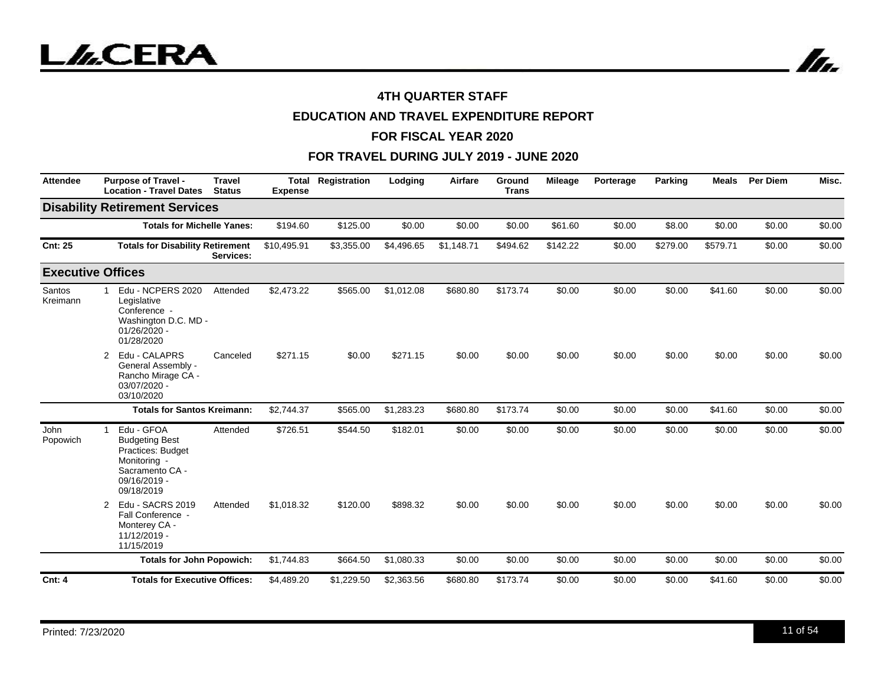# 4TH QUARTER STAFF

## EDUCATION AND TRAVEL EXPENDITURE REPORT

## FOR FISCAL YEAR 2020

## FOR TRAVEL DURING JULY 2019 - JUNE 2020

| Attendee | | Purpose of Travel - Location - Travel Dates | Travel Status | Total Expense | Registration | Lodging | Airfare | Ground Trans | Mileage | Porterage | Parking | Meals | Per Diem | Misc. |
|---|---|---|---|---|---|---|---|---|---|---|---|---|---|---|
| **Disability Retirement Services** | | | | | | | | | | | | | | |
| | | **Totals for Michelle Yanes:** | | $194.60 | $125.00 | $0.00 | $0.00 | $0.00 | $61.60 | $0.00 | $8.00 | $0.00 | $0.00 | $0.00 |
| **Cnt: 25** | | **Totals for Disability Retirement Services:** | | $10,495.91 | $3,355.00 | $4,496.65 | $1,148.71 | $494.62 | $142.22 | $0.00 | $279.00 | $579.71 | $0.00 | $0.00 |
| **Executive Offices** | | | | | | | | | | | | | | |
| Santos Kreimann | 1 | Edu - NCPERS 2020 Legislative Conference - Washington D.C. MD - 01/26/2020 - 01/28/2020 | Attended | $2,473.22 | $565.00 | $1,012.08 | $680.80 | $173.74 | $0.00 | $0.00 | $0.00 | $41.60 | $0.00 | $0.00 |
| | 2 | Edu - CALAPRS General Assembly - Rancho Mirage CA - 03/07/2020 - 03/10/2020 | Canceled | $271.15 | $0.00 | $271.15 | $0.00 | $0.00 | $0.00 | $0.00 | $0.00 | $0.00 | $0.00 | $0.00 |
| | | **Totals for Santos Kreimann:** | | $2,744.37 | $565.00 | $1,283.23 | $680.80 | $173.74 | $0.00 | $0.00 | $0.00 | $41.60 | $0.00 | $0.00 |
| John Popowich | 1 | Edu - GFOA Budgeting Best Practices: Budget Monitoring - Sacramento CA - 09/16/2019 - 09/18/2019 | Attended | $726.51 | $544.50 | $182.01 | $0.00 | $0.00 | $0.00 | $0.00 | $0.00 | $0.00 | $0.00 | $0.00 |
| | 2 | Edu - SACRS 2019 Fall Conference - Monterey CA - 11/12/2019 - 11/15/2019 | Attended | $1,018.32 | $120.00 | $898.32 | $0.00 | $0.00 | $0.00 | $0.00 | $0.00 | $0.00 | $0.00 | $0.00 |
| | | **Totals for John Popowich:** | | $1,744.83 | $664.50 | $1,080.33 | $0.00 | $0.00 | $0.00 | $0.00 | $0.00 | $0.00 | $0.00 | $0.00 |
| **Cnt: 4** | | **Totals for Executive Offices:** | | $4,489.20 | $1,229.50 | $2,363.56 | $680.80 | $173.74 | $0.00 | $0.00 | $0.00 | $41.60 | $0.00 | $0.00 |

Printed: 7/23/2020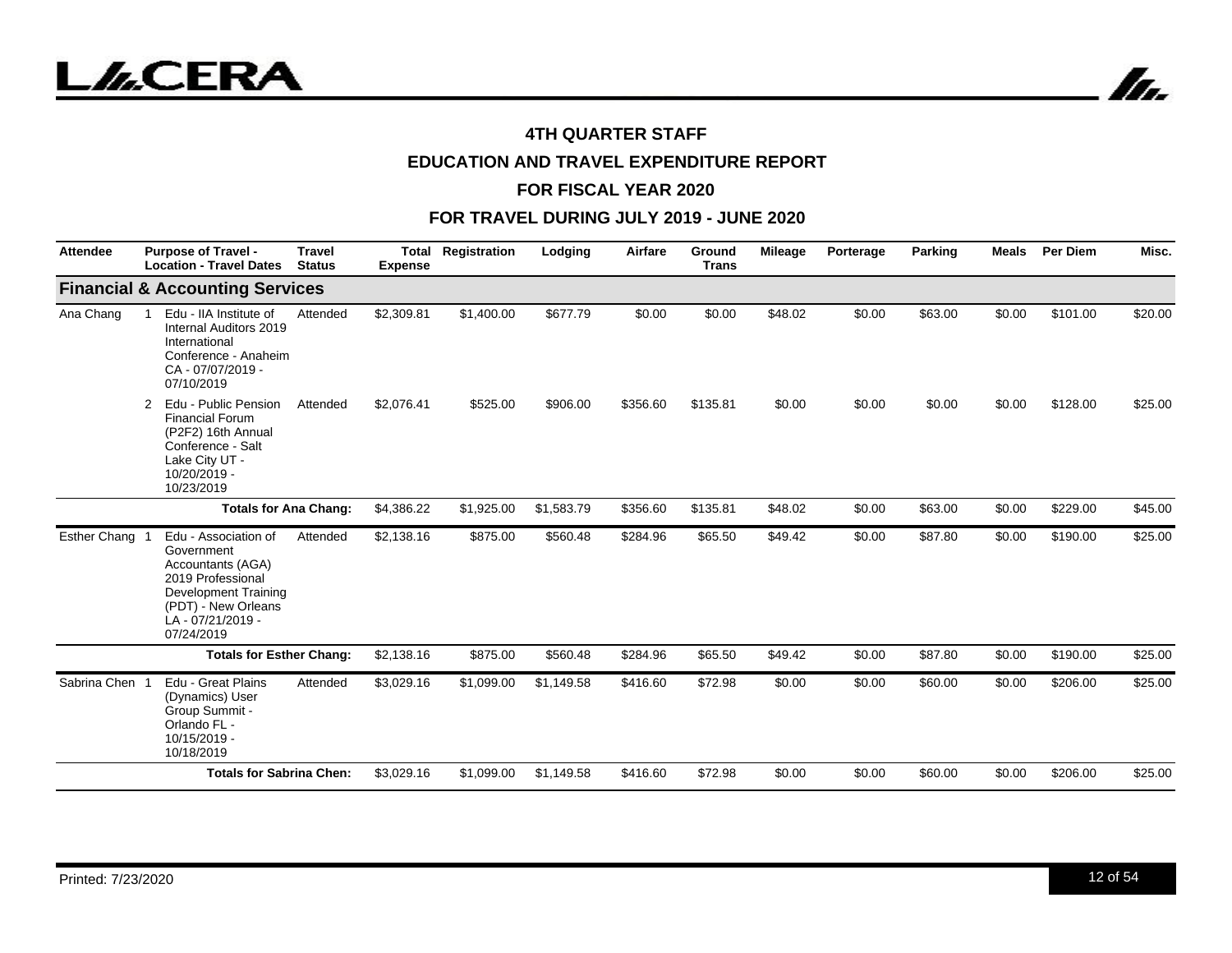## 4TH QUARTER STAFF

## EDUCATION AND TRAVEL EXPENDITURE REPORT

## FOR FISCAL YEAR 2020

## FOR TRAVEL DURING JULY 2019 - JUNE 2020

| Attendee | | Purpose of Travel - Location - Travel Dates | Travel Status | Total Expense | Registration | Lodging | Airfare | Ground Trans | Mileage | Porterage | Parking | Meals | Per Diem | Misc. |
|---|---|---|---|---|---|---|---|---|---|---|---|---|---|---|
| **Financial & Accounting Services** | | | | | | | | | | | | | | |
| Ana Chang | 1 | Edu - IIA Institute of Internal Auditors 2019 International Conference - Anaheim CA - 07/07/2019 - 07/10/2019 | Attended | $2,309.81 | $1,400.00 | $677.79 | $0.00 | $0.00 | $48.02 | $0.00 | $63.00 | $0.00 | $101.00 | $20.00 |
| | 2 | Edu - Public Pension Financial Forum (P2F2) 16th Annual Conference - Salt Lake City UT - 10/20/2019 - 10/23/2019 | Attended | $2,076.41 | $525.00 | $906.00 | $356.60 | $135.81 | $0.00 | $0.00 | $0.00 | $0.00 | $128.00 | $25.00 |
| | | **Totals for Ana Chang:** | | $4,386.22 | $1,925.00 | $1,583.79 | $356.60 | $135.81 | $48.02 | $0.00 | $63.00 | $0.00 | $229.00 | $45.00 |
| Esther Chang | 1 | Edu - Association of Government Accountants (AGA) 2019 Professional Development Training (PDT) - New Orleans LA - 07/21/2019 - 07/24/2019 | Attended | $2,138.16 | $875.00 | $560.48 | $284.96 | $65.50 | $49.42 | $0.00 | $87.80 | $0.00 | $190.00 | $25.00 |
| | | **Totals for Esther Chang:** | | $2,138.16 | $875.00 | $560.48 | $284.96 | $65.50 | $49.42 | $0.00 | $87.80 | $0.00 | $190.00 | $25.00 |
| Sabrina Chen | 1 | Edu - Great Plains (Dynamics) User Group Summit - Orlando FL - 10/15/2019 - 10/18/2019 | Attended | $3,029.16 | $1,099.00 | $1,149.58 | $416.60 | $72.98 | $0.00 | $0.00 | $60.00 | $0.00 | $206.00 | $25.00 |
| | | **Totals for Sabrina Chen:** | | $3,029.16 | $1,099.00 | $1,149.58 | $416.60 | $72.98 | $0.00 | $0.00 | $60.00 | $0.00 | $206.00 | $25.00 |

Printed: 7/23/2020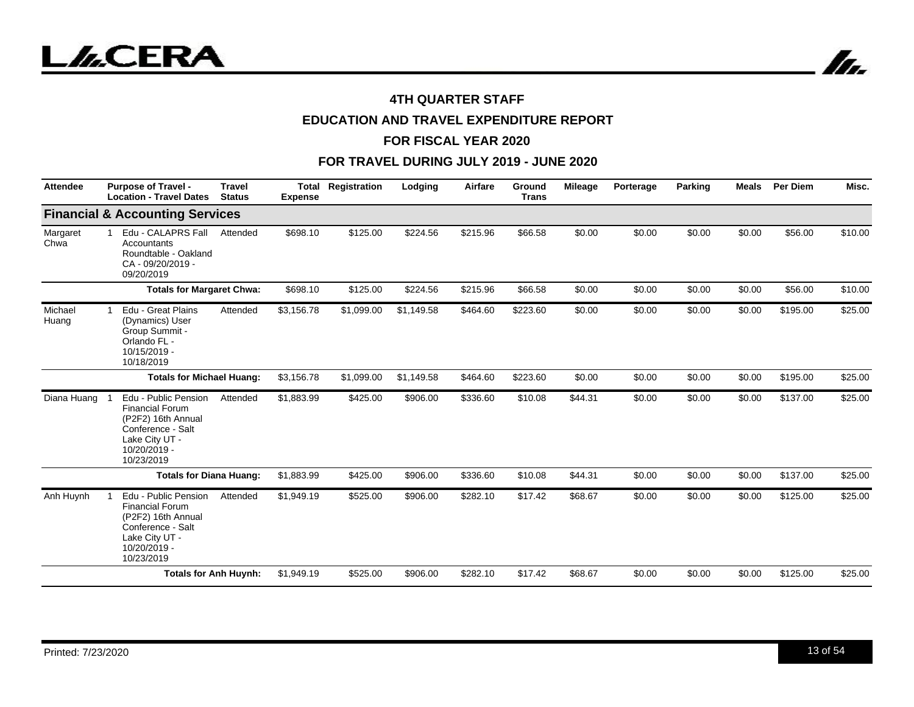# 4TH QUARTER STAFF

## EDUCATION AND TRAVEL EXPENDITURE REPORT

## FOR FISCAL YEAR 2020

## FOR TRAVEL DURING JULY 2019 - JUNE 2020

| Attendee | | Purpose of Travel - Location - Travel Dates | Travel Status | Total Expense | Registration | Lodging | Airfare | Ground Trans | Mileage | Porterage | Parking | Meals | Per Diem | Misc. |
|---|---|---|---|---|---|---|---|---|---|---|---|---|---|---|
| **Financial & Accounting Services** | | | | | | | | | | | | | | |
| Margaret Chwa | 1 | Edu - CALAPRS Fall Accountants Roundtable - Oakland CA - 09/20/2019 - 09/20/2019 | Attended | $698.10 | $125.00 | $224.56 | $215.96 | $66.58 | $0.00 | $0.00 | $0.00 | $0.00 | $56.00 | $10.00 |
| | | **Totals for Margaret Chwa:** | | $698.10 | $125.00 | $224.56 | $215.96 | $66.58 | $0.00 | $0.00 | $0.00 | $0.00 | $56.00 | $10.00 |
| Michael Huang | 1 | Edu - Great Plains (Dynamics) User Group Summit - Orlando FL - 10/15/2019 - 10/18/2019 | Attended | $3,156.78 | $1,099.00 | $1,149.58 | $464.60 | $223.60 | $0.00 | $0.00 | $0.00 | $0.00 | $195.00 | $25.00 |
| | | **Totals for Michael Huang:** | | $3,156.78 | $1,099.00 | $1,149.58 | $464.60 | $223.60 | $0.00 | $0.00 | $0.00 | $0.00 | $195.00 | $25.00 |
| Diana Huang | 1 | Edu - Public Pension Financial Forum (P2F2) 16th Annual Conference - Salt Lake City UT - 10/20/2019 - 10/23/2019 | Attended | $1,883.99 | $425.00 | $906.00 | $336.60 | $10.08 | $44.31 | $0.00 | $0.00 | $0.00 | $137.00 | $25.00 |
| | | **Totals for Diana Huang:** | | $1,883.99 | $425.00 | $906.00 | $336.60 | $10.08 | $44.31 | $0.00 | $0.00 | $0.00 | $137.00 | $25.00 |
| Anh Huynh | 1 | Edu - Public Pension Financial Forum (P2F2) 16th Annual Conference - Salt Lake City UT - 10/20/2019 - 10/23/2019 | Attended | $1,949.19 | $525.00 | $906.00 | $282.10 | $17.42 | $68.67 | $0.00 | $0.00 | $0.00 | $125.00 | $25.00 |
| | | **Totals for Anh Huynh:** | | $1,949.19 | $525.00 | $906.00 | $282.10 | $17.42 | $68.67 | $0.00 | $0.00 | $0.00 | $125.00 | $25.00 |

Printed: 7/23/2020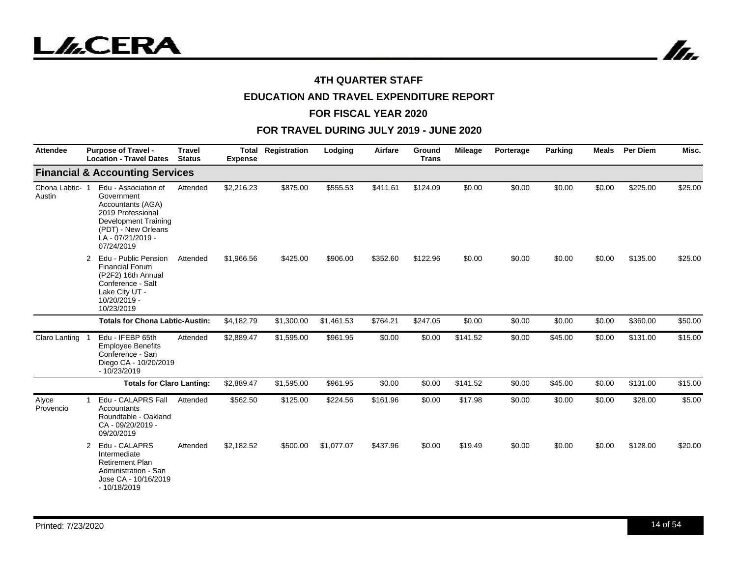**4TH QUARTER STAFF**

**EDUCATION AND TRAVEL EXPENDITURE REPORT**

**FOR FISCAL YEAR 2020**

**FOR TRAVEL DURING JULY 2019 - JUNE 2020**

| Attendee | | Purpose of Travel - Location - Travel Dates | Travel Status | Total Expense | Registration | Lodging | Airfare | Ground Trans | Mileage | Porterage | Parking | Meals | Per Diem | Misc. |
|---|---|---|---|---|---|---|---|---|---|---|---|---|---|---|
| **Financial & Accounting Services** | | | | | | | | | | | | | | |
| Chona Labtic-Austin | 1 | Edu - Association of Government Accountants (AGA) 2019 Professional Development Training (PDT) - New Orleans LA - 07/21/2019 - 07/24/2019 | Attended | $2,216.23 | $875.00 | $555.53 | $411.61 | $124.09 | $0.00 | $0.00 | $0.00 | $0.00 | $225.00 | $25.00 |
| | 2 | Edu - Public Pension Financial Forum (P2F2) 16th Annual Conference - Salt Lake City UT - 10/20/2019 - 10/23/2019 | Attended | $1,966.56 | $425.00 | $906.00 | $352.60 | $122.96 | $0.00 | $0.00 | $0.00 | $0.00 | $135.00 | $25.00 |
| | | **Totals for Chona Labtic-Austin:** | | $4,182.79 | $1,300.00 | $1,461.53 | $764.21 | $247.05 | $0.00 | $0.00 | $0.00 | $0.00 | $360.00 | $50.00 |
| Claro Lanting | 1 | Edu - IFEBP 65th Employee Benefits Conference - San Diego CA - 10/20/2019 - 10/23/2019 | Attended | $2,889.47 | $1,595.00 | $961.95 | $0.00 | $0.00 | $141.52 | $0.00 | $45.00 | $0.00 | $131.00 | $15.00 |
| | | **Totals for Claro Lanting:** | | $2,889.47 | $1,595.00 | $961.95 | $0.00 | $0.00 | $141.52 | $0.00 | $45.00 | $0.00 | $131.00 | $15.00 |
| Alyce Provencio | 1 | Edu - CALAPRS Fall Accountants Roundtable - Oakland CA - 09/20/2019 - 09/20/2019 | Attended | $562.50 | $125.00 | $224.56 | $161.96 | $0.00 | $17.98 | $0.00 | $0.00 | $0.00 | $28.00 | $5.00 |
| | 2 | Edu - CALAPRS Intermediate Retirement Plan Administration - San Jose CA - 10/16/2019 - 10/18/2019 | Attended | $2,182.52 | $500.00 | $1,077.07 | $437.96 | $0.00 | $19.49 | $0.00 | $0.00 | $0.00 | $128.00 | $20.00 |

Printed: 7/23/2020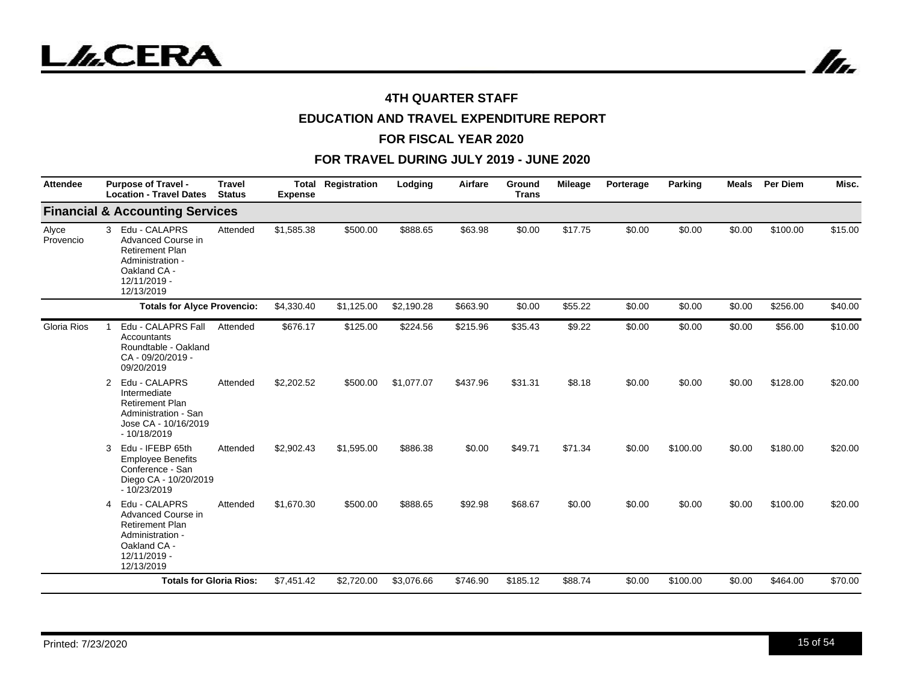# 4TH QUARTER STAFF

## EDUCATION AND TRAVEL EXPENDITURE REPORT

## FOR FISCAL YEAR 2020

## FOR TRAVEL DURING JULY 2019 - JUNE 2020

| Attendee | | Purpose of Travel - Location - Travel Dates | Travel Status | Total Expense | Registration | Lodging | Airfare | Ground Trans | Mileage | Porterage | Parking | Meals | Per Diem | Misc. |
|---|---|---|---|---|---|---|---|---|---|---|---|---|---|---|
| **Financial & Accounting Services** | | | | | | | | | | | | | | |
| Alyce Provencio | 3 | Edu - CALAPRS Advanced Course in Retirement Plan Administration - Oakland CA - 12/11/2019 - 12/13/2019 | Attended | $1,585.38 | $500.00 | $888.65 | $63.98 | $0.00 | $17.75 | $0.00 | $0.00 | $0.00 | $100.00 | $15.00 |
| | | **Totals for Alyce Provencio:** | | $4,330.40 | $1,125.00 | $2,190.28 | $663.90 | $0.00 | $55.22 | $0.00 | $0.00 | $0.00 | $256.00 | $40.00 |
| Gloria Rios | 1 | Edu - CALAPRS Fall Accountants Roundtable - Oakland CA - 09/20/2019 - 09/20/2019 | Attended | $676.17 | $125.00 | $224.56 | $215.96 | $35.43 | $9.22 | $0.00 | $0.00 | $0.00 | $56.00 | $10.00 |
| | 2 | Edu - CALAPRS Intermediate Retirement Plan Administration - San Jose CA - 10/16/2019 - 10/18/2019 | Attended | $2,202.52 | $500.00 | $1,077.07 | $437.96 | $31.31 | $8.18 | $0.00 | $0.00 | $0.00 | $128.00 | $20.00 |
| | 3 | Edu - IFEBP 65th Employee Benefits Conference - San Diego CA - 10/20/2019 - 10/23/2019 | Attended | $2,902.43 | $1,595.00 | $886.38 | $0.00 | $49.71 | $71.34 | $0.00 | $100.00 | $0.00 | $180.00 | $20.00 |
| | 4 | Edu - CALAPRS Advanced Course in Retirement Plan Administration - Oakland CA - 12/11/2019 - 12/13/2019 | Attended | $1,670.30 | $500.00 | $888.65 | $92.98 | $68.67 | $0.00 | $0.00 | $0.00 | $0.00 | $100.00 | $20.00 |
| | | **Totals for Gloria Rios:** | | $7,451.42 | $2,720.00 | $3,076.66 | $746.90 | $185.12 | $88.74 | $0.00 | $100.00 | $0.00 | $464.00 | $70.00 |

Printed: 7/23/2020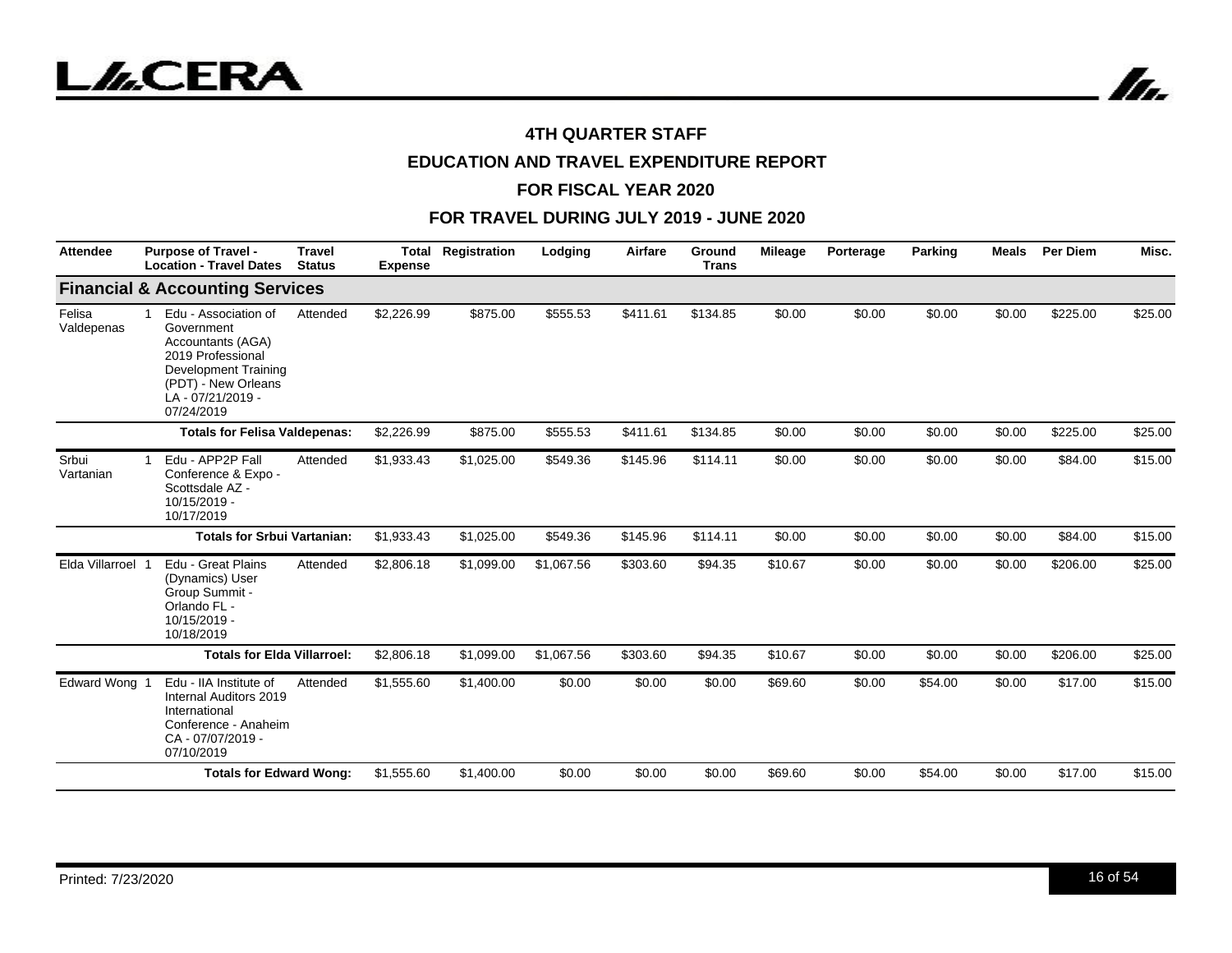## 4TH QUARTER STAFF

## EDUCATION AND TRAVEL EXPENDITURE REPORT

## FOR FISCAL YEAR 2020

## FOR TRAVEL DURING JULY 2019 - JUNE 2020

| Attendee | | Purpose of Travel - Location - Travel Dates | Travel Status | Total Expense | Registration | Lodging | Airfare | Ground Trans | Mileage | Porterage | Parking | Meals | Per Diem | Misc. |
|---|---|---|---|---|---|---|---|---|---|---|---|---|---|---|
| **Financial & Accounting Services** | | | | | | | | | | | | | | |
| Felisa Valdepenas | 1 | Edu - Association of Government Accountants (AGA) 2019 Professional Development Training (PDT) - New Orleans LA - 07/21/2019 - 07/24/2019 | Attended | $2,226.99 | $875.00 | $555.53 | $411.61 | $134.85 | $0.00 | $0.00 | $0.00 | $0.00 | $225.00 | $25.00 |
| | | **Totals for Felisa Valdepenas:** | | $2,226.99 | $875.00 | $555.53 | $411.61 | $134.85 | $0.00 | $0.00 | $0.00 | $0.00 | $225.00 | $25.00 |
| Srbui Vartanian | 1 | Edu - APP2P Fall Conference & Expo - Scottsdale AZ - 10/15/2019 - 10/17/2019 | Attended | $1,933.43 | $1,025.00 | $549.36 | $145.96 | $114.11 | $0.00 | $0.00 | $0.00 | $0.00 | $84.00 | $15.00 |
| | | **Totals for Srbui Vartanian:** | | $1,933.43 | $1,025.00 | $549.36 | $145.96 | $114.11 | $0.00 | $0.00 | $0.00 | $0.00 | $84.00 | $15.00 |
| Elda Villarroel | 1 | Edu - Great Plains (Dynamics) User Group Summit - Orlando FL - 10/15/2019 - 10/18/2019 | Attended | $2,806.18 | $1,099.00 | $1,067.56 | $303.60 | $94.35 | $10.67 | $0.00 | $0.00 | $0.00 | $206.00 | $25.00 |
| | | **Totals for Elda Villarroel:** | | $2,806.18 | $1,099.00 | $1,067.56 | $303.60 | $94.35 | $10.67 | $0.00 | $0.00 | $0.00 | $206.00 | $25.00 |
| Edward Wong | 1 | Edu - IIA Institute of Internal Auditors 2019 International Conference - Anaheim CA - 07/07/2019 - 07/10/2019 | Attended | $1,555.60 | $1,400.00 | $0.00 | $0.00 | $0.00 | $69.60 | $0.00 | $54.00 | $0.00 | $17.00 | $15.00 |
| | | **Totals for Edward Wong:** | | $1,555.60 | $1,400.00 | $0.00 | $0.00 | $0.00 | $69.60 | $0.00 | $54.00 | $0.00 | $17.00 | $15.00 |

Printed: 7/23/2020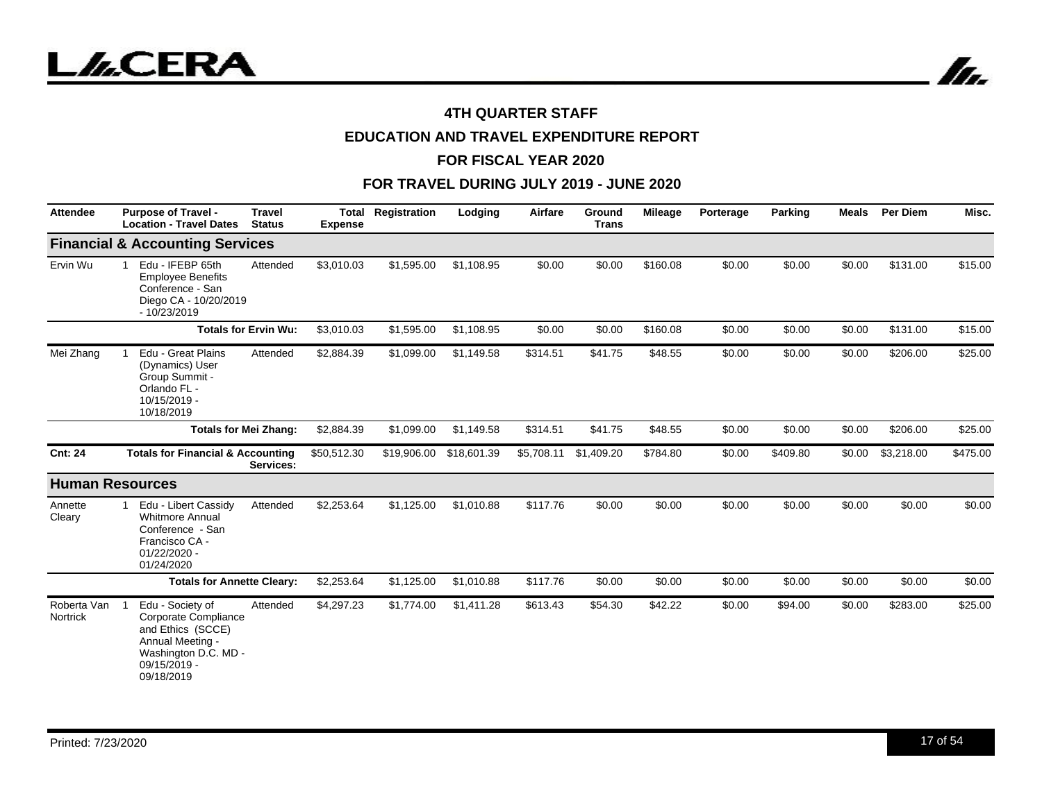# 4TH QUARTER STAFF

## EDUCATION AND TRAVEL EXPENDITURE REPORT

## FOR FISCAL YEAR 2020

## FOR TRAVEL DURING JULY 2019 - JUNE 2020

| Attendee | | Purpose of Travel - Location - Travel Dates | Travel Status | Total Expense | Registration | Lodging | Airfare | Ground Trans | Mileage | Porterage | Parking | Meals | Per Diem | Misc. |
|---|---|---|---|---|---|---|---|---|---|---|---|---|---|---|
| **Financial & Accounting Services** | | | | | | | | | | | | | | |
| Ervin Wu | 1 | Edu - IFEBP 65th Employee Benefits Conference - San Diego CA - 10/20/2019 - 10/23/2019 | Attended | $3,010.03 | $1,595.00 | $1,108.95 | $0.00 | $0.00 | $160.08 | $0.00 | $0.00 | $0.00 | $131.00 | $15.00 |
| | | **Totals for Ervin Wu:** | | $3,010.03 | $1,595.00 | $1,108.95 | $0.00 | $0.00 | $160.08 | $0.00 | $0.00 | $0.00 | $131.00 | $15.00 |
| Mei Zhang | 1 | Edu - Great Plains (Dynamics) User Group Summit - Orlando FL - 10/15/2019 - 10/18/2019 | Attended | $2,884.39 | $1,099.00 | $1,149.58 | $314.51 | $41.75 | $48.55 | $0.00 | $0.00 | $0.00 | $206.00 | $25.00 |
| | | **Totals for Mei Zhang:** | | $2,884.39 | $1,099.00 | $1,149.58 | $314.51 | $41.75 | $48.55 | $0.00 | $0.00 | $0.00 | $206.00 | $25.00 |
| **Cnt: 24** | | **Totals for Financial & Accounting Services:** | | $50,512.30 | $19,906.00 | $18,601.39 | $5,708.11 | $1,409.20 | $784.80 | $0.00 | $409.80 | $0.00 | $3,218.00 | $475.00 |
| **Human Resources** | | | | | | | | | | | | | | |
| Annette Cleary | 1 | Edu - Libert Cassidy Whitmore Annual Conference - San Francisco CA - 01/22/2020 - 01/24/2020 | Attended | $2,253.64 | $1,125.00 | $1,010.88 | $117.76 | $0.00 | $0.00 | $0.00 | $0.00 | $0.00 | $0.00 | $0.00 |
| | | **Totals for Annette Cleary:** | | $2,253.64 | $1,125.00 | $1,010.88 | $117.76 | $0.00 | $0.00 | $0.00 | $0.00 | $0.00 | $0.00 | $0.00 |
| Roberta Van Nortrick | 1 | Edu - Society of Corporate Compliance and Ethics (SCCE) Annual Meeting - Washington D.C. MD - 09/15/2019 - 09/18/2019 | Attended | $4,297.23 | $1,774.00 | $1,411.28 | $613.43 | $54.30 | $42.22 | $0.00 | $94.00 | $0.00 | $283.00 | $25.00 |

Printed: 7/23/2020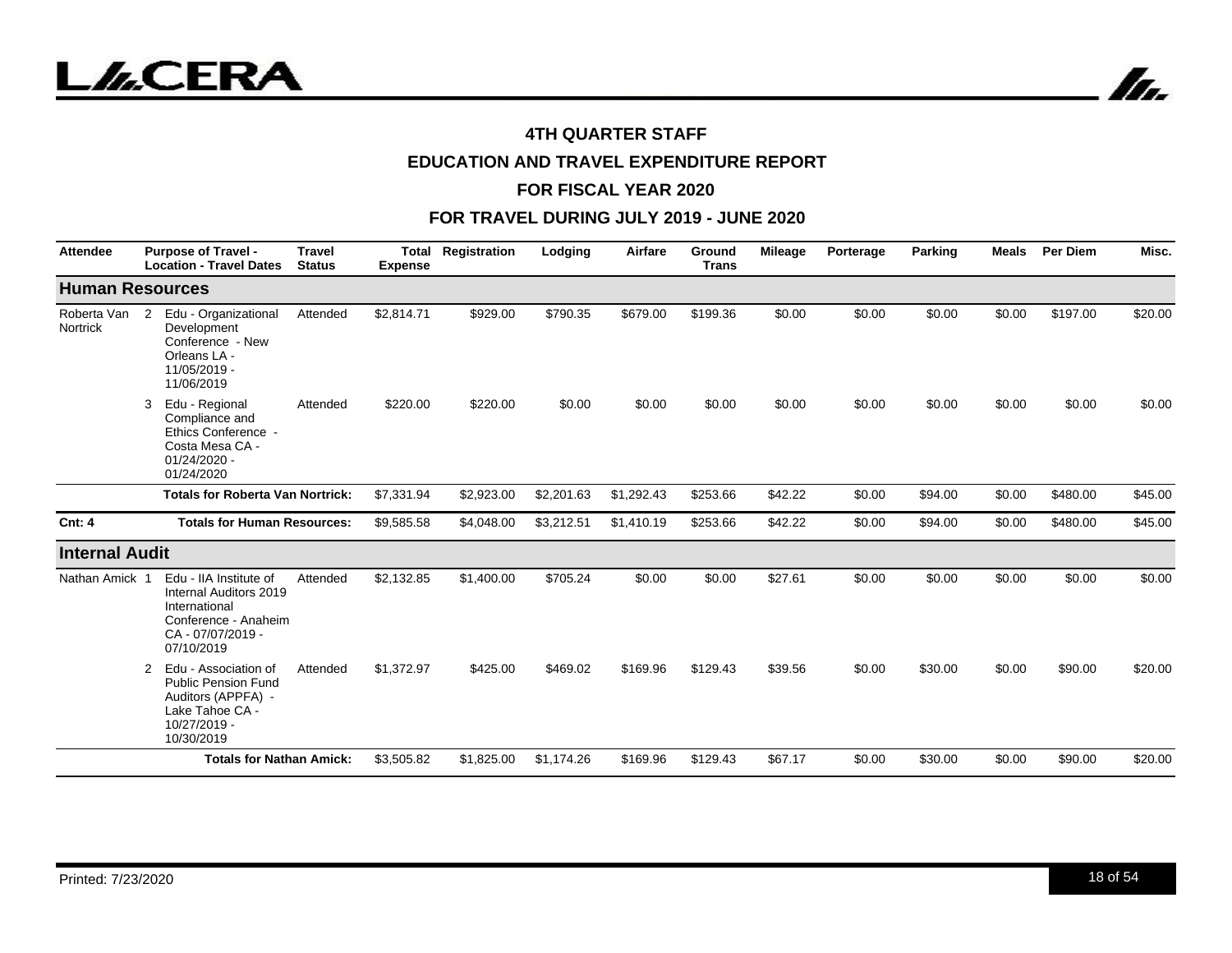# 4TH QUARTER STAFF

## EDUCATION AND TRAVEL EXPENDITURE REPORT

## FOR FISCAL YEAR 2020

## FOR TRAVEL DURING JULY 2019 - JUNE 2020

| Attendee | | Purpose of Travel - Location - Travel Dates | Travel Status | Total Expense | Registration | Lodging | Airfare | Ground Trans | Mileage | Porterage | Parking | Meals | Per Diem | Misc. |
|---|---|---|---|---|---|---|---|---|---|---|---|---|---|---|
| **Human Resources** | | | | | | | | | | | | | | |
| Roberta Van Nortrick | 2 | Edu - Organizational Development Conference - New Orleans LA - 11/05/2019 - 11/06/2019 | Attended | $2,814.71 | $929.00 | $790.35 | $679.00 | $199.36 | $0.00 | $0.00 | $0.00 | $0.00 | $197.00 | $20.00 |
| | 3 | Edu - Regional Compliance and Ethics Conference - Costa Mesa CA - 01/24/2020 - 01/24/2020 | Attended | $220.00 | $220.00 | $0.00 | $0.00 | $0.00 | $0.00 | $0.00 | $0.00 | $0.00 | $0.00 | $0.00 |
| | | **Totals for Roberta Van Nortrick:** | | $7,331.94 | $2,923.00 | $2,201.63 | $1,292.43 | $253.66 | $42.22 | $0.00 | $94.00 | $0.00 | $480.00 | $45.00 |
| **Cnt: 4** | | **Totals for Human Resources:** | | $9,585.58 | $4,048.00 | $3,212.51 | $1,410.19 | $253.66 | $42.22 | $0.00 | $94.00 | $0.00 | $480.00 | $45.00 |
| **Internal Audit** | | | | | | | | | | | | | | |
| Nathan Amick | 1 | Edu - IIA Institute of Internal Auditors 2019 International Conference - Anaheim CA - 07/07/2019 - 07/10/2019 | Attended | $2,132.85 | $1,400.00 | $705.24 | $0.00 | $0.00 | $27.61 | $0.00 | $0.00 | $0.00 | $0.00 | $0.00 |
| | 2 | Edu - Association of Public Pension Fund Auditors (APPFA) - Lake Tahoe CA - 10/27/2019 - 10/30/2019 | Attended | $1,372.97 | $425.00 | $469.02 | $169.96 | $129.43 | $39.56 | $0.00 | $30.00 | $0.00 | $90.00 | $20.00 |
| | | **Totals for Nathan Amick:** | | $3,505.82 | $1,825.00 | $1,174.26 | $169.96 | $129.43 | $67.17 | $0.00 | $30.00 | $0.00 | $90.00 | $20.00 |

Printed: 7/23/2020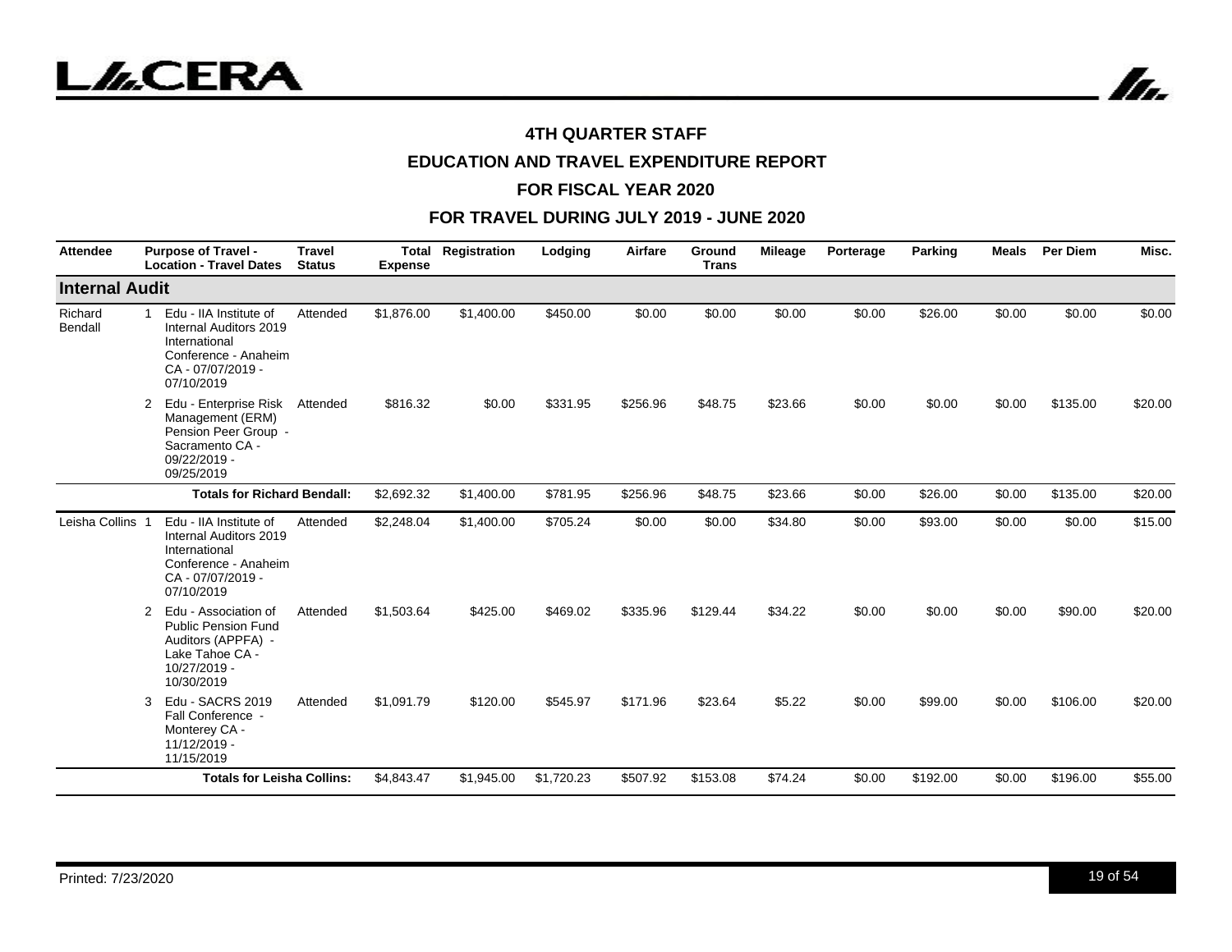## 4TH QUARTER STAFF

## EDUCATION AND TRAVEL EXPENDITURE REPORT

## FOR FISCAL YEAR 2020

## FOR TRAVEL DURING JULY 2019 - JUNE 2020

| Attendee | | Purpose of Travel - Location - Travel Dates | Travel Status | Total Expense | Registration | Lodging | Airfare | Ground Trans | Mileage | Porterage | Parking | Meals | Per Diem | Misc. |
|---|---|---|---|---|---|---|---|---|---|---|---|---|---|---|
| **Internal Audit** | | | | | | | | | | | | | | |
| Richard Bendall | 1 | Edu - IIA Institute of Internal Auditors 2019 International Conference - Anaheim CA - 07/07/2019 - 07/10/2019 | Attended | $1,876.00 | $1,400.00 | $450.00 | $0.00 | $0.00 | $0.00 | $0.00 | $26.00 | $0.00 | $0.00 | $0.00 |
| | 2 | Edu - Enterprise Risk Management (ERM) Pension Peer Group - Sacramento CA - 09/22/2019 - 09/25/2019 | Attended | $816.32 | $0.00 | $331.95 | $256.96 | $48.75 | $23.66 | $0.00 | $0.00 | $0.00 | $135.00 | $20.00 |
| | | **Totals for Richard Bendall:** | | $2,692.32 | $1,400.00 | $781.95 | $256.96 | $48.75 | $23.66 | $0.00 | $26.00 | $0.00 | $135.00 | $20.00 |
| Leisha Collins | 1 | Edu - IIA Institute of Internal Auditors 2019 International Conference - Anaheim CA - 07/07/2019 - 07/10/2019 | Attended | $2,248.04 | $1,400.00 | $705.24 | $0.00 | $0.00 | $34.80 | $0.00 | $93.00 | $0.00 | $0.00 | $15.00 |
| | 2 | Edu - Association of Public Pension Fund Auditors (APPFA) - Lake Tahoe CA - 10/27/2019 - 10/30/2019 | Attended | $1,503.64 | $425.00 | $469.02 | $335.96 | $129.44 | $34.22 | $0.00 | $0.00 | $0.00 | $90.00 | $20.00 |
| | 3 | Edu - SACRS 2019 Fall Conference - Monterey CA - 11/12/2019 - 11/15/2019 | Attended | $1,091.79 | $120.00 | $545.97 | $171.96 | $23.64 | $5.22 | $0.00 | $99.00 | $0.00 | $106.00 | $20.00 |
| | | **Totals for Leisha Collins:** | | $4,843.47 | $1,945.00 | $1,720.23 | $507.92 | $153.08 | $74.24 | $0.00 | $192.00 | $0.00 | $196.00 | $55.00 |

Printed: 7/23/2020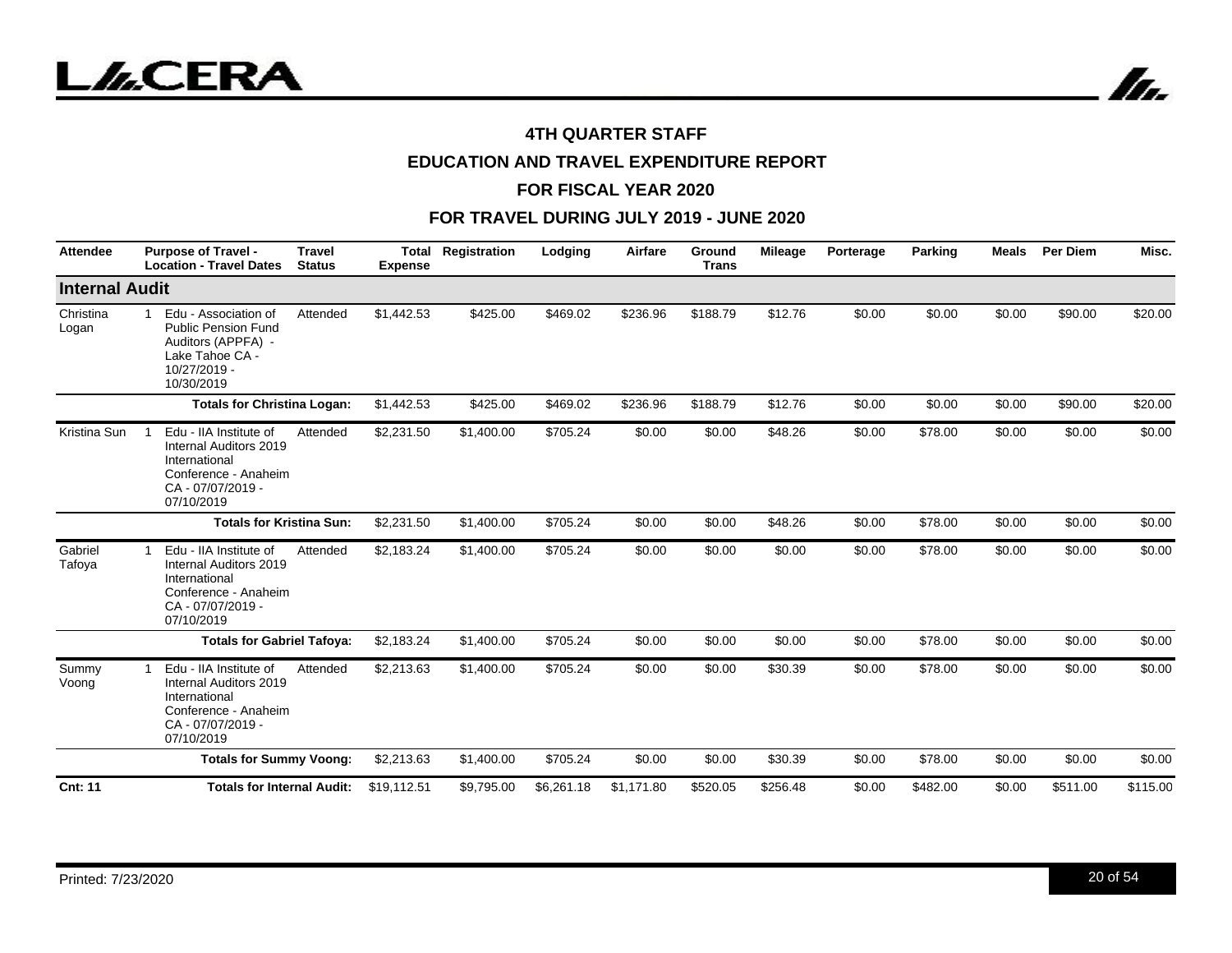### 4TH QUARTER STAFF

### EDUCATION AND TRAVEL EXPENDITURE REPORT

### FOR FISCAL YEAR 2020

### FOR TRAVEL DURING JULY 2019 - JUNE 2020

| Attendee | | Purpose of Travel - Location - Travel Dates | Travel Status | Total Expense | Registration | Lodging | Airfare | Ground Trans | Mileage | Porterage | Parking | Meals | Per Diem | Misc. |
|---|---|---|---|---|---|---|---|---|---|---|---|---|---|---|
| **Internal Audit** | | | | | | | | | | | | | | |
| Christina Logan | 1 | Edu - Association of Public Pension Fund Auditors (APPFA) - Lake Tahoe CA - 10/27/2019 - 10/30/2019 | Attended | $1,442.53 | $425.00 | $469.02 | $236.96 | $188.79 | $12.76 | $0.00 | $0.00 | $0.00 | $90.00 | $20.00 |
| | | **Totals for Christina Logan:** | | $1,442.53 | $425.00 | $469.02 | $236.96 | $188.79 | $12.76 | $0.00 | $0.00 | $0.00 | $90.00 | $20.00 |
| Kristina Sun | 1 | Edu - IIA Institute of Internal Auditors 2019 International Conference - Anaheim CA - 07/07/2019 - 07/10/2019 | Attended | $2,231.50 | $1,400.00 | $705.24 | $0.00 | $0.00 | $48.26 | $0.00 | $78.00 | $0.00 | $0.00 | $0.00 |
| | | **Totals for Kristina Sun:** | | $2,231.50 | $1,400.00 | $705.24 | $0.00 | $0.00 | $48.26 | $0.00 | $78.00 | $0.00 | $0.00 | $0.00 |
| Gabriel Tafoya | 1 | Edu - IIA Institute of Internal Auditors 2019 International Conference - Anaheim CA - 07/07/2019 - 07/10/2019 | Attended | $2,183.24 | $1,400.00 | $705.24 | $0.00 | $0.00 | $0.00 | $0.00 | $78.00 | $0.00 | $0.00 | $0.00 |
| | | **Totals for Gabriel Tafoya:** | | $2,183.24 | $1,400.00 | $705.24 | $0.00 | $0.00 | $0.00 | $0.00 | $78.00 | $0.00 | $0.00 | $0.00 |
| Summy Voong | 1 | Edu - IIA Institute of Internal Auditors 2019 International Conference - Anaheim CA - 07/07/2019 - 07/10/2019 | Attended | $2,213.63 | $1,400.00 | $705.24 | $0.00 | $0.00 | $30.39 | $0.00 | $78.00 | $0.00 | $0.00 | $0.00 |
| | | **Totals for Summy Voong:** | | $2,213.63 | $1,400.00 | $705.24 | $0.00 | $0.00 | $30.39 | $0.00 | $78.00 | $0.00 | $0.00 | $0.00 |
| **Cnt: 11** | | **Totals for Internal Audit:** | | $19,112.51 | $9,795.00 | $6,261.18 | $1,171.80 | $520.05 | $256.48 | $0.00 | $482.00 | $0.00 | $511.00 | $115.00 |

Printed: 7/23/2020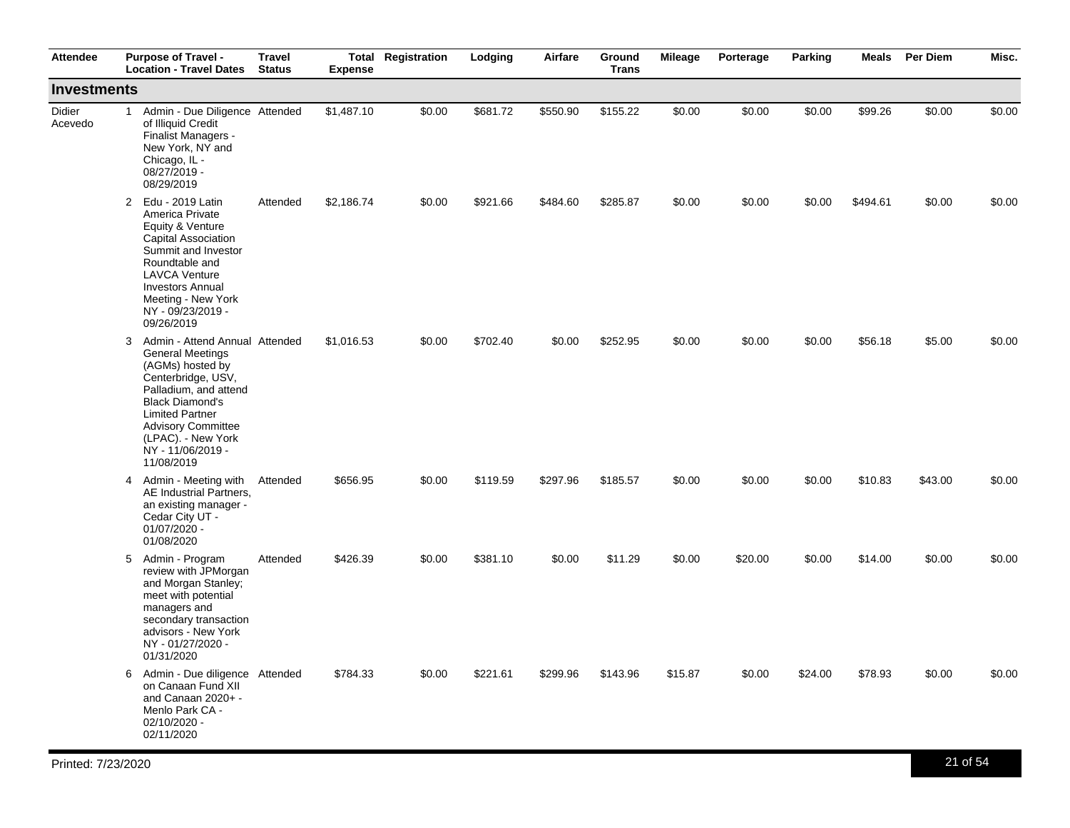| Attendee | | Purpose of Travel - Location - Travel Dates | Travel Status | Total Expense | Registration | Lodging | Airfare | Ground Trans | Mileage | Porterage | Parking | Meals | Per Diem | Misc. |
|---|---|---|---|---|---|---|---|---|---|---|---|---|---|---|
| **Investments** | | | | | | | | | | | | | | |
| Didier Acevedo | 1 | Admin - Due Diligence of Illiquid Credit Finalist Managers - New York, NY and Chicago, IL - 08/27/2019 - 08/29/2019 | Attended | $1,487.10 | $0.00 | $681.72 | $550.90 | $155.22 | $0.00 | $0.00 | $0.00 | $99.26 | $0.00 | $0.00 |
| | 2 | Edu - 2019 Latin America Private Equity & Venture Capital Association Summit and Investor Roundtable and LAVCA Venture Investors Annual Meeting - New York NY - 09/23/2019 - 09/26/2019 | Attended | $2,186.74 | $0.00 | $921.66 | $484.60 | $285.87 | $0.00 | $0.00 | $0.00 | $494.61 | $0.00 | $0.00 |
| | 3 | Admin - Attend Annual General Meetings (AGMs) hosted by Centerbridge, USV, Palladium, and attend Black Diamond's Limited Partner Advisory Committee (LPAC). - New York NY - 11/06/2019 - 11/08/2019 | Attended | $1,016.53 | $0.00 | $702.40 | $0.00 | $252.95 | $0.00 | $0.00 | $0.00 | $56.18 | $5.00 | $0.00 |
| | 4 | Admin - Meeting with AE Industrial Partners, an existing manager - Cedar City UT - 01/07/2020 - 01/08/2020 | Attended | $656.95 | $0.00 | $119.59 | $297.96 | $185.57 | $0.00 | $0.00 | $0.00 | $10.83 | $43.00 | $0.00 |
| | 5 | Admin - Program review with JPMorgan and Morgan Stanley; meet with potential managers and secondary transaction advisors - New York NY - 01/27/2020 - 01/31/2020 | Attended | $426.39 | $0.00 | $381.10 | $0.00 | $11.29 | $0.00 | $20.00 | $0.00 | $14.00 | $0.00 | $0.00 |
| | 6 | Admin - Due diligence on Canaan Fund XII and Canaan 2020+ - Menlo Park CA - 02/10/2020 - 02/11/2020 | Attended | $784.33 | $0.00 | $221.61 | $299.96 | $143.96 | $15.87 | $0.00 | $24.00 | $78.93 | $0.00 | $0.00 |

Printed: 7/23/2020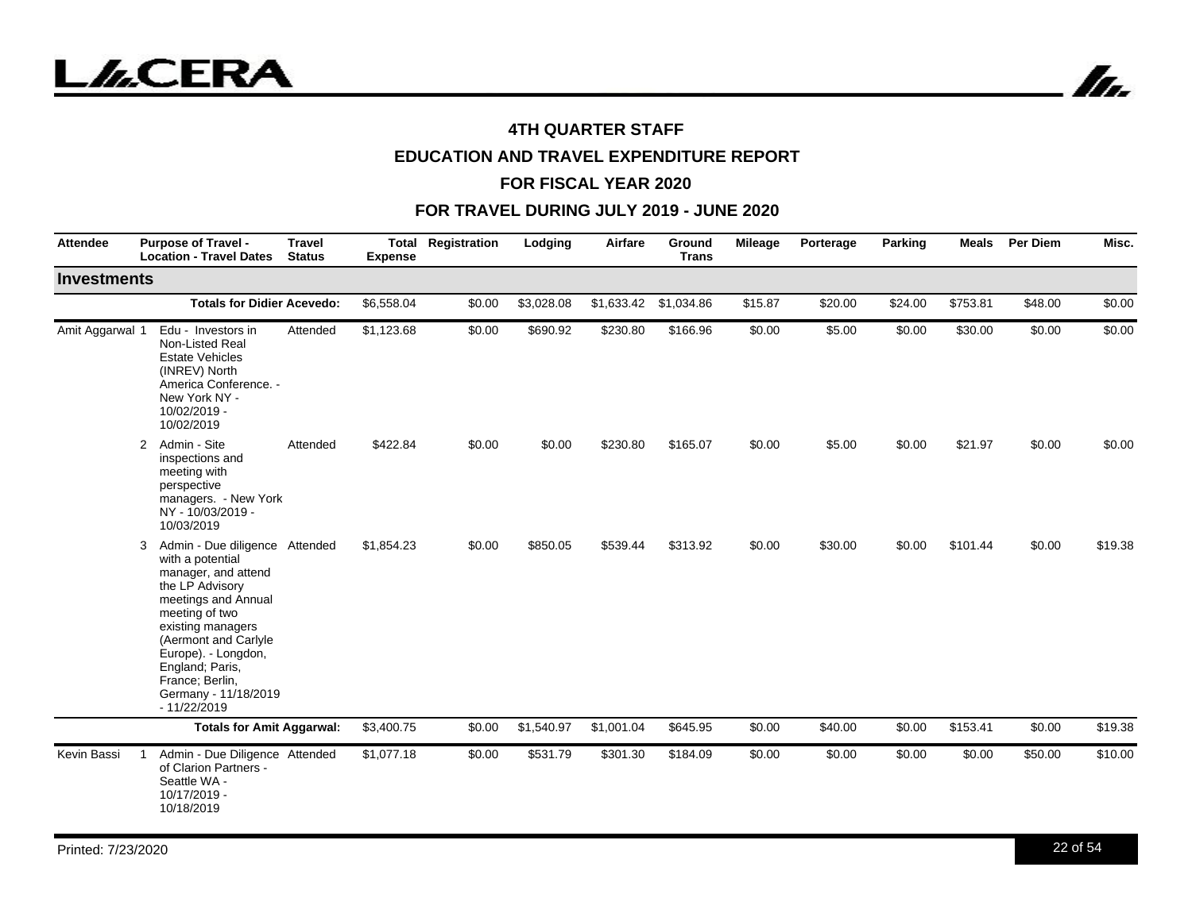## 4TH QUARTER STAFF

## EDUCATION AND TRAVEL EXPENDITURE REPORT

## FOR FISCAL YEAR 2020

## FOR TRAVEL DURING JULY 2019 - JUNE 2020

| Attendee | | Purpose of Travel - Location - Travel Dates | Travel Status | Total Expense | Registration | Lodging | Airfare | Ground Trans | Mileage | Porterage | Parking | Meals | Per Diem | Misc. |
|---|---|---|---|---|---|---|---|---|---|---|---|---|---|---|
| **Investments** | | | | | | | | | | | | | | |
| | | **Totals for Didier Acevedo:** | | $6,558.04 | $0.00 | $3,028.08 | $1,633.42 | $1,034.86 | $15.87 | $20.00 | $24.00 | $753.81 | $48.00 | $0.00 |
| Amit Aggarwal | 1 | Edu - Investors in Non-Listed Real Estate Vehicles (INREV) North America Conference. - New York NY - 10/02/2019 - 10/02/2019 | Attended | $1,123.68 | $0.00 | $690.92 | $230.80 | $166.96 | $0.00 | $5.00 | $0.00 | $30.00 | $0.00 | $0.00 |
| | 2 | Admin - Site inspections and meeting with perspective managers. - New York NY - 10/03/2019 - 10/03/2019 | Attended | $422.84 | $0.00 | $0.00 | $230.80 | $165.07 | $0.00 | $5.00 | $0.00 | $21.97 | $0.00 | $0.00 |
| | 3 | Admin - Due diligence with a potential manager, and attend the LP Advisory meetings and Annual meeting of two existing managers (Aermont and Carlyle Europe). - Longdon, England; Paris, France; Berlin, Germany - 11/18/2019 - 11/22/2019 | Attended | $1,854.23 | $0.00 | $850.05 | $539.44 | $313.92 | $0.00 | $30.00 | $0.00 | $101.44 | $0.00 | $19.38 |
| | | **Totals for Amit Aggarwal:** | | $3,400.75 | $0.00 | $1,540.97 | $1,001.04 | $645.95 | $0.00 | $40.00 | $0.00 | $153.41 | $0.00 | $19.38 |
| Kevin Bassi | 1 | Admin - Due Diligence of Clarion Partners - Seattle WA - 10/17/2019 - 10/18/2019 | Attended | $1,077.18 | $0.00 | $531.79 | $301.30 | $184.09 | $0.00 | $0.00 | $0.00 | $0.00 | $50.00 | $10.00 |

Printed: 7/23/2020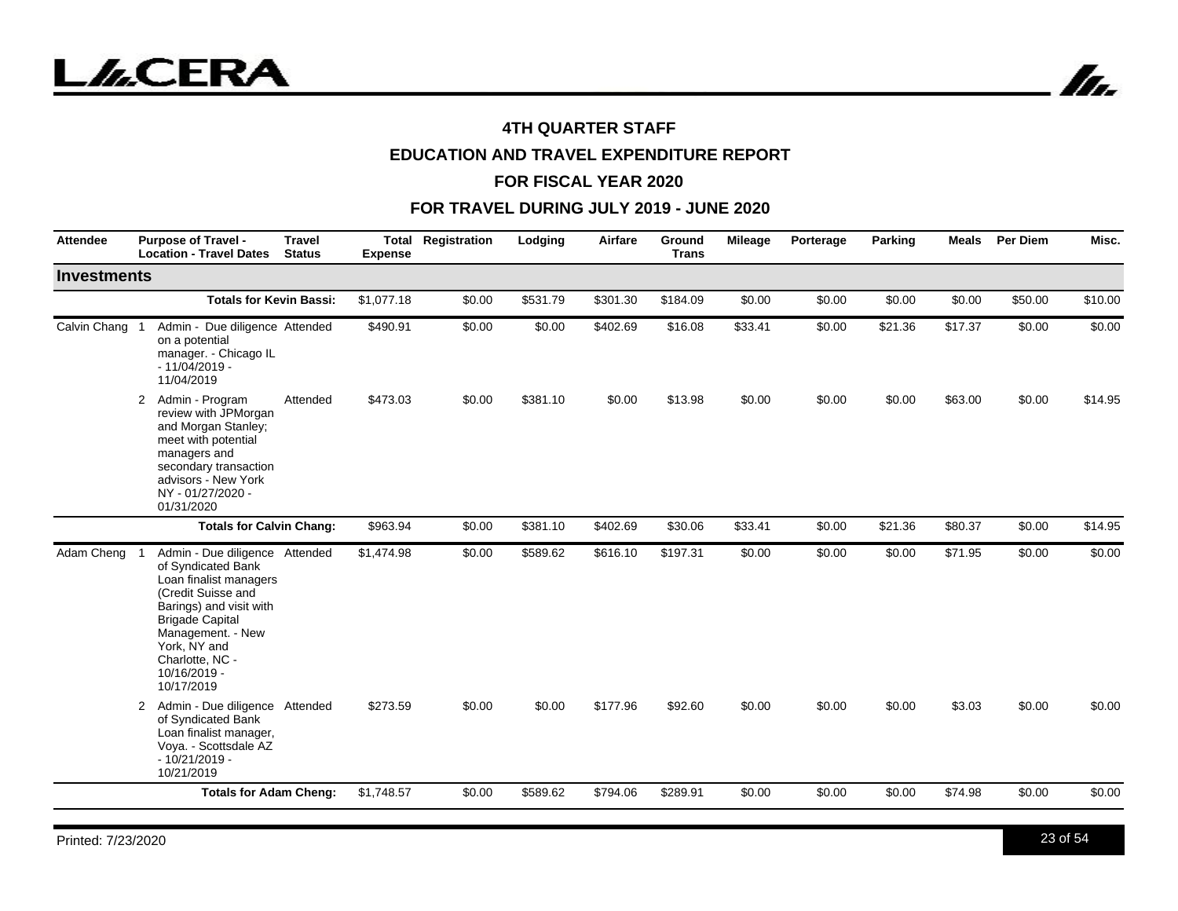## 4TH QUARTER STAFF

## EDUCATION AND TRAVEL EXPENDITURE REPORT

## FOR FISCAL YEAR 2020

## FOR TRAVEL DURING JULY 2019 - JUNE 2020

| Attendee | | Purpose of Travel - Location - Travel Dates | Travel Status | Total Expense | Registration | Lodging | Airfare | Ground Trans | Mileage | Porterage | Parking | Meals | Per Diem | Misc. |
|---|---|---|---|---|---|---|---|---|---|---|---|---|---|---|
| **Investments** | | | | | | | | | | | | | | |
| | | **Totals for Kevin Bassi:** | | $1,077.18 | $0.00 | $531.79 | $301.30 | $184.09 | $0.00 | $0.00 | $0.00 | $0.00 | $50.00 | $10.00 |
| Calvin Chang | 1 | Admin - Due diligence on a potential manager. - Chicago IL - 11/04/2019 - 11/04/2019 | Attended | $490.91 | $0.00 | $0.00 | $402.69 | $16.08 | $33.41 | $0.00 | $21.36 | $17.37 | $0.00 | $0.00 |
| | 2 | Admin - Program review with JPMorgan and Morgan Stanley; meet with potential managers and secondary transaction advisors - New York NY - 01/27/2020 - 01/31/2020 | Attended | $473.03 | $0.00 | $381.10 | $0.00 | $13.98 | $0.00 | $0.00 | $0.00 | $63.00 | $0.00 | $14.95 |
| | | **Totals for Calvin Chang:** | | $963.94 | $0.00 | $381.10 | $402.69 | $30.06 | $33.41 | $0.00 | $21.36 | $80.37 | $0.00 | $14.95 |
| Adam Cheng | 1 | Admin - Due diligence of Syndicated Bank Loan finalist managers (Credit Suisse and Barings) and visit with Brigade Capital Management. - New York, NY and Charlotte, NC - 10/16/2019 - 10/17/2019 | Attended | $1,474.98 | $0.00 | $589.62 | $616.10 | $197.31 | $0.00 | $0.00 | $0.00 | $71.95 | $0.00 | $0.00 |
| | 2 | Admin - Due diligence of Syndicated Bank Loan finalist manager, Voya. - Scottsdale AZ - 10/21/2019 - 10/21/2019 | Attended | $273.59 | $0.00 | $0.00 | $177.96 | $92.60 | $0.00 | $0.00 | $0.00 | $3.03 | $0.00 | $0.00 |
| | | **Totals for Adam Cheng:** | | $1,748.57 | $0.00 | $589.62 | $794.06 | $289.91 | $0.00 | $0.00 | $0.00 | $74.98 | $0.00 | $0.00 |

Printed: 7/23/2020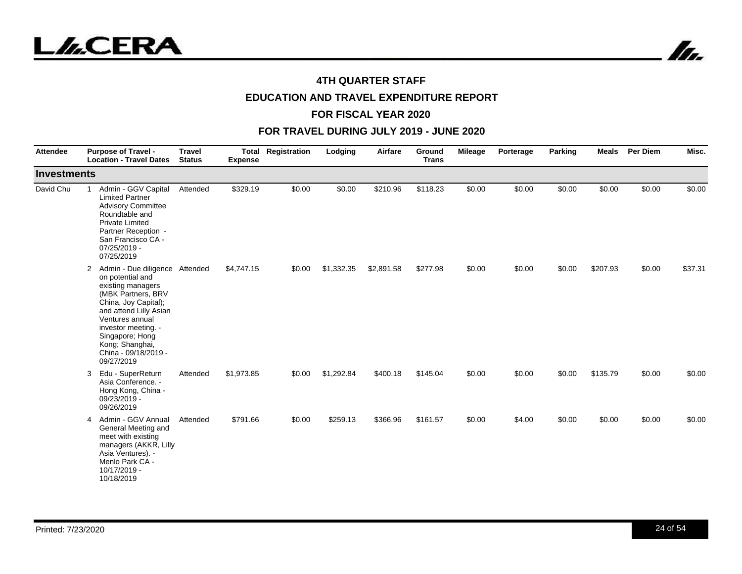#### 4TH QUARTER STAFF

#### EDUCATION AND TRAVEL EXPENDITURE REPORT

#### FOR FISCAL YEAR 2020

#### FOR TRAVEL DURING JULY 2019 - JUNE 2020

| Attendee | | Purpose of Travel - Location - Travel Dates | Travel Status | Total Expense | Registration | Lodging | Airfare | Ground Trans | Mileage | Porterage | Parking | Meals | Per Diem | Misc. |
|---|---|---|---|---|---|---|---|---|---|---|---|---|---|---|
| **Investments** | | | | | | | | | | | | | | |
| David Chu | 1 | Admin - GGV Capital Limited Partner Advisory Committee Roundtable and Private Limited Partner Reception - San Francisco CA - 07/25/2019 - 07/25/2019 | Attended | $329.19 | $0.00 | $0.00 | $210.96 | $118.23 | $0.00 | $0.00 | $0.00 | $0.00 | $0.00 | $0.00 |
| | 2 | Admin - Due diligence on potential and existing managers (MBK Partners, BRV China, Joy Capital); and attend Lilly Asian Ventures annual investor meeting. - Singapore; Hong Kong; Shanghai, China - 09/18/2019 - 09/27/2019 | Attended | $4,747.15 | $0.00 | $1,332.35 | $2,891.58 | $277.98 | $0.00 | $0.00 | $0.00 | $207.93 | $0.00 | $37.31 |
| | 3 | Edu - SuperReturn Asia Conference. - Hong Kong, China - 09/23/2019 - 09/26/2019 | Attended | $1,973.85 | $0.00 | $1,292.84 | $400.18 | $145.04 | $0.00 | $0.00 | $0.00 | $135.79 | $0.00 | $0.00 |
| | 4 | Admin - GGV Annual General Meeting and meet with existing managers (AKKR, Lilly Asia Ventures). - Menlo Park CA - 10/17/2019 - 10/18/2019 | Attended | $791.66 | $0.00 | $259.13 | $366.96 | $161.57 | $0.00 | $4.00 | $0.00 | $0.00 | $0.00 | $0.00 |

Printed: 7/23/2020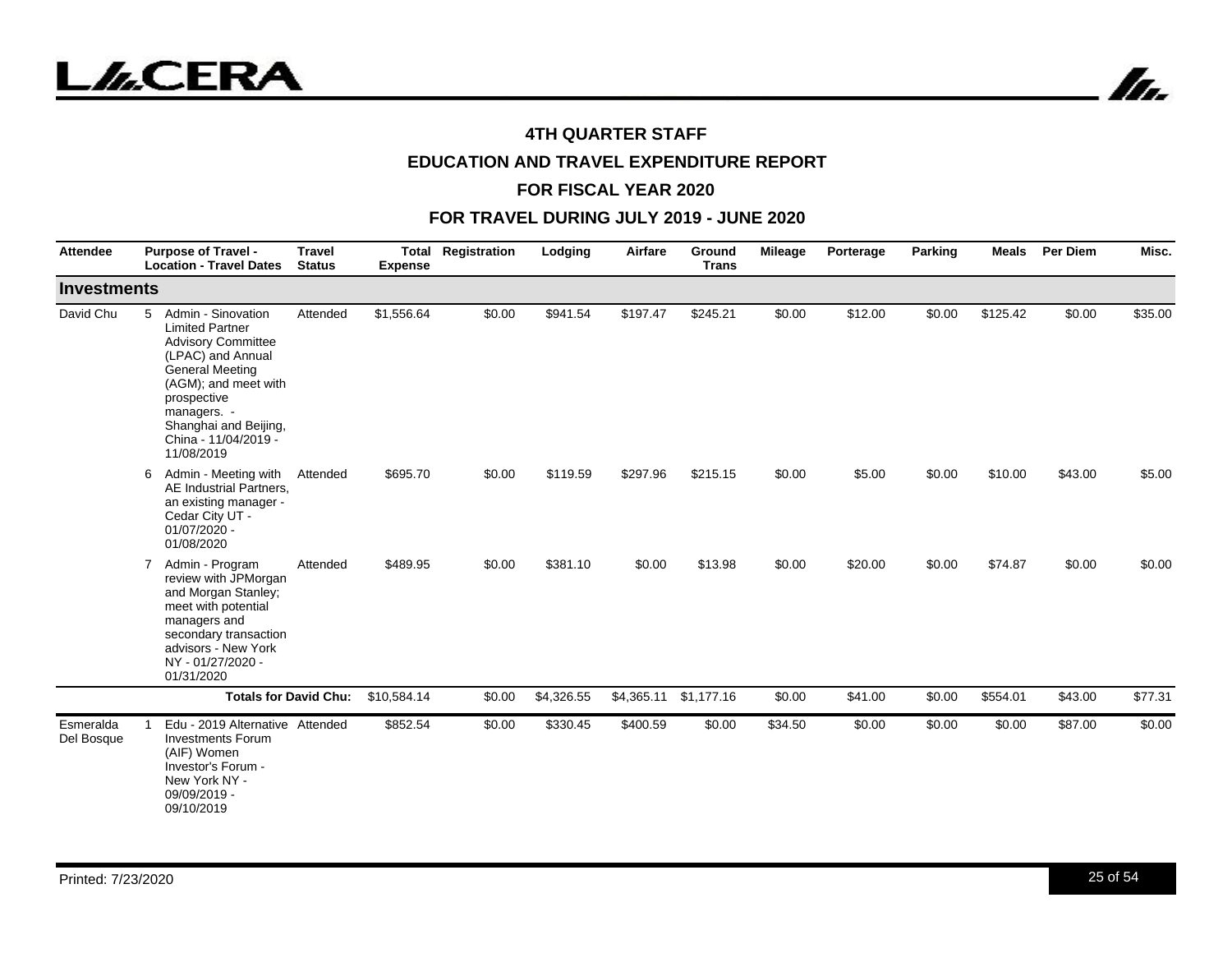# 4TH QUARTER STAFF

## EDUCATION AND TRAVEL EXPENDITURE REPORT

## FOR FISCAL YEAR 2020

## FOR TRAVEL DURING JULY 2019 - JUNE 2020

| Attendee | | Purpose of Travel - Location - Travel Dates | Travel Status | Total Expense | Registration | Lodging | Airfare | Ground Trans | Mileage | Porterage | Parking | Meals | Per Diem | Misc. |
|---|---|---|---|---|---|---|---|---|---|---|---|---|---|---|
| **Investments** | | | | | | | | | | | | | | |
| David Chu | 5 | Admin - Sinovation Limited Partner Advisory Committee (LPAC) and Annual General Meeting (AGM); and meet with prospective managers. - Shanghai and Beijing, China - 11/04/2019 - 11/08/2019 | Attended | $1,556.64 | $0.00 | $941.54 | $197.47 | $245.21 | $0.00 | $12.00 | $0.00 | $125.42 | $0.00 | $35.00 |
| | 6 | Admin - Meeting with AE Industrial Partners, an existing manager - Cedar City UT - 01/07/2020 - 01/08/2020 | Attended | $695.70 | $0.00 | $119.59 | $297.96 | $215.15 | $0.00 | $5.00 | $0.00 | $10.00 | $43.00 | $5.00 |
| | 7 | Admin - Program review with JPMorgan and Morgan Stanley; meet with potential managers and secondary transaction advisors - New York NY - 01/27/2020 - 01/31/2020 | Attended | $489.95 | $0.00 | $381.10 | $0.00 | $13.98 | $0.00 | $20.00 | $0.00 | $74.87 | $0.00 | $0.00 |
| | | | **Totals for David Chu:** | $10,584.14 | $0.00 | $4,326.55 | $4,365.11 | $1,177.16 | $0.00 | $41.00 | $0.00 | $554.01 | $43.00 | $77.31 |
| Esmeralda Del Bosque | 1 | Edu - 2019 Alternative Investments Forum (AIF) Women Investor's Forum - New York NY - 09/09/2019 - 09/10/2019 | Attended | $852.54 | $0.00 | $330.45 | $400.59 | $0.00 | $34.50 | $0.00 | $0.00 | $0.00 | $87.00 | $0.00 |

Printed: 7/23/2020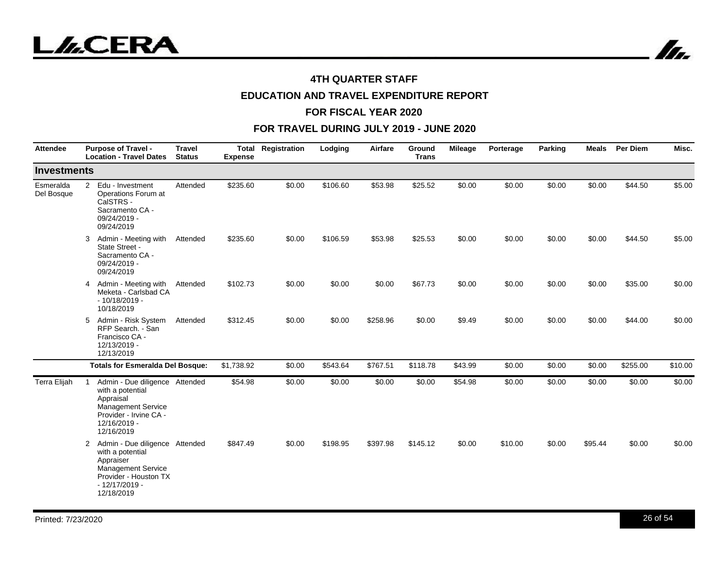**4TH QUARTER STAFF**

**EDUCATION AND TRAVEL EXPENDITURE REPORT**

**FOR FISCAL YEAR 2020**

**FOR TRAVEL DURING JULY 2019 - JUNE 2020**

| Attendee | | Purpose of Travel - Location - Travel Dates | Travel Status | Total Expense | Registration | Lodging | Airfare | Ground Trans | Mileage | Porterage | Parking | Meals | Per Diem | Misc. |
|---|---|---|---|---|---|---|---|---|---|---|---|---|---|---|
| **Investments** | | | | | | | | | | | | | | |
| Esmeralda Del Bosque | 2 | Edu - Investment Operations Forum at CalSTRS - Sacramento CA - 09/24/2019 - 09/24/2019 | Attended | $235.60 | $0.00 | $106.60 | $53.98 | $25.52 | $0.00 | $0.00 | $0.00 | $0.00 | $44.50 | $5.00 |
| | 3 | Admin - Meeting with State Street - Sacramento CA - 09/24/2019 - 09/24/2019 | Attended | $235.60 | $0.00 | $106.59 | $53.98 | $25.53 | $0.00 | $0.00 | $0.00 | $0.00 | $44.50 | $5.00 |
| | 4 | Admin - Meeting with Meketa - Carlsbad CA - 10/18/2019 - 10/18/2019 | Attended | $102.73 | $0.00 | $0.00 | $0.00 | $67.73 | $0.00 | $0.00 | $0.00 | $0.00 | $35.00 | $0.00 |
| | 5 | Admin - Risk System RFP Search. - San Francisco CA - 12/13/2019 - 12/13/2019 | Attended | $312.45 | $0.00 | $0.00 | $258.96 | $0.00 | $9.49 | $0.00 | $0.00 | $0.00 | $44.00 | $0.00 |
| | | **Totals for Esmeralda Del Bosque:** | | $1,738.92 | $0.00 | $543.64 | $767.51 | $118.78 | $43.99 | $0.00 | $0.00 | $0.00 | $255.00 | $10.00 |
| Terra Elijah | 1 | Admin - Due diligence with a potential Appraisal Management Service Provider - Irvine CA - 12/16/2019 - 12/16/2019 | Attended | $54.98 | $0.00 | $0.00 | $0.00 | $0.00 | $54.98 | $0.00 | $0.00 | $0.00 | $0.00 | $0.00 |
| | 2 | Admin - Due diligence with a potential Appraiser Management Service Provider - Houston TX - 12/17/2019 - 12/18/2019 | Attended | $847.49 | $0.00 | $198.95 | $397.98 | $145.12 | $0.00 | $10.00 | $0.00 | $95.44 | $0.00 | $0.00 |

Printed: 7/23/2020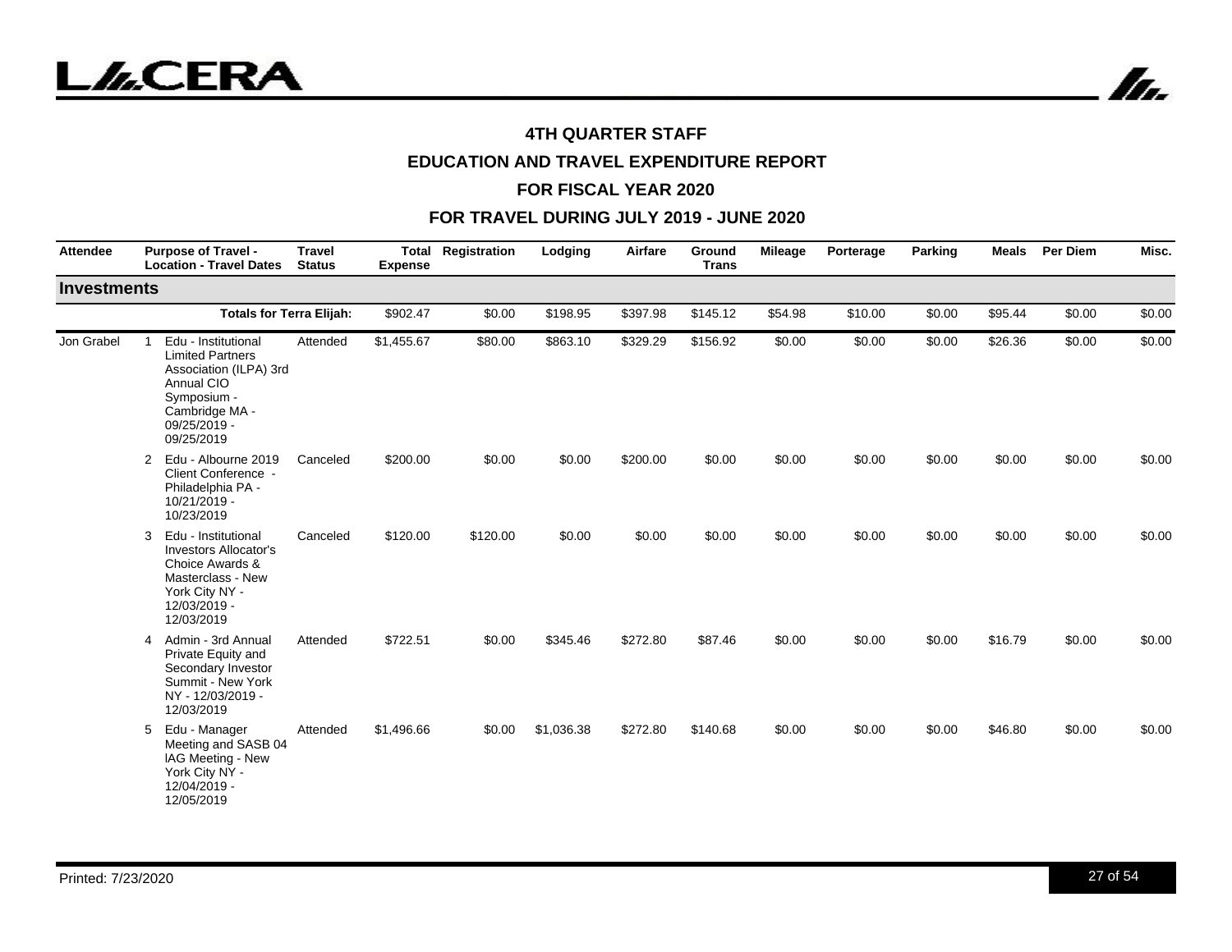# 4TH QUARTER STAFF

## EDUCATION AND TRAVEL EXPENDITURE REPORT

## FOR FISCAL YEAR 2020

## FOR TRAVEL DURING JULY 2019 - JUNE 2020

| Attendee | | Purpose of Travel - Location - Travel Dates | Travel Status | Total Expense | Registration | Lodging | Airfare | Ground Trans | Mileage | Porterage | Parking | Meals | Per Diem | Misc. |
|---|---|---|---|---|---|---|---|---|---|---|---|---|---|---|
| **Investments** | | | | | | | | | | | | | | |
| | | **Totals for Terra Elijah:** | | $902.47 | $0.00 | $198.95 | $397.98 | $145.12 | $54.98 | $10.00 | $0.00 | $95.44 | $0.00 | $0.00 |
| Jon Grabel | 1 | Edu - Institutional Limited Partners Association (ILPA) 3rd Annual CIO Symposium - Cambridge MA - 09/25/2019 - 09/25/2019 | Attended | $1,455.67 | $80.00 | $863.10 | $329.29 | $156.92 | $0.00 | $0.00 | $0.00 | $26.36 | $0.00 | $0.00 |
| | 2 | Edu - Albourne 2019 Client Conference - Philadelphia PA - 10/21/2019 - 10/23/2019 | Canceled | $200.00 | $0.00 | $0.00 | $200.00 | $0.00 | $0.00 | $0.00 | $0.00 | $0.00 | $0.00 | $0.00 |
| | 3 | Edu - Institutional Investors Allocator's Choice Awards & Masterclass - New York City NY - 12/03/2019 - 12/03/2019 | Canceled | $120.00 | $120.00 | $0.00 | $0.00 | $0.00 | $0.00 | $0.00 | $0.00 | $0.00 | $0.00 | $0.00 |
| | 4 | Admin - 3rd Annual Private Equity and Secondary Investor Summit - New York NY - 12/03/2019 - 12/03/2019 | Attended | $722.51 | $0.00 | $345.46 | $272.80 | $87.46 | $0.00 | $0.00 | $0.00 | $16.79 | $0.00 | $0.00 |
| | 5 | Edu - Manager Meeting and SASB 04 IAG Meeting - New York City NY - 12/04/2019 - 12/05/2019 | Attended | $1,496.66 | $0.00 | $1,036.38 | $272.80 | $140.68 | $0.00 | $0.00 | $0.00 | $46.80 | $0.00 | $0.00 |

Printed: 7/23/2020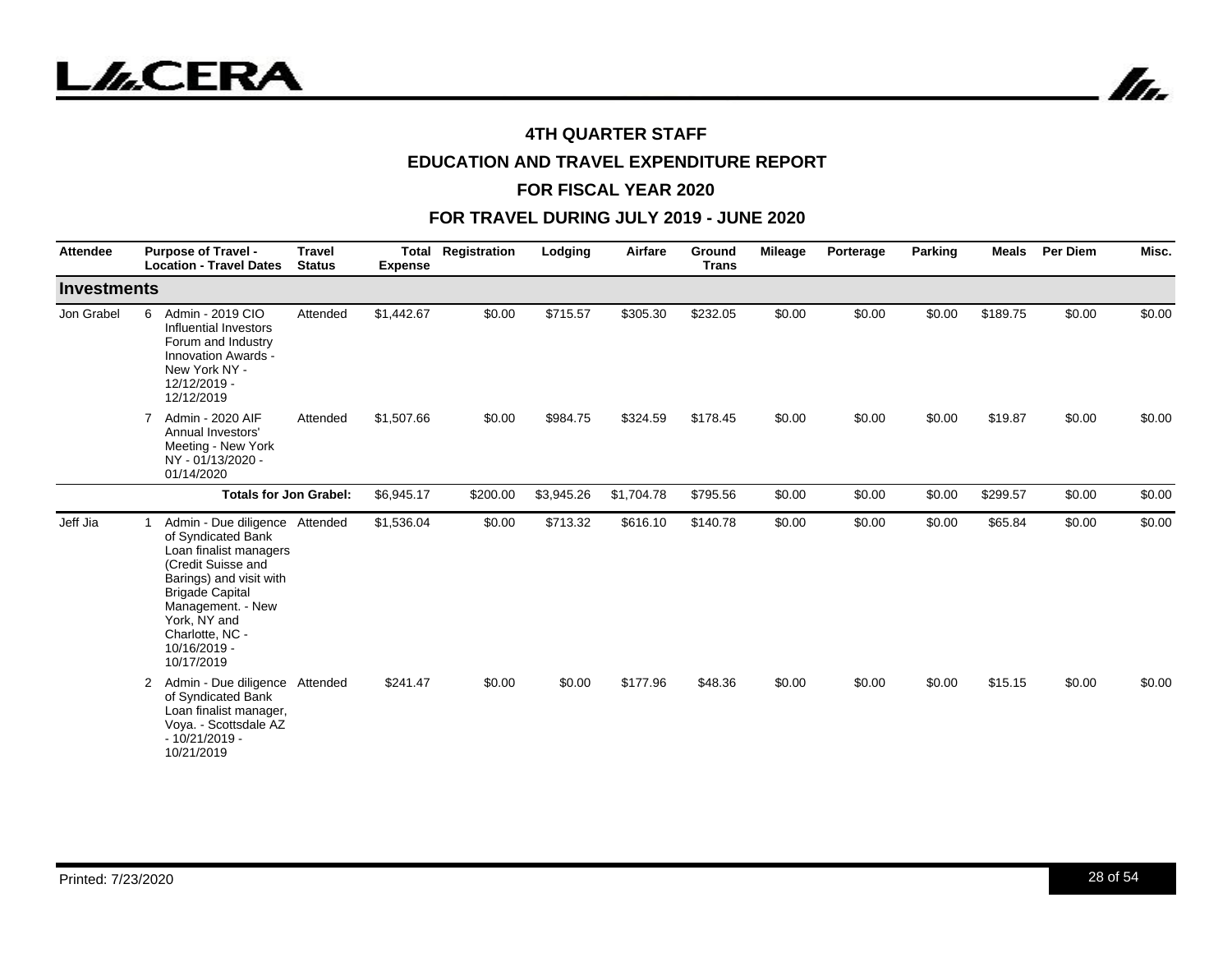**4TH QUARTER STAFF**

**EDUCATION AND TRAVEL EXPENDITURE REPORT**

**FOR FISCAL YEAR 2020**

**FOR TRAVEL DURING JULY 2019 - JUNE 2020**

| Attendee | | Purpose of Travel - Location - Travel Dates | Travel Status | Total Expense | Registration | Lodging | Airfare | Ground Trans | Mileage | Porterage | Parking | Meals | Per Diem | Misc. |
|---|---|---|---|---|---|---|---|---|---|---|---|---|---|---|
| **Investments** | | | | | | | | | | | | | | |
| Jon Grabel | 6 | Admin - 2019 CIO Influential Investors Forum and Industry Innovation Awards - New York NY - 12/12/2019 - 12/12/2019 | Attended | $1,442.67 | $0.00 | $715.57 | $305.30 | $232.05 | $0.00 | $0.00 | $0.00 | $189.75 | $0.00 | $0.00 |
| | 7 | Admin - 2020 AIF Annual Investors' Meeting - New York NY - 01/13/2020 - 01/14/2020 | Attended | $1,507.66 | $0.00 | $984.75 | $324.59 | $178.45 | $0.00 | $0.00 | $0.00 | $19.87 | $0.00 | $0.00 |
| | | **Totals for Jon Grabel:** | | $6,945.17 | $200.00 | $3,945.26 | $1,704.78 | $795.56 | $0.00 | $0.00 | $0.00 | $299.57 | $0.00 | $0.00 |
| Jeff Jia | 1 | Admin - Due diligence of Syndicated Bank Loan finalist managers (Credit Suisse and Barings) and visit with Brigade Capital Management. - New York, NY and Charlotte, NC - 10/16/2019 - 10/17/2019 | Attended | $1,536.04 | $0.00 | $713.32 | $616.10 | $140.78 | $0.00 | $0.00 | $0.00 | $65.84 | $0.00 | $0.00 |
| | 2 | Admin - Due diligence of Syndicated Bank Loan finalist manager, Voya. - Scottsdale AZ - 10/21/2019 - 10/21/2019 | Attended | $241.47 | $0.00 | $0.00 | $177.96 | $48.36 | $0.00 | $0.00 | $0.00 | $15.15 | $0.00 | $0.00 |

Printed: 7/23/2020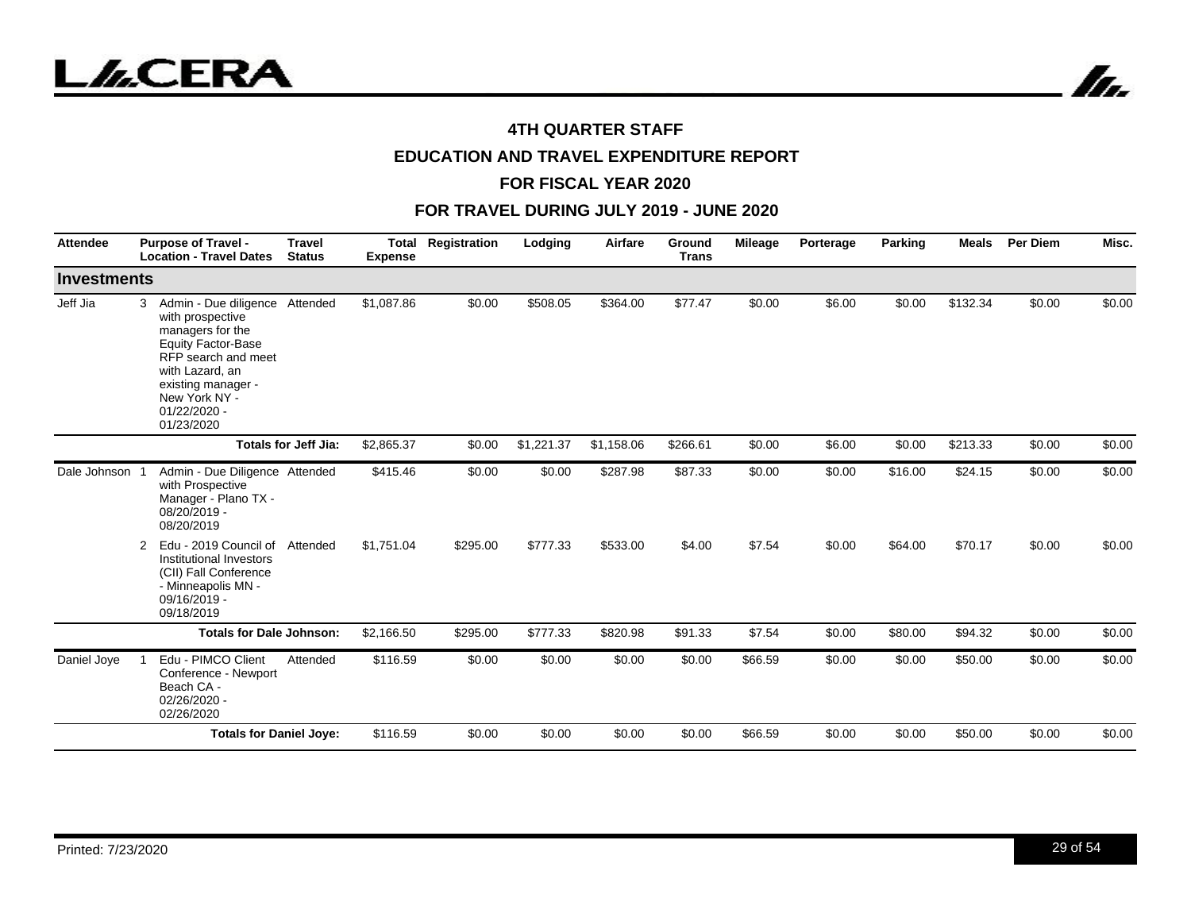## 4TH QUARTER STAFF

## EDUCATION AND TRAVEL EXPENDITURE REPORT

## FOR FISCAL YEAR 2020

## FOR TRAVEL DURING JULY 2019 - JUNE 2020

| Attendee | | Purpose of Travel - Location - Travel Dates | Travel Status | Total Expense | Registration | Lodging | Airfare | Ground Trans | Mileage | Porterage | Parking | Meals | Per Diem | Misc. |
|---|---|---|---|---|---|---|---|---|---|---|---|---|---|---|
| **Investments** | | | | | | | | | | | | | | |
| Jeff Jia | 3 | Admin - Due diligence with prospective managers for the Equity Factor-Base RFP search and meet with Lazard, an existing manager - New York NY - 01/22/2020 - 01/23/2020 | Attended | $1,087.86 | $0.00 | $508.05 | $364.00 | $77.47 | $0.00 | $6.00 | $0.00 | $132.34 | $0.00 | $0.00 |
| | | **Totals for Jeff Jia:** | | $2,865.37 | $0.00 | $1,221.37 | $1,158.06 | $266.61 | $0.00 | $6.00 | $0.00 | $213.33 | $0.00 | $0.00 |
| Dale Johnson | 1 | Admin - Due Diligence with Prospective Manager - Plano TX - 08/20/2019 - 08/20/2019 | Attended | $415.46 | $0.00 | $0.00 | $287.98 | $87.33 | $0.00 | $0.00 | $16.00 | $24.15 | $0.00 | $0.00 |
| | 2 | Edu - 2019 Council of Institutional Investors (CII) Fall Conference - Minneapolis MN - 09/16/2019 - 09/18/2019 | Attended | $1,751.04 | $295.00 | $777.33 | $533.00 | $4.00 | $7.54 | $0.00 | $64.00 | $70.17 | $0.00 | $0.00 |
| | | **Totals for Dale Johnson:** | | $2,166.50 | $295.00 | $777.33 | $820.98 | $91.33 | $7.54 | $0.00 | $80.00 | $94.32 | $0.00 | $0.00 |
| Daniel Joye | 1 | Edu - PIMCO Client Conference - Newport Beach CA - 02/26/2020 - 02/26/2020 | Attended | $116.59 | $0.00 | $0.00 | $0.00 | $0.00 | $66.59 | $0.00 | $0.00 | $50.00 | $0.00 | $0.00 |
| | | **Totals for Daniel Joye:** | | $116.59 | $0.00 | $0.00 | $0.00 | $0.00 | $66.59 | $0.00 | $0.00 | $50.00 | $0.00 | $0.00 |

Printed: 7/23/2020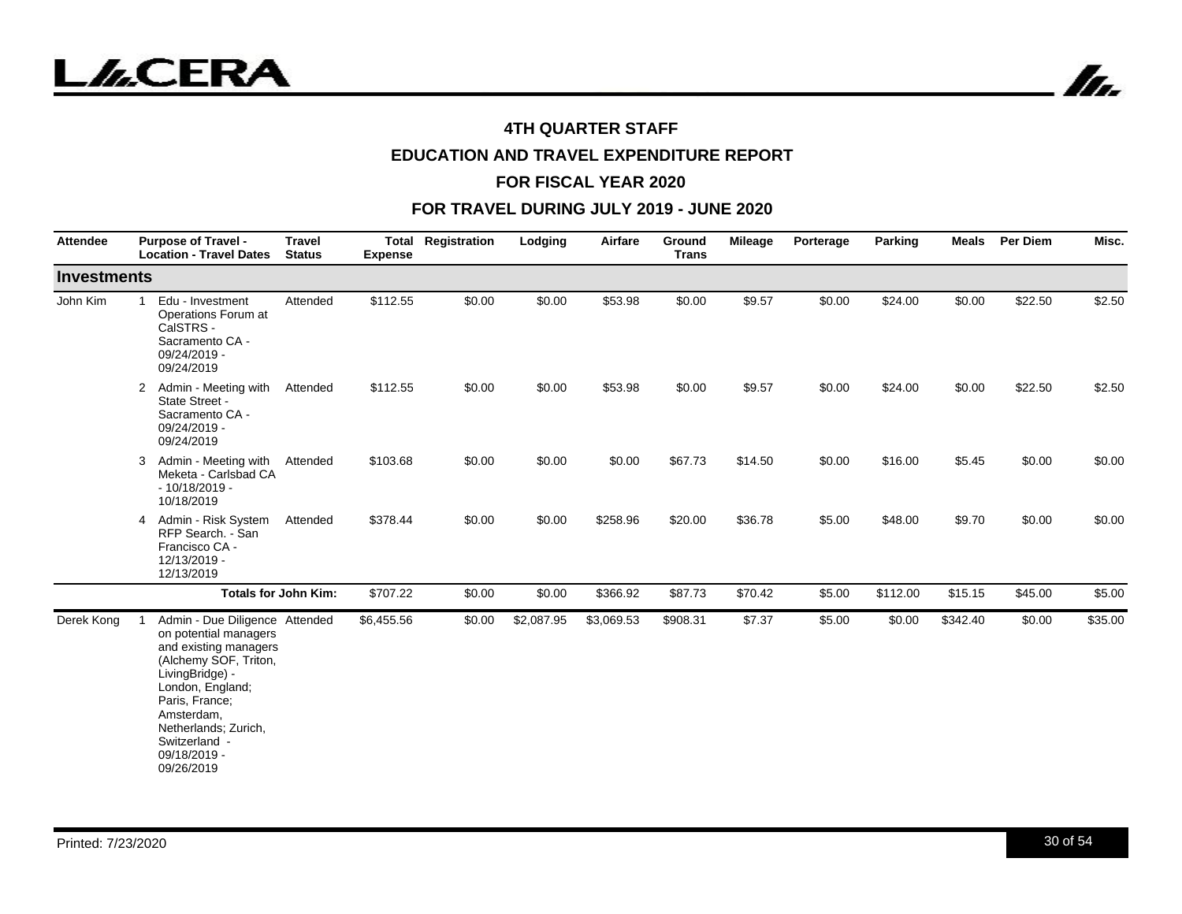# 4TH QUARTER STAFF

## EDUCATION AND TRAVEL EXPENDITURE REPORT

## FOR FISCAL YEAR 2020

## FOR TRAVEL DURING JULY 2019 - JUNE 2020

| Attendee | | Purpose of Travel - Location - Travel Dates | Travel Status | Total Expense | Registration | Lodging | Airfare | Ground Trans | Mileage | Porterage | Parking | Meals | Per Diem | Misc. |
|---|---|---|---|---|---|---|---|---|---|---|---|---|---|---|
| **Investments** | | | | | | | | | | | | | | |
| John Kim | 1 | Edu - Investment Operations Forum at CalSTRS - Sacramento CA - 09/24/2019 - 09/24/2019 | Attended | $112.55 | $0.00 | $0.00 | $53.98 | $0.00 | $9.57 | $0.00 | $24.00 | $0.00 | $22.50 | $2.50 |
| | 2 | Admin - Meeting with State Street - Sacramento CA - 09/24/2019 - 09/24/2019 | Attended | $112.55 | $0.00 | $0.00 | $53.98 | $0.00 | $9.57 | $0.00 | $24.00 | $0.00 | $22.50 | $2.50 |
| | 3 | Admin - Meeting with Meketa - Carlsbad CA - 10/18/2019 - 10/18/2019 | Attended | $103.68 | $0.00 | $0.00 | $0.00 | $67.73 | $14.50 | $0.00 | $16.00 | $5.45 | $0.00 | $0.00 |
| | 4 | Admin - Risk System RFP Search. - San Francisco CA - 12/13/2019 - 12/13/2019 | Attended | $378.44 | $0.00 | $0.00 | $258.96 | $20.00 | $36.78 | $5.00 | $48.00 | $9.70 | $0.00 | $0.00 |
| | | **Totals for John Kim:** | | $707.22 | $0.00 | $0.00 | $366.92 | $87.73 | $70.42 | $5.00 | $112.00 | $15.15 | $45.00 | $5.00 |
| Derek Kong | 1 | Admin - Due Diligence on potential managers and existing managers (Alchemy SOF, Triton, LivingBridge) - London, England; Paris, France; Amsterdam, Netherlands; Zurich, Switzerland - 09/18/2019 - 09/26/2019 | Attended | $6,455.56 | $0.00 | $2,087.95 | $3,069.53 | $908.31 | $7.37 | $5.00 | $0.00 | $342.40 | $0.00 | $35.00 |

Printed: 7/23/2020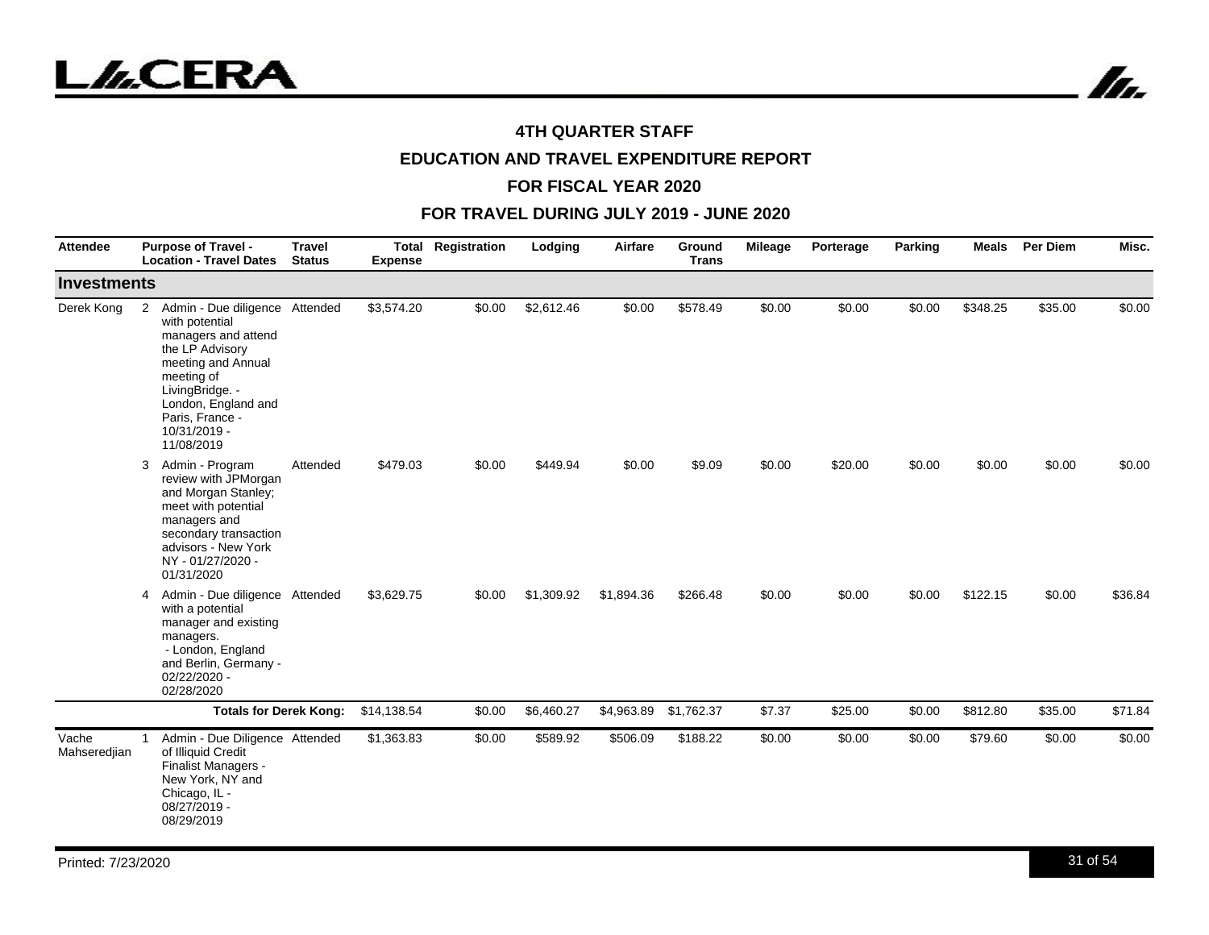# 4TH QUARTER STAFF

## EDUCATION AND TRAVEL EXPENDITURE REPORT

## FOR FISCAL YEAR 2020

## FOR TRAVEL DURING JULY 2019 - JUNE 2020

| Attendee | | Purpose of Travel - Location - Travel Dates | Travel Status | Total Expense | Registration | Lodging | Airfare | Ground Trans | Mileage | Porterage | Parking | Meals | Per Diem | Misc. |
|---|---|---|---|---|---|---|---|---|---|---|---|---|---|---|
| **Investments** | | | | | | | | | | | | | | |
| Derek Kong | 2 | Admin - Due diligence with potential managers and attend the LP Advisory meeting and Annual meeting of LivingBridge. - London, England and Paris, France - 10/31/2019 - 11/08/2019 | Attended | $3,574.20 | $0.00 | $2,612.46 | $0.00 | $578.49 | $0.00 | $0.00 | $0.00 | $348.25 | $35.00 | $0.00 |
| | 3 | Admin - Program review with JPMorgan and Morgan Stanley; meet with potential managers and secondary transaction advisors - New York NY - 01/27/2020 - 01/31/2020 | Attended | $479.03 | $0.00 | $449.94 | $0.00 | $9.09 | $0.00 | $20.00 | $0.00 | $0.00 | $0.00 | $0.00 |
| | 4 | Admin - Due diligence with a potential manager and existing managers. - London, England and Berlin, Germany - 02/22/2020 - 02/28/2020 | Attended | $3,629.75 | $0.00 | $1,309.92 | $1,894.36 | $266.48 | $0.00 | $0.00 | $0.00 | $122.15 | $0.00 | $36.84 |
| | | **Totals for Derek Kong:** | | $14,138.54 | $0.00 | $6,460.27 | $4,963.89 | $1,762.37 | $7.37 | $25.00 | $0.00 | $812.80 | $35.00 | $71.84 |
| Vache Mahseredjian | 1 | Admin - Due Diligence of Illiquid Credit Finalist Managers - New York, NY and Chicago, IL - 08/27/2019 - 08/29/2019 | Attended | $1,363.83 | $0.00 | $589.92 | $506.09 | $188.22 | $0.00 | $0.00 | $0.00 | $79.60 | $0.00 | $0.00 |

Printed: 7/23/2020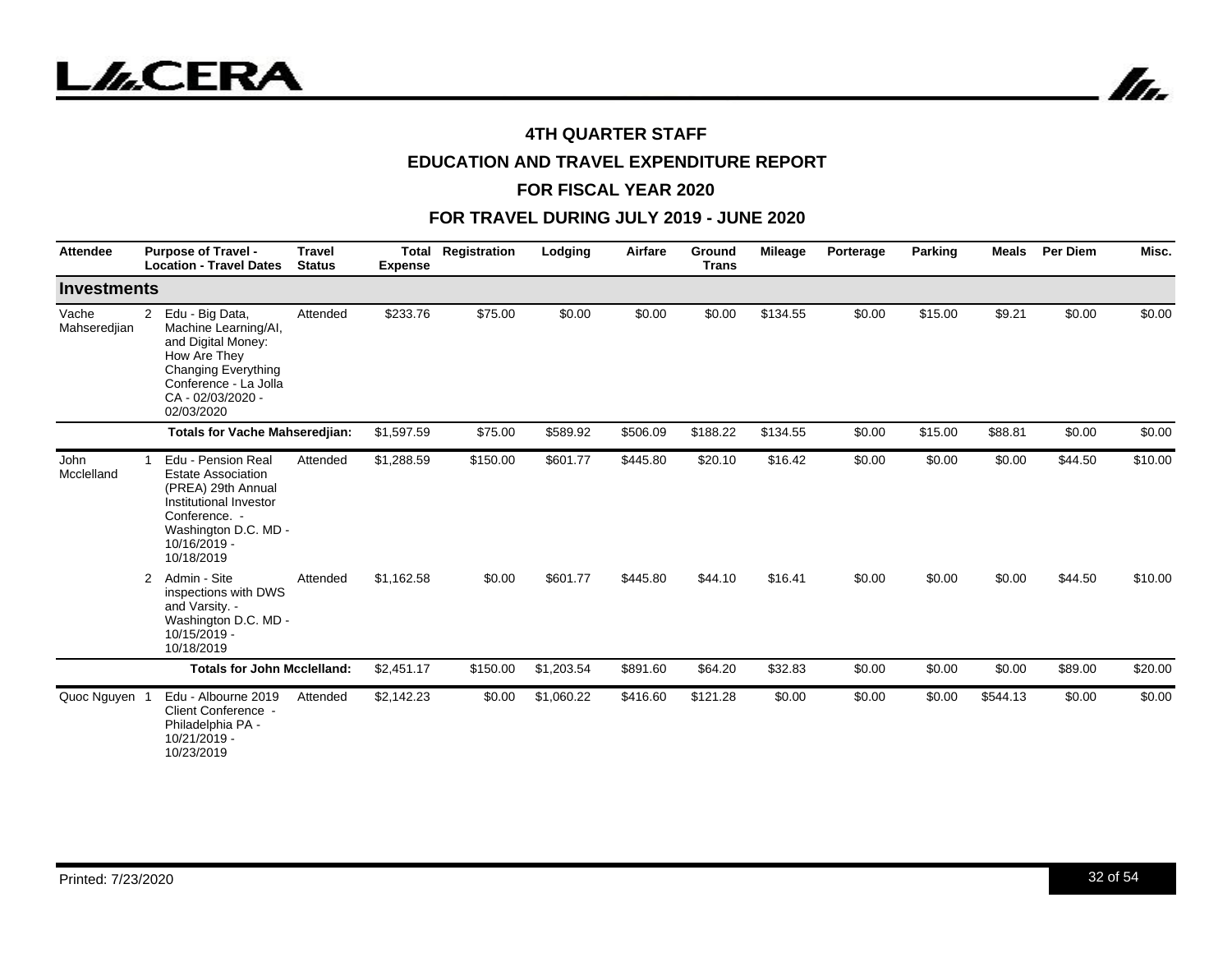# 4TH QUARTER STAFF

## EDUCATION AND TRAVEL EXPENDITURE REPORT

## FOR FISCAL YEAR 2020

## FOR TRAVEL DURING JULY 2019 - JUNE 2020

| Attendee | | Purpose of Travel - Location - Travel Dates | Travel Status | Total Expense | Registration | Lodging | Airfare | Ground Trans | Mileage | Porterage | Parking | Meals | Per Diem | Misc. |
|---|---|---|---|---|---|---|---|---|---|---|---|---|---|---|
| **Investments** | | | | | | | | | | | | | | |
| Vache Mahseredjian | 2 | Edu - Big Data, Machine Learning/AI, and Digital Money: How Are They Changing Everything Conference - La Jolla CA - 02/03/2020 - 02/03/2020 | Attended | $233.76 | $75.00 | $0.00 | $0.00 | $0.00 | $134.55 | $0.00 | $15.00 | $9.21 | $0.00 | $0.00 |
| | | **Totals for Vache Mahseredjian:** | | $1,597.59 | $75.00 | $589.92 | $506.09 | $188.22 | $134.55 | $0.00 | $15.00 | $88.81 | $0.00 | $0.00 |
| John Mcclelland | 1 | Edu - Pension Real Estate Association (PREA) 29th Annual Institutional Investor Conference. - Washington D.C. MD - 10/16/2019 - 10/18/2019 | Attended | $1,288.59 | $150.00 | $601.77 | $445.80 | $20.10 | $16.42 | $0.00 | $0.00 | $0.00 | $44.50 | $10.00 |
| | 2 | Admin - Site inspections with DWS and Varsity. - Washington D.C. MD - 10/15/2019 - 10/18/2019 | Attended | $1,162.58 | $0.00 | $601.77 | $445.80 | $44.10 | $16.41 | $0.00 | $0.00 | $0.00 | $44.50 | $10.00 |
| | | **Totals for John Mcclelland:** | | $2,451.17 | $150.00 | $1,203.54 | $891.60 | $64.20 | $32.83 | $0.00 | $0.00 | $0.00 | $89.00 | $20.00 |
| Quoc Nguyen | 1 | Edu - Albourne 2019 Client Conference - Philadelphia PA - 10/21/2019 - 10/23/2019 | Attended | $2,142.23 | $0.00 | $1,060.22 | $416.60 | $121.28 | $0.00 | $0.00 | $0.00 | $544.13 | $0.00 | $0.00 |

Printed: 7/23/2020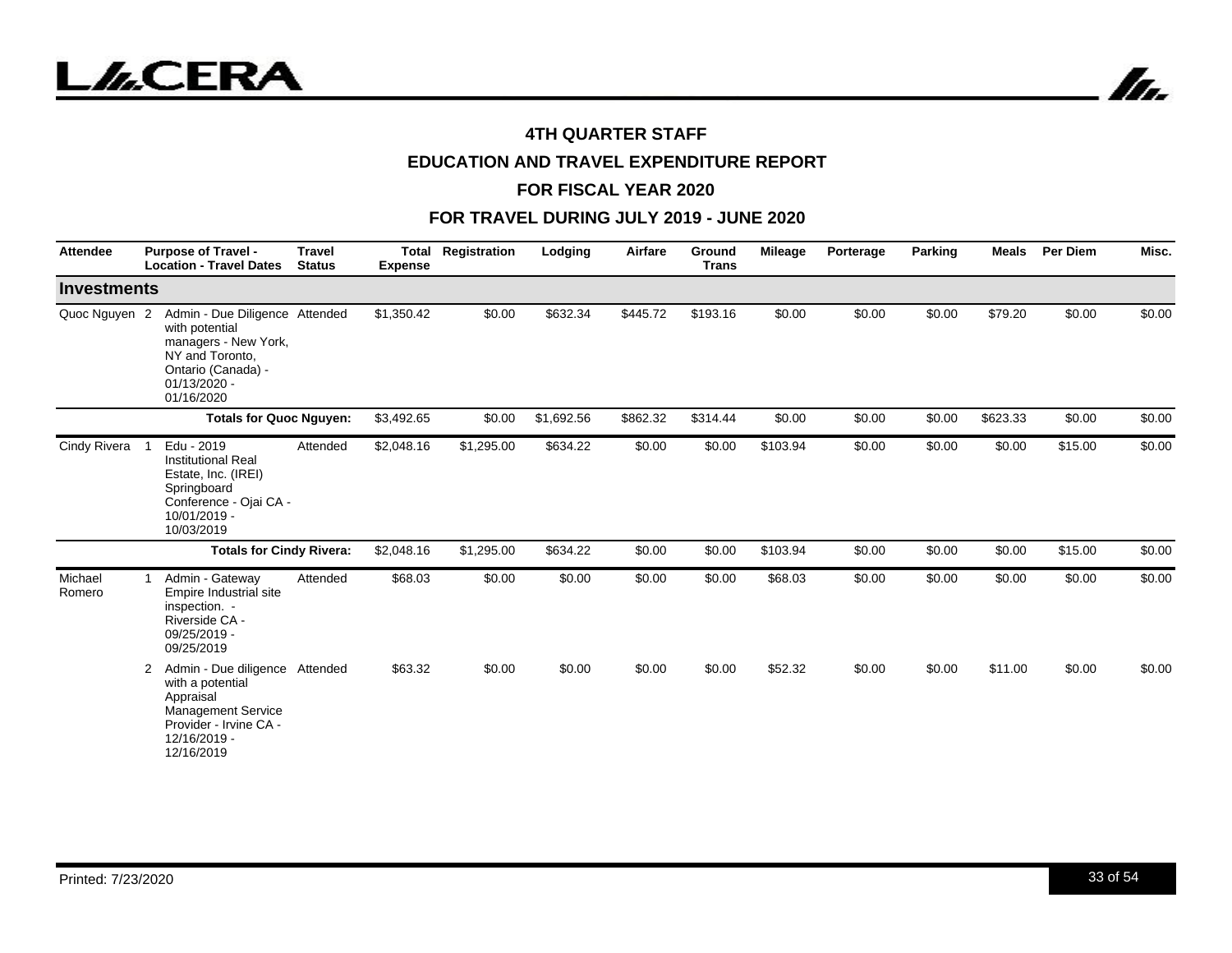# 4TH QUARTER STAFF

## EDUCATION AND TRAVEL EXPENDITURE REPORT

## FOR FISCAL YEAR 2020

## FOR TRAVEL DURING JULY 2019 - JUNE 2020

| Attendee | | Purpose of Travel - Location - Travel Dates | Travel Status | Total Expense | Registration | Lodging | Airfare | Ground Trans | Mileage | Porterage | Parking | Meals | Per Diem | Misc. |
|---|---|---|---|---|---|---|---|---|---|---|---|---|---|---|
| **Investments** | | | | | | | | | | | | | | |
| Quoc Nguyen | 2 | Admin - Due Diligence with potential managers - New York, NY and Toronto, Ontario (Canada) - 01/13/2020 - 01/16/2020 | Attended | $1,350.42 | $0.00 | $632.34 | $445.72 | $193.16 | $0.00 | $0.00 | $0.00 | $79.20 | $0.00 | $0.00 |
| | | **Totals for Quoc Nguyen:** | | $3,492.65 | $0.00 | $1,692.56 | $862.32 | $314.44 | $0.00 | $0.00 | $0.00 | $623.33 | $0.00 | $0.00 |
| Cindy Rivera | 1 | Edu - 2019 Institutional Real Estate, Inc. (IREI) Springboard Conference - Ojai CA - 10/01/2019 - 10/03/2019 | Attended | $2,048.16 | $1,295.00 | $634.22 | $0.00 | $0.00 | $103.94 | $0.00 | $0.00 | $0.00 | $15.00 | $0.00 |
| | | **Totals for Cindy Rivera:** | | $2,048.16 | $1,295.00 | $634.22 | $0.00 | $0.00 | $103.94 | $0.00 | $0.00 | $0.00 | $15.00 | $0.00 |
| Michael Romero | 1 | Admin - Gateway Empire Industrial site inspection. - Riverside CA - 09/25/2019 - 09/25/2019 | Attended | $68.03 | $0.00 | $0.00 | $0.00 | $0.00 | $68.03 | $0.00 | $0.00 | $0.00 | $0.00 | $0.00 |
| | 2 | Admin - Due diligence with a potential Appraisal Management Service Provider - Irvine CA - 12/16/2019 - 12/16/2019 | Attended | $63.32 | $0.00 | $0.00 | $0.00 | $0.00 | $52.32 | $0.00 | $0.00 | $11.00 | $0.00 | $0.00 |

Printed: 7/23/2020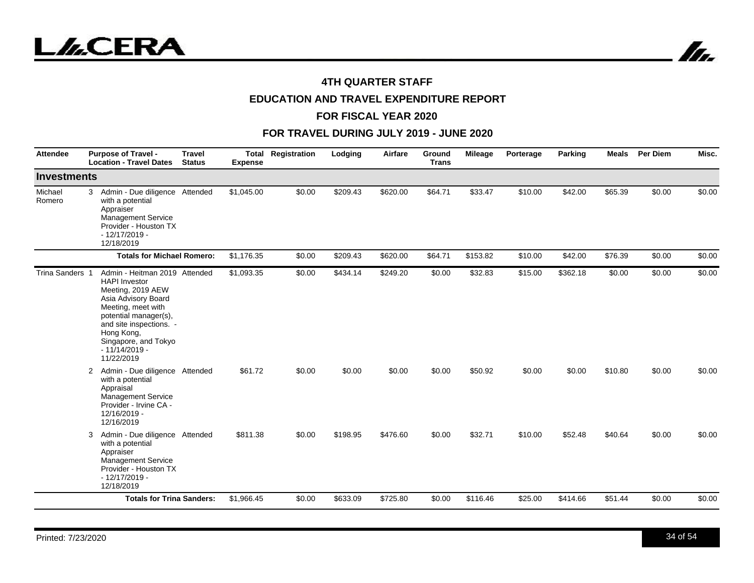# 4TH QUARTER STAFF

## EDUCATION AND TRAVEL EXPENDITURE REPORT

## FOR FISCAL YEAR 2020

## FOR TRAVEL DURING JULY 2019 - JUNE 2020

| Attendee | | Purpose of Travel - Location - Travel Dates | Travel Status | Total Expense | Registration | Lodging | Airfare | Ground Trans | Mileage | Porterage | Parking | Meals | Per Diem | Misc. |
|---|---|---|---|---|---|---|---|---|---|---|---|---|---|---|
| **Investments** | | | | | | | | | | | | | | |
| Michael Romero | 3 | Admin - Due diligence with a potential Appraiser Management Service Provider - Houston TX - 12/17/2019 - 12/18/2019 | Attended | $1,045.00 | $0.00 | $209.43 | $620.00 | $64.71 | $33.47 | $10.00 | $42.00 | $65.39 | $0.00 | $0.00 |
| | | **Totals for Michael Romero:** | | $1,176.35 | $0.00 | $209.43 | $620.00 | $64.71 | $153.82 | $10.00 | $42.00 | $76.39 | $0.00 | $0.00 |
| Trina Sanders | 1 | Admin - Heitman 2019 HAPI Investor Meeting, 2019 AEW Asia Advisory Board Meeting, meet with potential manager(s), and site inspections. - Hong Kong, Singapore, and Tokyo - 11/14/2019 - 11/22/2019 | Attended | $1,093.35 | $0.00 | $434.14 | $249.20 | $0.00 | $32.83 | $15.00 | $362.18 | $0.00 | $0.00 | $0.00 |
| | 2 | Admin - Due diligence with a potential Appraisal Management Service Provider - Irvine CA - 12/16/2019 - 12/16/2019 | Attended | $61.72 | $0.00 | $0.00 | $0.00 | $0.00 | $50.92 | $0.00 | $0.00 | $10.80 | $0.00 | $0.00 |
| | 3 | Admin - Due diligence with a potential Appraiser Management Service Provider - Houston TX - 12/17/2019 - 12/18/2019 | Attended | $811.38 | $0.00 | $198.95 | $476.60 | $0.00 | $32.71 | $10.00 | $52.48 | $40.64 | $0.00 | $0.00 |
| | | **Totals for Trina Sanders:** | | $1,966.45 | $0.00 | $633.09 | $725.80 | $0.00 | $116.46 | $25.00 | $414.66 | $51.44 | $0.00 | $0.00 |

Printed: 7/23/2020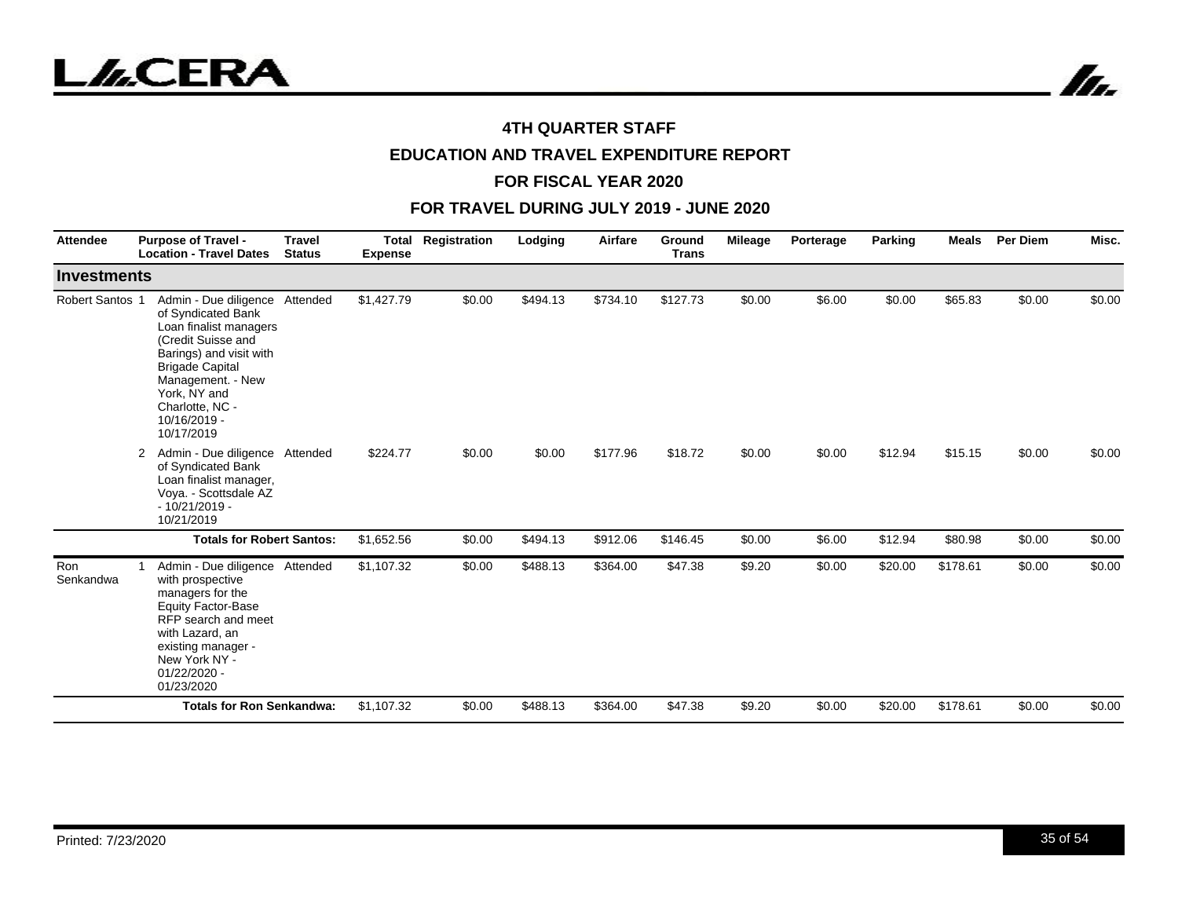**4TH QUARTER STAFF**

**EDUCATION AND TRAVEL EXPENDITURE REPORT**

**FOR FISCAL YEAR 2020**

**FOR TRAVEL DURING JULY 2019 - JUNE 2020**

| Attendee | | Purpose of Travel - Location - Travel Dates | Travel Status | Total Expense | Registration | Lodging | Airfare | Ground Trans | Mileage | Porterage | Parking | Meals | Per Diem | Misc. |
|---|---|---|---|---|---|---|---|---|---|---|---|---|---|---|
| **Investments** | | | | | | | | | | | | | | |
| Robert Santos | 1 | Admin - Due diligence of Syndicated Bank Loan finalist managers (Credit Suisse and Barings) and visit with Brigade Capital Management. - New York, NY and Charlotte, NC - 10/16/2019 - 10/17/2019 | Attended | $1,427.79 | $0.00 | $494.13 | $734.10 | $127.73 | $0.00 | $6.00 | $0.00 | $65.83 | $0.00 | $0.00 |
| | 2 | Admin - Due diligence of Syndicated Bank Loan finalist manager, Voya. - Scottsdale AZ - 10/21/2019 - 10/21/2019 | Attended | $224.77 | $0.00 | $0.00 | $177.96 | $18.72 | $0.00 | $0.00 | $12.94 | $15.15 | $0.00 | $0.00 |
| | | **Totals for Robert Santos:** | | $1,652.56 | $0.00 | $494.13 | $912.06 | $146.45 | $0.00 | $6.00 | $12.94 | $80.98 | $0.00 | $0.00 |
| Ron Senkandwa | 1 | Admin - Due diligence with prospective managers for the Equity Factor-Base RFP search and meet with Lazard, an existing manager - New York NY - 01/22/2020 - 01/23/2020 | Attended | $1,107.32 | $0.00 | $488.13 | $364.00 | $47.38 | $9.20 | $0.00 | $20.00 | $178.61 | $0.00 | $0.00 |
| | | **Totals for Ron Senkandwa:** | | $1,107.32 | $0.00 | $488.13 | $364.00 | $47.38 | $9.20 | $0.00 | $20.00 | $178.61 | $0.00 | $0.00 |

Printed: 7/23/2020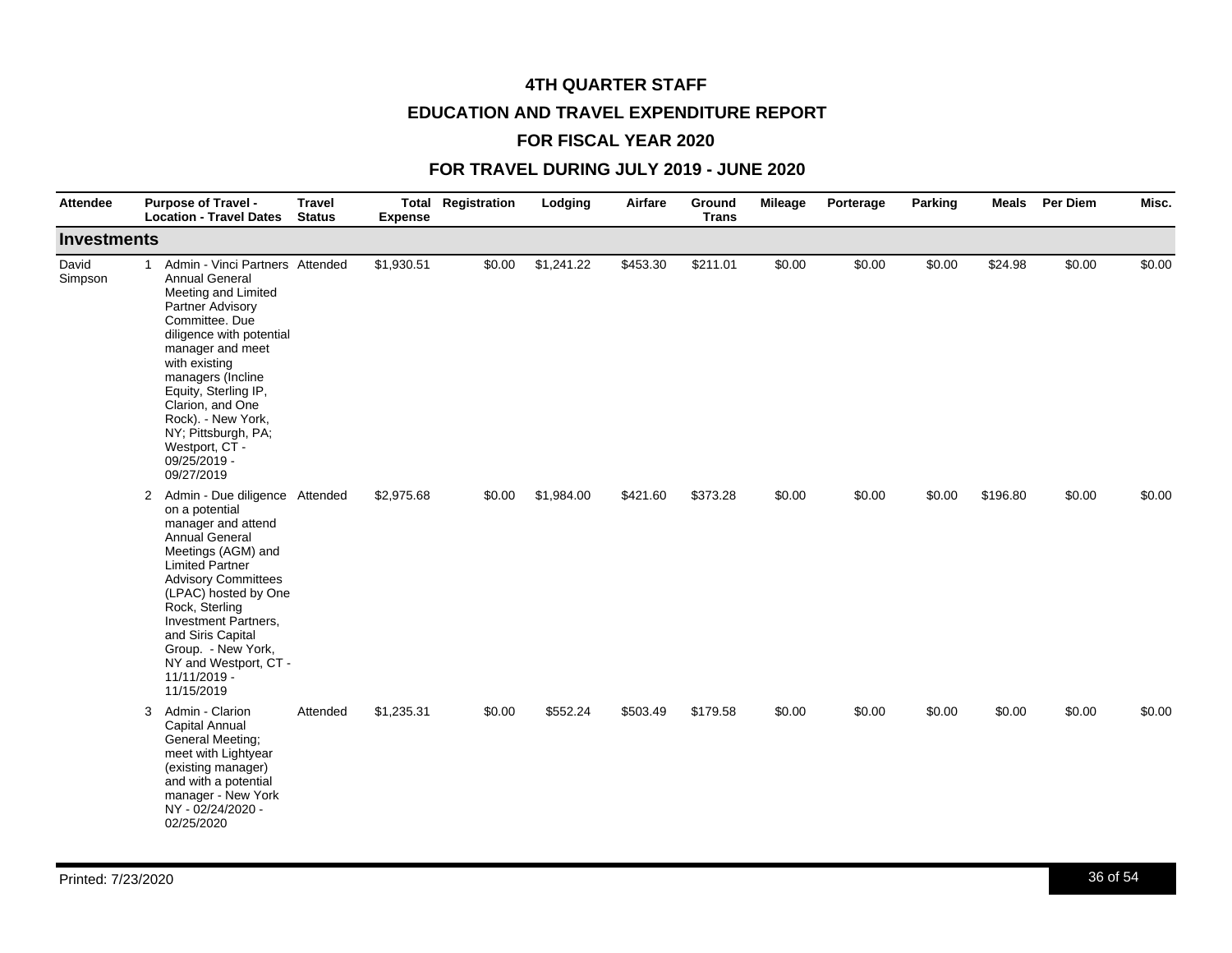# 4TH QUARTER STAFF

## EDUCATION AND TRAVEL EXPENDITURE REPORT

## FOR FISCAL YEAR 2020

## FOR TRAVEL DURING JULY 2019 - JUNE 2020

| Attendee | | Purpose of Travel - Location - Travel Dates | Travel Status | Total Expense | Registration | Lodging | Airfare | Ground Trans | Mileage | Porterage | Parking | Meals | Per Diem | Misc. |
|---|---|---|---|---|---|---|---|---|---|---|---|---|---|---|
| **Investments** | | | | | | | | | | | | | | |
| David Simpson | 1 | Admin - Vinci Partners Annual General Meeting and Limited Partner Advisory Committee. Due diligence with potential manager and meet with existing managers (Incline Equity, Sterling IP, Clarion, and One Rock). - New York, NY; Pittsburgh, PA; Westport, CT - 09/25/2019 - 09/27/2019 | Attended | $1,930.51 | $0.00 | $1,241.22 | $453.30 | $211.01 | $0.00 | $0.00 | $0.00 | $24.98 | $0.00 | $0.00 |
| | 2 | Admin - Due diligence on a potential manager and attend Annual General Meetings (AGM) and Limited Partner Advisory Committees (LPAC) hosted by One Rock, Sterling Investment Partners, and Siris Capital Group. - New York, NY and Westport, CT - 11/11/2019 - 11/15/2019 | Attended | $2,975.68 | $0.00 | $1,984.00 | $421.60 | $373.28 | $0.00 | $0.00 | $0.00 | $196.80 | $0.00 | $0.00 |
| | 3 | Admin - Clarion Capital Annual General Meeting; meet with Lightyear (existing manager) and with a potential manager - New York NY - 02/24/2020 - 02/25/2020 | Attended | $1,235.31 | $0.00 | $552.24 | $503.49 | $179.58 | $0.00 | $0.00 | $0.00 | $0.00 | $0.00 | $0.00 |

Printed: 7/23/2020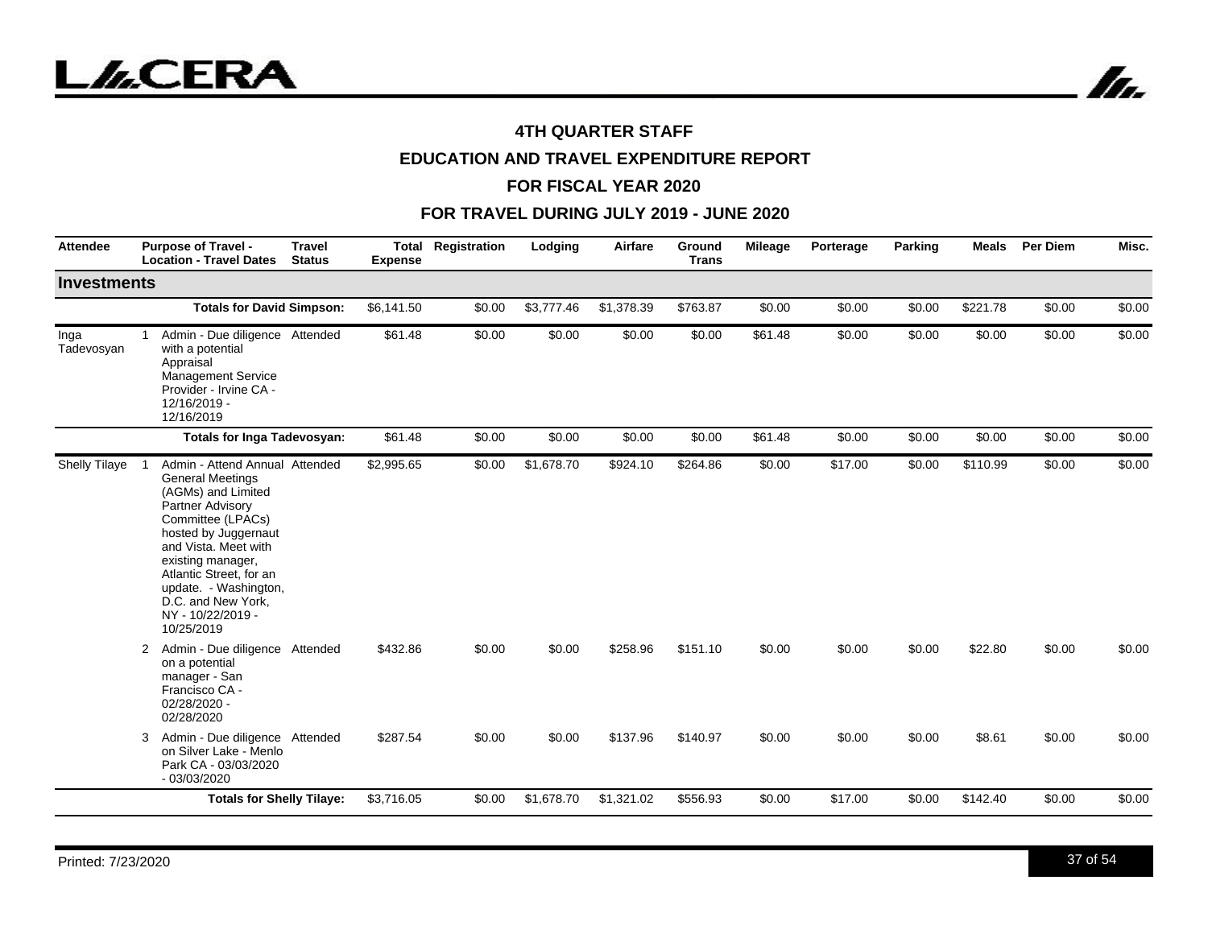# 4TH QUARTER STAFF

# EDUCATION AND TRAVEL EXPENDITURE REPORT

# FOR FISCAL YEAR 2020

# FOR TRAVEL DURING JULY 2019 - JUNE 2020

| Attendee | | Purpose of Travel - Location - Travel Dates | Travel Status | Total Expense | Registration | Lodging | Airfare | Ground Trans | Mileage | Porterage | Parking | Meals | Per Diem | Misc. |
|---|---|---|---|---|---|---|---|---|---|---|---|---|---|---|
| **Investments** | | | | | | | | | | | | | | |
| | | **Totals for David Simpson:** | | $6,141.50 | $0.00 | $3,777.46 | $1,378.39 | $763.87 | $0.00 | $0.00 | $0.00 | $221.78 | $0.00 | $0.00 |
| Inga Tadevosyan | 1 | Admin - Due diligence with a potential Appraisal Management Service Provider - Irvine CA - 12/16/2019 - 12/16/2019 | Attended | $61.48 | $0.00 | $0.00 | $0.00 | $0.00 | $61.48 | $0.00 | $0.00 | $0.00 | $0.00 | $0.00 |
| | | **Totals for Inga Tadevosyan:** | | $61.48 | $0.00 | $0.00 | $0.00 | $0.00 | $61.48 | $0.00 | $0.00 | $0.00 | $0.00 | $0.00 |
| Shelly Tilaye | 1 | Admin - Attend Annual General Meetings (AGMs) and Limited Partner Advisory Committee (LPACs) hosted by Juggernaut and Vista. Meet with existing manager, Atlantic Street, for an update. - Washington, D.C. and New York, NY - 10/22/2019 - 10/25/2019 | Attended | $2,995.65 | $0.00 | $1,678.70 | $924.10 | $264.86 | $0.00 | $17.00 | $0.00 | $110.99 | $0.00 | $0.00 |
| | 2 | Admin - Due diligence on a potential manager - San Francisco CA - 02/28/2020 - 02/28/2020 | Attended | $432.86 | $0.00 | $0.00 | $258.96 | $151.10 | $0.00 | $0.00 | $0.00 | $22.80 | $0.00 | $0.00 |
| | 3 | Admin - Due diligence on Silver Lake - Menlo Park CA - 03/03/2020 - 03/03/2020 | Attended | $287.54 | $0.00 | $0.00 | $137.96 | $140.97 | $0.00 | $0.00 | $0.00 | $8.61 | $0.00 | $0.00 |
| | | **Totals for Shelly Tilaye:** | | $3,716.05 | $0.00 | $1,678.70 | $1,321.02 | $556.93 | $0.00 | $17.00 | $0.00 | $142.40 | $0.00 | $0.00 |

Printed: 7/23/2020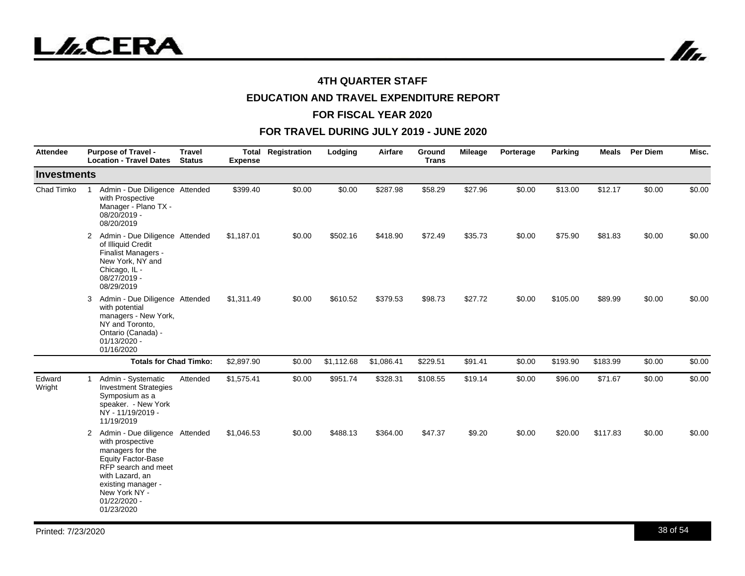# 4TH QUARTER STAFF

## EDUCATION AND TRAVEL EXPENDITURE REPORT

## FOR FISCAL YEAR 2020

## FOR TRAVEL DURING JULY 2019 - JUNE 2020

| Attendee | | Purpose of Travel - Location - Travel Dates | Travel Status | Total Expense | Registration | Lodging | Airfare | Ground Trans | Mileage | Porterage | Parking | Meals | Per Diem | Misc. |
|---|---|---|---|---|---|---|---|---|---|---|---|---|---|---|
| **Investments** | | | | | | | | | | | | | | |
| Chad Timko | 1 | Admin - Due Diligence with Prospective Manager - Plano TX - 08/20/2019 - 08/20/2019 | Attended | $399.40 | $0.00 | $0.00 | $287.98 | $58.29 | $27.96 | $0.00 | $13.00 | $12.17 | $0.00 | $0.00 |
| | 2 | Admin - Due Diligence of Illiquid Credit Finalist Managers - New York, NY and Chicago, IL - 08/27/2019 - 08/29/2019 | Attended | $1,187.01 | $0.00 | $502.16 | $418.90 | $72.49 | $35.73 | $0.00 | $75.90 | $81.83 | $0.00 | $0.00 |
| | 3 | Admin - Due Diligence with potential managers - New York, NY and Toronto, Ontario (Canada) - 01/13/2020 - 01/16/2020 | Attended | $1,311.49 | $0.00 | $610.52 | $379.53 | $98.73 | $27.72 | $0.00 | $105.00 | $89.99 | $0.00 | $0.00 |
| | | **Totals for Chad Timko:** | | $2,897.90 | $0.00 | $1,112.68 | $1,086.41 | $229.51 | $91.41 | $0.00 | $193.90 | $183.99 | $0.00 | $0.00 |
| Edward Wright | 1 | Admin - Systematic Investment Strategies Symposium as a speaker. - New York NY - 11/19/2019 - 11/19/2019 | Attended | $1,575.41 | $0.00 | $951.74 | $328.31 | $108.55 | $19.14 | $0.00 | $96.00 | $71.67 | $0.00 | $0.00 |
| | 2 | Admin - Due diligence with prospective managers for the Equity Factor-Base RFP search and meet with Lazard, an existing manager - New York NY - 01/22/2020 - 01/23/2020 | Attended | $1,046.53 | $0.00 | $488.13 | $364.00 | $47.37 | $9.20 | $0.00 | $20.00 | $117.83 | $0.00 | $0.00 |

Printed: 7/23/2020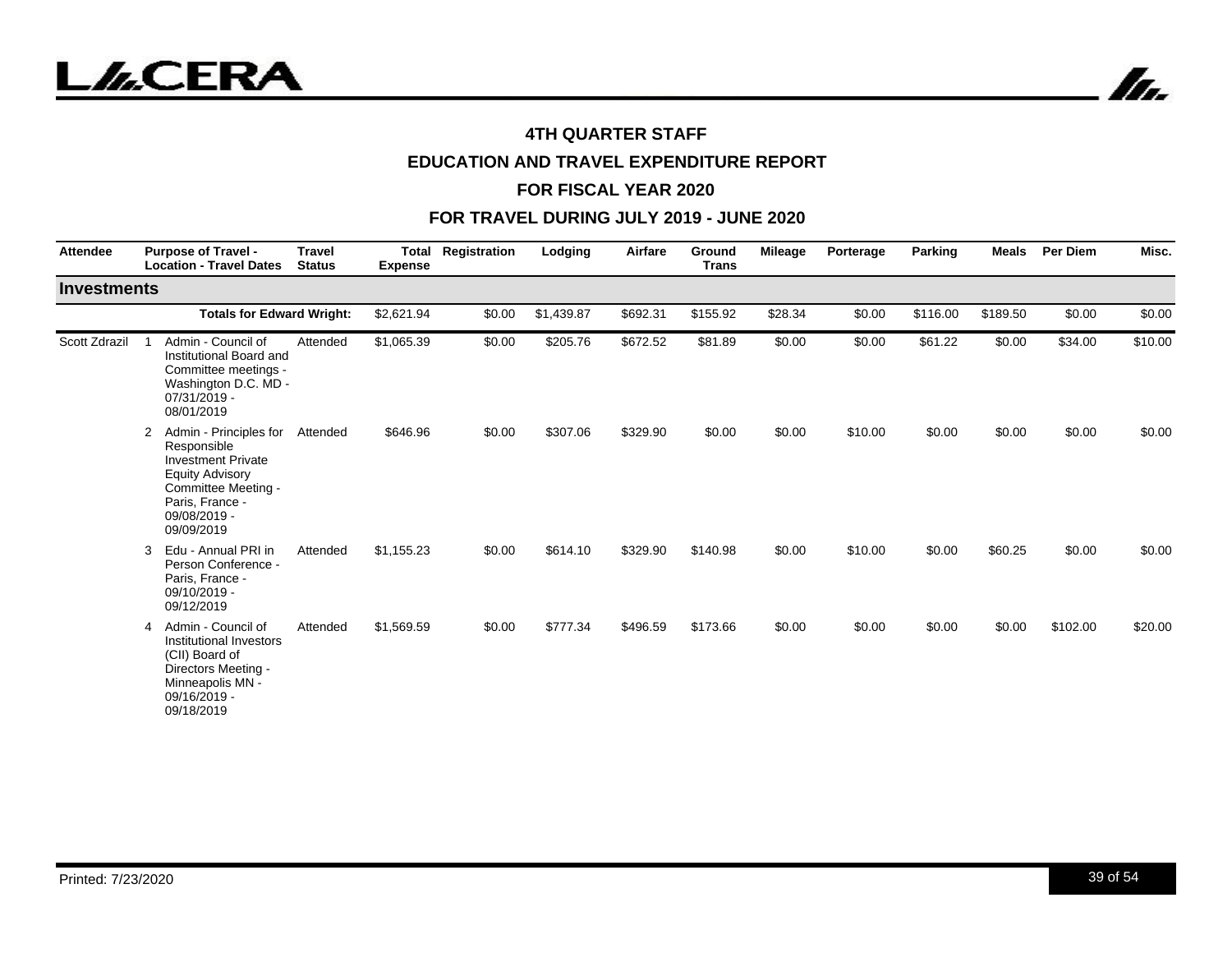#### 4TH QUARTER STAFF
#### EDUCATION AND TRAVEL EXPENDITURE REPORT
#### FOR FISCAL YEAR 2020
#### FOR TRAVEL DURING JULY 2019 - JUNE 2020

| Attendee | | Purpose of Travel - Location - Travel Dates | Travel Status | Total Expense | Registration | Lodging | Airfare | Ground Trans | Mileage | Porterage | Parking | Meals | Per Diem | Misc. |
|---|---|---|---|---|---|---|---|---|---|---|---|---|---|---|
| **Investments** | | | | | | | | | | | | | | |
| | | **Totals for Edward Wright:** | | $2,621.94 | $0.00 | $1,439.87 | $692.31 | $155.92 | $28.34 | $0.00 | $116.00 | $189.50 | $0.00 | $0.00 |
| Scott Zdrazil | 1 | Admin - Council of Institutional Board and Committee meetings - Washington D.C. MD - 07/31/2019 - 08/01/2019 | Attended | $1,065.39 | $0.00 | $205.76 | $672.52 | $81.89 | $0.00 | $0.00 | $61.22 | $0.00 | $34.00 | $10.00 |
| | 2 | Admin - Principles for Responsible Investment Private Equity Advisory Committee Meeting - Paris, France - 09/08/2019 - 09/09/2019 | Attended | $646.96 | $0.00 | $307.06 | $329.90 | $0.00 | $0.00 | $10.00 | $0.00 | $0.00 | $0.00 | $0.00 |
| | 3 | Edu - Annual PRI in Person Conference - Paris, France - 09/10/2019 - 09/12/2019 | Attended | $1,155.23 | $0.00 | $614.10 | $329.90 | $140.98 | $0.00 | $10.00 | $0.00 | $60.25 | $0.00 | $0.00 |
| | 4 | Admin - Council of Institutional Investors (CII) Board of Directors Meeting - Minneapolis MN - 09/16/2019 - 09/18/2019 | Attended | $1,569.59 | $0.00 | $777.34 | $496.59 | $173.66 | $0.00 | $0.00 | $0.00 | $0.00 | $102.00 | $20.00 |

Printed: 7/23/2020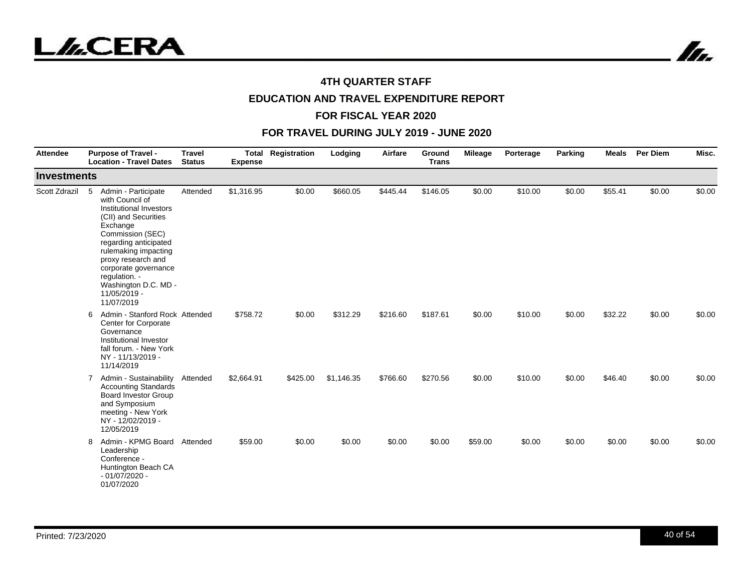# 4TH QUARTER STAFF

## EDUCATION AND TRAVEL EXPENDITURE REPORT

## FOR FISCAL YEAR 2020

## FOR TRAVEL DURING JULY 2019 - JUNE 2020

| Attendee | | Purpose of Travel - Location - Travel Dates | Travel Status | Total Expense | Registration | Lodging | Airfare | Ground Trans | Mileage | Porterage | Parking | Meals | Per Diem | Misc. |
|---|---|---|---|---|---|---|---|---|---|---|---|---|---|---|
| **Investments** | | | | | | | | | | | | | | |
| Scott Zdrazil | 5 | Admin - Participate with Council of Institutional Investors (CII) and Securities Exchange Commission (SEC) regarding anticipated rulemaking impacting proxy research and corporate governance regulation. - Washington D.C. MD - 11/05/2019 - 11/07/2019 | Attended | $1,316.95 | $0.00 | $660.05 | $445.44 | $146.05 | $0.00 | $10.00 | $0.00 | $55.41 | $0.00 | $0.00 |
| | 6 | Admin - Stanford Rock Center for Corporate Governance Institutional Investor fall forum. - New York NY - 11/13/2019 - 11/14/2019 | Attended | $758.72 | $0.00 | $312.29 | $216.60 | $187.61 | $0.00 | $10.00 | $0.00 | $32.22 | $0.00 | $0.00 |
| | 7 | Admin - Sustainability Accounting Standards Board Investor Group and Symposium meeting - New York NY - 12/02/2019 - 12/05/2019 | Attended | $2,664.91 | $425.00 | $1,146.35 | $766.60 | $270.56 | $0.00 | $10.00 | $0.00 | $46.40 | $0.00 | $0.00 |
| | 8 | Admin - KPMG Board Leadership Conference - Huntington Beach CA - 01/07/2020 - 01/07/2020 | Attended | $59.00 | $0.00 | $0.00 | $0.00 | $0.00 | $59.00 | $0.00 | $0.00 | $0.00 | $0.00 | $0.00 |

Printed: 7/23/2020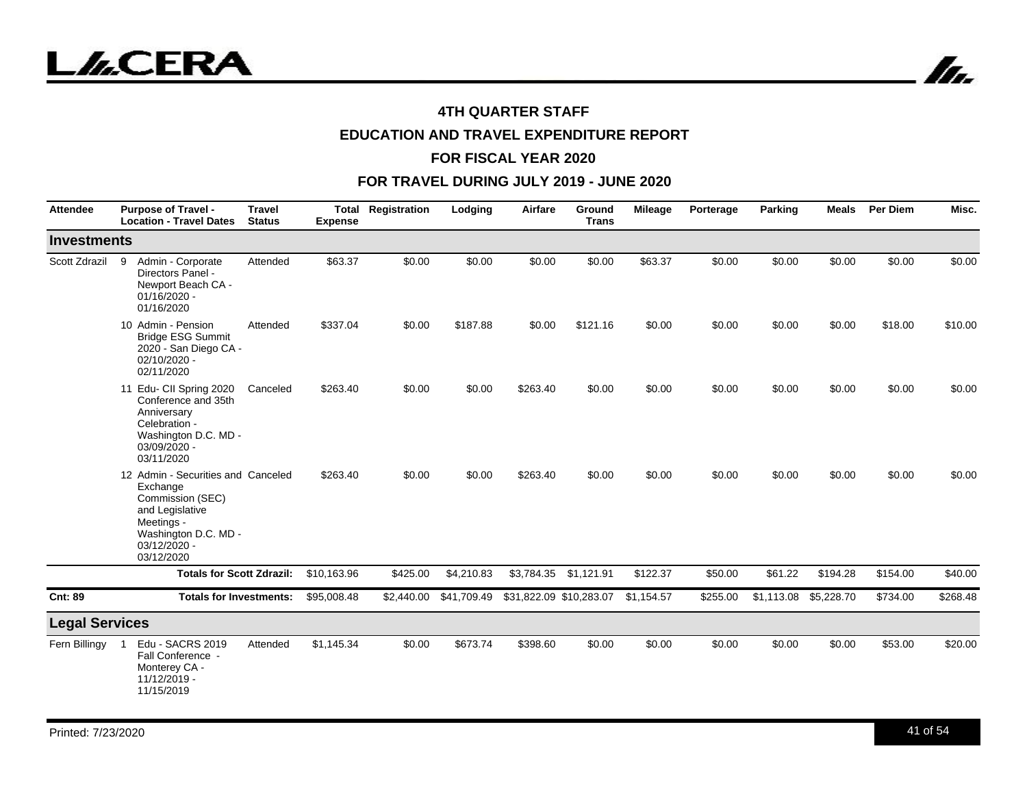# 4TH QUARTER STAFF

## EDUCATION AND TRAVEL EXPENDITURE REPORT

## FOR FISCAL YEAR 2020

## FOR TRAVEL DURING JULY 2019 - JUNE 2020

| Attendee | | Purpose of Travel - Location - Travel Dates | Travel Status | Total Expense | Registration | Lodging | Airfare | Ground Trans | Mileage | Porterage | Parking | Meals | Per Diem | Misc. |
|---|---|---|---|---|---|---|---|---|---|---|---|---|---|---|
| **Investments** | | | | | | | | | | | | | | |
| Scott Zdrazil | 9 | Admin - Corporate Directors Panel - Newport Beach CA - 01/16/2020 - 01/16/2020 | Attended | $63.37 | $0.00 | $0.00 | $0.00 | $0.00 | $63.37 | $0.00 | $0.00 | $0.00 | $0.00 | $0.00 |
| | 10 | Admin - Pension Bridge ESG Summit 2020 - San Diego CA - 02/10/2020 - 02/11/2020 | Attended | $337.04 | $0.00 | $187.88 | $0.00 | $121.16 | $0.00 | $0.00 | $0.00 | $0.00 | $18.00 | $10.00 |
| | 11 | Edu- CII Spring 2020 Conference and 35th Anniversary Celebration - Washington D.C. MD - 03/09/2020 - 03/11/2020 | Canceled | $263.40 | $0.00 | $0.00 | $263.40 | $0.00 | $0.00 | $0.00 | $0.00 | $0.00 | $0.00 | $0.00 |
| | 12 | Admin - Securities and Exchange Commission (SEC) and Legislative Meetings - Washington D.C. MD - 03/12/2020 - 03/12/2020 | Canceled | $263.40 | $0.00 | $0.00 | $263.40 | $0.00 | $0.00 | $0.00 | $0.00 | $0.00 | $0.00 | $0.00 |
| | | **Totals for Scott Zdrazil:** | | $10,163.96 | $425.00 | $4,210.83 | $3,784.35 | $1,121.91 | $122.37 | $50.00 | $61.22 | $194.28 | $154.00 | $40.00 |
| **Cnt: 89** | | **Totals for Investments:** | | $95,008.48 | $2,440.00 | $41,709.49 | $31,822.09 | $10,283.07 | $1,154.57 | $255.00 | $1,113.08 | $5,228.70 | $734.00 | $268.48 |
| **Legal Services** | | | | | | | | | | | | | | |
| Fern Billingy | 1 | Edu - SACRS 2019 Fall Conference - Monterey CA - 11/12/2019 - 11/15/2019 | Attended | $1,145.34 | $0.00 | $673.74 | $398.60 | $0.00 | $0.00 | $0.00 | $0.00 | $0.00 | $53.00 | $20.00 |

Printed: 7/23/2020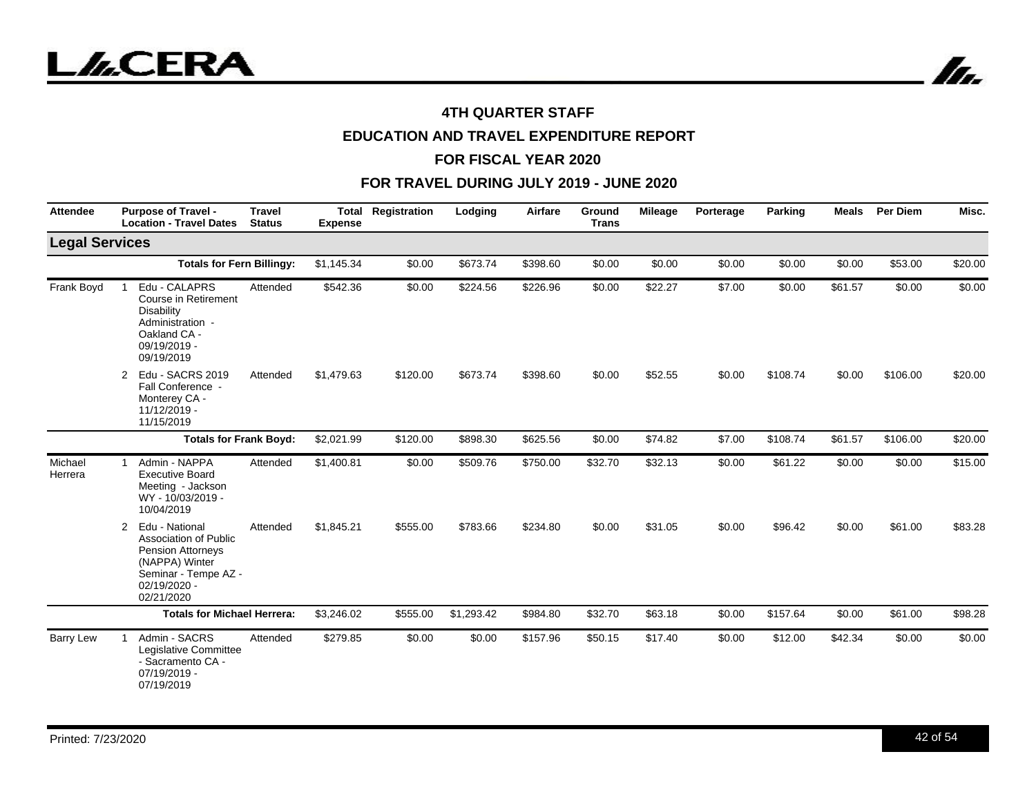# 4TH QUARTER STAFF

## EDUCATION AND TRAVEL EXPENDITURE REPORT

## FOR FISCAL YEAR 2020

## FOR TRAVEL DURING JULY 2019 - JUNE 2020

| Attendee | | Purpose of Travel - Location - Travel Dates | Travel Status | Total Expense | Registration | Lodging | Airfare | Ground Trans | Mileage | Porterage | Parking | Meals | Per Diem | Misc. |
|---|---|---|---|---|---|---|---|---|---|---|---|---|---|---|
| **Legal Services** | | | | | | | | | | | | | | |
| | | **Totals for Fern Billingy:** | | $1,145.34 | $0.00 | $673.74 | $398.60 | $0.00 | $0.00 | $0.00 | $0.00 | $0.00 | $53.00 | $20.00 |
| Frank Boyd | 1 | Edu - CALAPRS Course in Retirement Disability Administration - Oakland CA - 09/19/2019 - 09/19/2019 | Attended | $542.36 | $0.00 | $224.56 | $226.96 | $0.00 | $22.27 | $7.00 | $0.00 | $61.57 | $0.00 | $0.00 |
| | 2 | Edu - SACRS 2019 Fall Conference - Monterey CA - 11/12/2019 - 11/15/2019 | Attended | $1,479.63 | $120.00 | $673.74 | $398.60 | $0.00 | $52.55 | $0.00 | $108.74 | $0.00 | $106.00 | $20.00 |
| | | **Totals for Frank Boyd:** | | $2,021.99 | $120.00 | $898.30 | $625.56 | $0.00 | $74.82 | $7.00 | $108.74 | $61.57 | $106.00 | $20.00 |
| Michael Herrera | 1 | Admin - NAPPA Executive Board Meeting - Jackson WY - 10/03/2019 - 10/04/2019 | Attended | $1,400.81 | $0.00 | $509.76 | $750.00 | $32.70 | $32.13 | $0.00 | $61.22 | $0.00 | $0.00 | $15.00 |
| | 2 | Edu - National Association of Public Pension Attorneys (NAPPA) Winter Seminar - Tempe AZ - 02/19/2020 - 02/21/2020 | Attended | $1,845.21 | $555.00 | $783.66 | $234.80 | $0.00 | $31.05 | $0.00 | $96.42 | $0.00 | $61.00 | $83.28 |
| | | **Totals for Michael Herrera:** | | $3,246.02 | $555.00 | $1,293.42 | $984.80 | $32.70 | $63.18 | $0.00 | $157.64 | $0.00 | $61.00 | $98.28 |
| Barry Lew | 1 | Admin - SACRS Legislative Committee - Sacramento CA - 07/19/2019 - 07/19/2019 | Attended | $279.85 | $0.00 | $0.00 | $157.96 | $50.15 | $17.40 | $0.00 | $12.00 | $42.34 | $0.00 | $0.00 |

Printed: 7/23/2020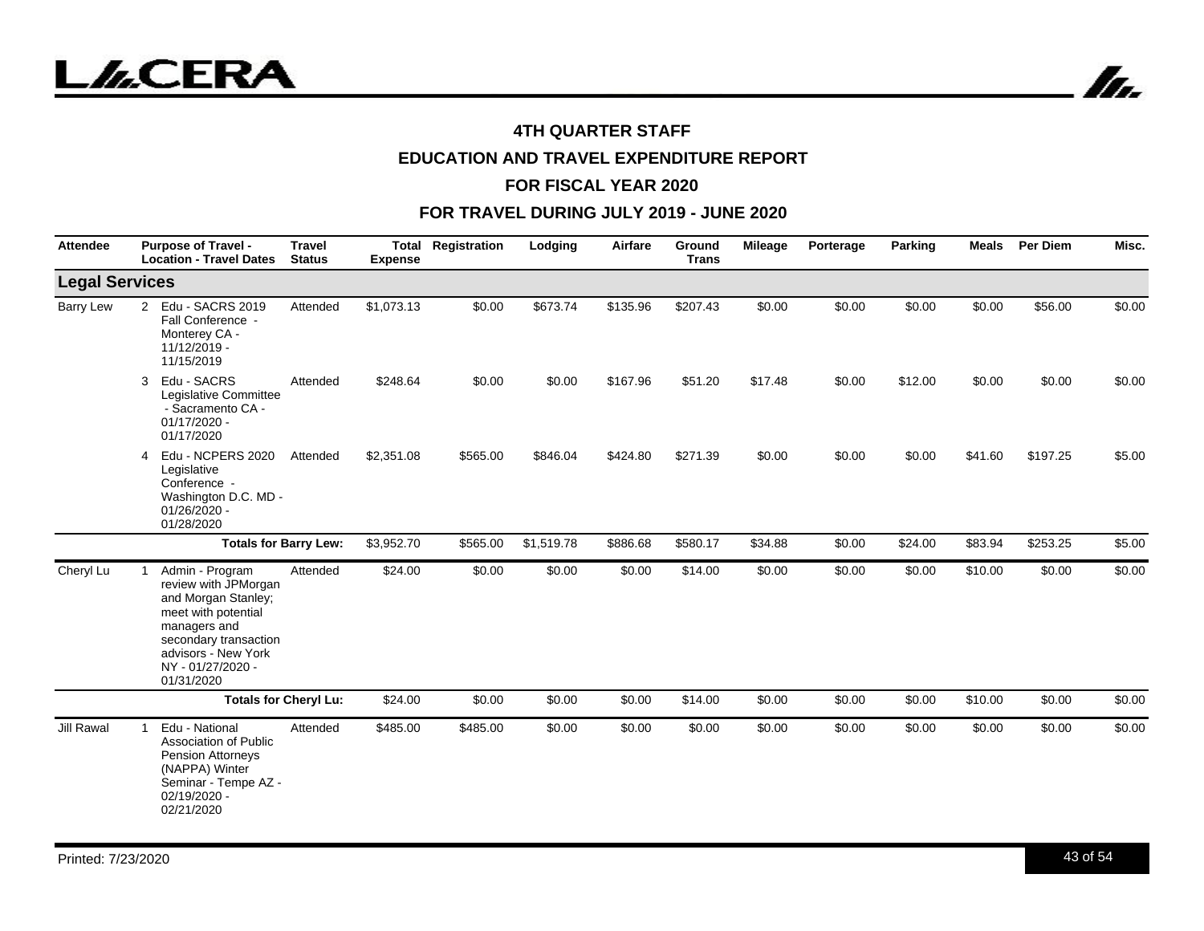### 4TH QUARTER STAFF
### EDUCATION AND TRAVEL EXPENDITURE REPORT
### FOR FISCAL YEAR 2020
### FOR TRAVEL DURING JULY 2019 - JUNE 2020

| Attendee | | Purpose of Travel - Location - Travel Dates | Travel Status | Total Expense | Registration | Lodging | Airfare | Ground Trans | Mileage | Porterage | Parking | Meals | Per Diem | Misc. |
|---|---|---|---|---|---|---|---|---|---|---|---|---|---|---|
| **Legal Services** | | | | | | | | | | | | | | |
| Barry Lew | 2 | Edu - SACRS 2019 Fall Conference - Monterey CA - 11/12/2019 - 11/15/2019 | Attended | $1,073.13 | $0.00 | $673.74 | $135.96 | $207.43 | $0.00 | $0.00 | $0.00 | $0.00 | $56.00 | $0.00 |
| | 3 | Edu - SACRS Legislative Committee - Sacramento CA - 01/17/2020 - 01/17/2020 | Attended | $248.64 | $0.00 | $0.00 | $167.96 | $51.20 | $17.48 | $0.00 | $12.00 | $0.00 | $0.00 | $0.00 |
| | 4 | Edu - NCPERS 2020 Legislative Conference - Washington D.C. MD - 01/26/2020 - 01/28/2020 | Attended | $2,351.08 | $565.00 | $846.04 | $424.80 | $271.39 | $0.00 | $0.00 | $0.00 | $41.60 | $197.25 | $5.00 |
| | | **Totals for Barry Lew:** | | $3,952.70 | $565.00 | $1,519.78 | $886.68 | $580.17 | $34.88 | $0.00 | $24.00 | $83.94 | $253.25 | $5.00 |
| Cheryl Lu | 1 | Admin - Program review with JPMorgan and Morgan Stanley; meet with potential managers and secondary transaction advisors - New York NY - 01/27/2020 - 01/31/2020 | Attended | $24.00 | $0.00 | $0.00 | $0.00 | $14.00 | $0.00 | $0.00 | $0.00 | $10.00 | $0.00 | $0.00 |
| | | **Totals for Cheryl Lu:** | | $24.00 | $0.00 | $0.00 | $0.00 | $14.00 | $0.00 | $0.00 | $0.00 | $10.00 | $0.00 | $0.00 |
| Jill Rawal | 1 | Edu - National Association of Public Pension Attorneys (NAPPA) Winter Seminar - Tempe AZ - 02/19/2020 - 02/21/2020 | Attended | $485.00 | $485.00 | $0.00 | $0.00 | $0.00 | $0.00 | $0.00 | $0.00 | $0.00 | $0.00 | $0.00 |

Printed: 7/23/2020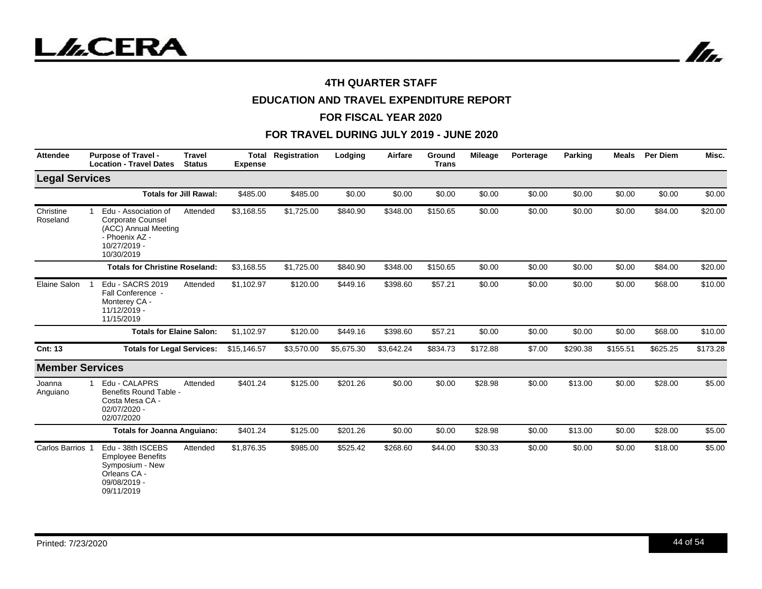# 4TH QUARTER STAFF

## EDUCATION AND TRAVEL EXPENDITURE REPORT

## FOR FISCAL YEAR 2020

## FOR TRAVEL DURING JULY 2019 - JUNE 2020

| Attendee | | Purpose of Travel - Location - Travel Dates | Travel Status | Total Expense | Registration | Lodging | Airfare | Ground Trans | Mileage | Porterage | Parking | Meals | Per Diem | Misc. |
|---|---|---|---|---|---|---|---|---|---|---|---|---|---|---|
| **Legal Services** | | | | | | | | | | | | | | |
| | | **Totals for Jill Rawal:** | | $485.00 | $485.00 | $0.00 | $0.00 | $0.00 | $0.00 | $0.00 | $0.00 | $0.00 | $0.00 | $0.00 |
| Christine Roseland | 1 | Edu - Association of Corporate Counsel (ACC) Annual Meeting - Phoenix AZ - 10/27/2019 - 10/30/2019 | Attended | $3,168.55 | $1,725.00 | $840.90 | $348.00 | $150.65 | $0.00 | $0.00 | $0.00 | $0.00 | $84.00 | $20.00 |
| | | **Totals for Christine Roseland:** | | $3,168.55 | $1,725.00 | $840.90 | $348.00 | $150.65 | $0.00 | $0.00 | $0.00 | $0.00 | $84.00 | $20.00 |
| Elaine Salon | 1 | Edu - SACRS 2019 Fall Conference - Monterey CA - 11/12/2019 - 11/15/2019 | Attended | $1,102.97 | $120.00 | $449.16 | $398.60 | $57.21 | $0.00 | $0.00 | $0.00 | $0.00 | $68.00 | $10.00 |
| | | **Totals for Elaine Salon:** | | $1,102.97 | $120.00 | $449.16 | $398.60 | $57.21 | $0.00 | $0.00 | $0.00 | $0.00 | $68.00 | $10.00 |
| **Cnt: 13** | | **Totals for Legal Services:** | | $15,146.57 | $3,570.00 | $5,675.30 | $3,642.24 | $834.73 | $172.88 | $7.00 | $290.38 | $155.51 | $625.25 | $173.28 |
| **Member Services** | | | | | | | | | | | | | | |
| Joanna Anguiano | 1 | Edu - CALAPRS Benefits Round Table - Costa Mesa CA - 02/07/2020 - 02/07/2020 | Attended | $401.24 | $125.00 | $201.26 | $0.00 | $0.00 | $28.98 | $0.00 | $13.00 | $0.00 | $28.00 | $5.00 |
| | | **Totals for Joanna Anguiano:** | | $401.24 | $125.00 | $201.26 | $0.00 | $0.00 | $28.98 | $0.00 | $13.00 | $0.00 | $28.00 | $5.00 |
| Carlos Barrios | 1 | Edu - 38th ISCEBS Employee Benefits Symposium - New Orleans CA - 09/08/2019 - 09/11/2019 | Attended | $1,876.35 | $985.00 | $525.42 | $268.60 | $44.00 | $30.33 | $0.00 | $0.00 | $0.00 | $18.00 | $5.00 |

Printed: 7/23/2020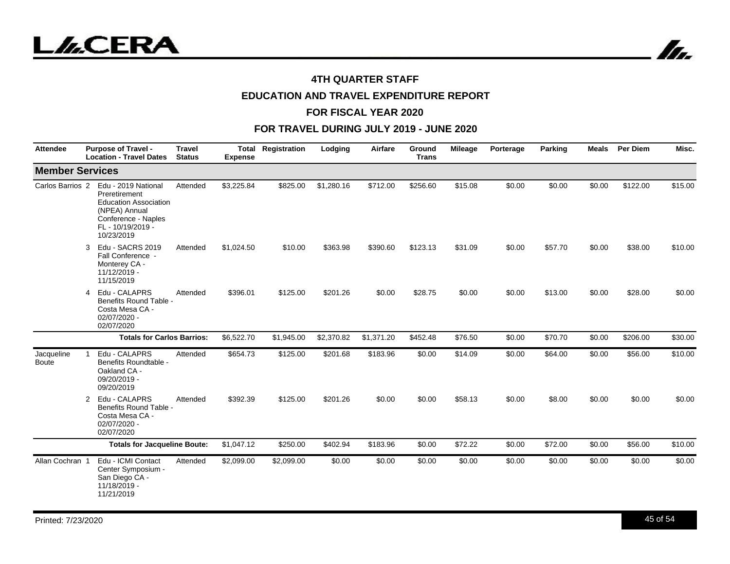## 4TH QUARTER STAFF

## EDUCATION AND TRAVEL EXPENDITURE REPORT

## FOR FISCAL YEAR 2020

## FOR TRAVEL DURING JULY 2019 - JUNE 2020

| Attendee | | Purpose of Travel - Location - Travel Dates | Travel Status | Total Expense | Registration | Lodging | Airfare | Ground Trans | Mileage | Porterage | Parking | Meals | Per Diem | Misc. |
|---|---|---|---|---|---|---|---|---|---|---|---|---|---|---|
| **Member Services** | | | | | | | | | | | | | | |
| Carlos Barrios | 2 | Edu - 2019 National Preretirement Education Association (NPEA) Annual Conference - Naples FL - 10/19/2019 - 10/23/2019 | Attended | $3,225.84 | $825.00 | $1,280.16 | $712.00 | $256.60 | $15.08 | $0.00 | $0.00 | $0.00 | $122.00 | $15.00 |
| | 3 | Edu - SACRS 2019 Fall Conference - Monterey CA - 11/12/2019 - 11/15/2019 | Attended | $1,024.50 | $10.00 | $363.98 | $390.60 | $123.13 | $31.09 | $0.00 | $57.70 | $0.00 | $38.00 | $10.00 |
| | 4 | Edu - CALAPRS Benefits Round Table - Costa Mesa CA - 02/07/2020 - 02/07/2020 | Attended | $396.01 | $125.00 | $201.26 | $0.00 | $28.75 | $0.00 | $0.00 | $13.00 | $0.00 | $28.00 | $0.00 |
| | | **Totals for Carlos Barrios:** | | $6,522.70 | $1,945.00 | $2,370.82 | $1,371.20 | $452.48 | $76.50 | $0.00 | $70.70 | $0.00 | $206.00 | $30.00 |
| Jacqueline Boute | 1 | Edu - CALAPRS Benefits Roundtable - Oakland CA - 09/20/2019 - 09/20/2019 | Attended | $654.73 | $125.00 | $201.68 | $183.96 | $0.00 | $14.09 | $0.00 | $64.00 | $0.00 | $56.00 | $10.00 |
| | 2 | Edu - CALAPRS Benefits Round Table - Costa Mesa CA - 02/07/2020 - 02/07/2020 | Attended | $392.39 | $125.00 | $201.26 | $0.00 | $0.00 | $58.13 | $0.00 | $8.00 | $0.00 | $0.00 | $0.00 |
| | | **Totals for Jacqueline Boute:** | | $1,047.12 | $250.00 | $402.94 | $183.96 | $0.00 | $72.22 | $0.00 | $72.00 | $0.00 | $56.00 | $10.00 |
| Allan Cochran | 1 | Edu - ICMI Contact Center Symposium - San Diego CA - 11/18/2019 - 11/21/2019 | Attended | $2,099.00 | $2,099.00 | $0.00 | $0.00 | $0.00 | $0.00 | $0.00 | $0.00 | $0.00 | $0.00 | $0.00 |

Printed: 7/23/2020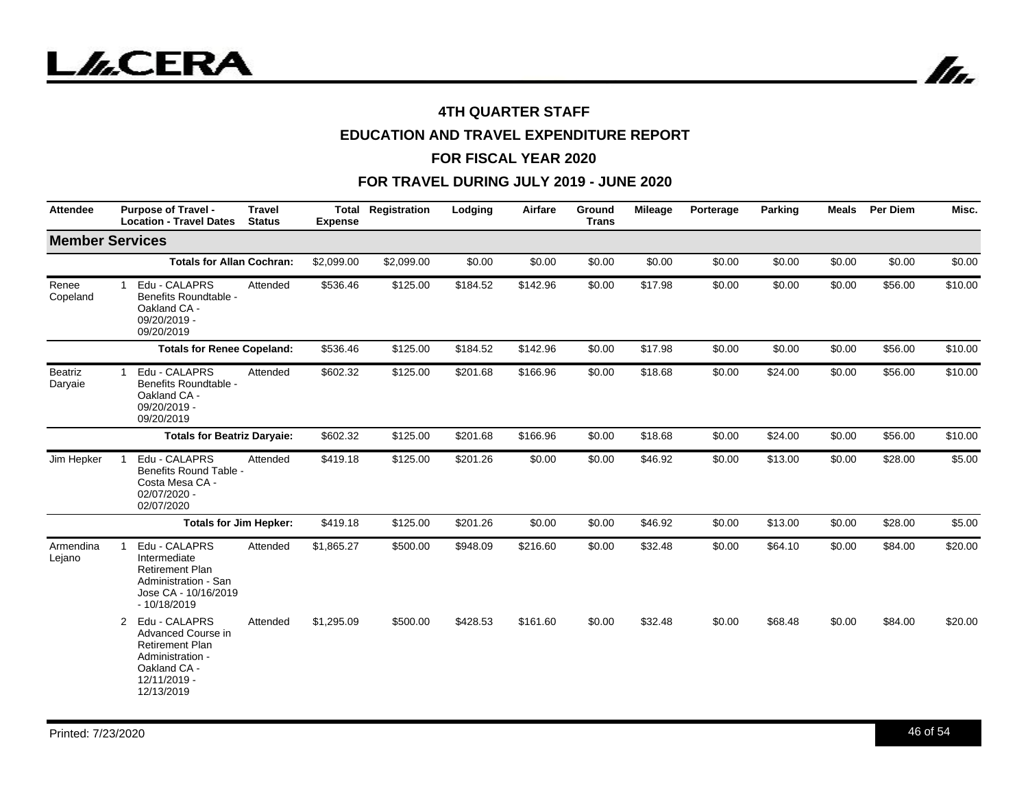# 4TH QUARTER STAFF

## EDUCATION AND TRAVEL EXPENDITURE REPORT

## FOR FISCAL YEAR 2020

## FOR TRAVEL DURING JULY 2019 - JUNE 2020

| Attendee | | Purpose of Travel - Location - Travel Dates | Travel Status | Total Expense | Registration | Lodging | Airfare | Ground Trans | Mileage | Porterage | Parking | Meals | Per Diem | Misc. |
|---|---|---|---|---|---|---|---|---|---|---|---|---|---|---|
| **Member Services** | | | | | | | | | | | | | | |
| | | **Totals for Allan Cochran:** | | $2,099.00 | $2,099.00 | $0.00 | $0.00 | $0.00 | $0.00 | $0.00 | $0.00 | $0.00 | $0.00 | $0.00 |
| Renee Copeland | 1 | Edu - CALAPRS Benefits Roundtable - Oakland CA - 09/20/2019 - 09/20/2019 | Attended | $536.46 | $125.00 | $184.52 | $142.96 | $0.00 | $17.98 | $0.00 | $0.00 | $0.00 | $56.00 | $10.00 |
| | | **Totals for Renee Copeland:** | | $536.46 | $125.00 | $184.52 | $142.96 | $0.00 | $17.98 | $0.00 | $0.00 | $0.00 | $56.00 | $10.00 |
| Beatriz Daryaie | 1 | Edu - CALAPRS Benefits Roundtable - Oakland CA - 09/20/2019 - 09/20/2019 | Attended | $602.32 | $125.00 | $201.68 | $166.96 | $0.00 | $18.68 | $0.00 | $24.00 | $0.00 | $56.00 | $10.00 |
| | | **Totals for Beatriz Daryaie:** | | $602.32 | $125.00 | $201.68 | $166.96 | $0.00 | $18.68 | $0.00 | $24.00 | $0.00 | $56.00 | $10.00 |
| Jim Hepker | 1 | Edu - CALAPRS Benefits Round Table - Costa Mesa CA - 02/07/2020 - 02/07/2020 | Attended | $419.18 | $125.00 | $201.26 | $0.00 | $0.00 | $46.92 | $0.00 | $13.00 | $0.00 | $28.00 | $5.00 |
| | | **Totals for Jim Hepker:** | | $419.18 | $125.00 | $201.26 | $0.00 | $0.00 | $46.92 | $0.00 | $13.00 | $0.00 | $28.00 | $5.00 |
| Armendina Lejano | 1 | Edu - CALAPRS Intermediate Retirement Plan Administration - San Jose CA - 10/16/2019 - 10/18/2019 | Attended | $1,865.27 | $500.00 | $948.09 | $216.60 | $0.00 | $32.48 | $0.00 | $64.10 | $0.00 | $84.00 | $20.00 |
| | 2 | Edu - CALAPRS Advanced Course in Retirement Plan Administration - Oakland CA - 12/11/2019 - 12/13/2019 | Attended | $1,295.09 | $500.00 | $428.53 | $161.60 | $0.00 | $32.48 | $0.00 | $68.48 | $0.00 | $84.00 | $20.00 |

Printed: 7/23/2020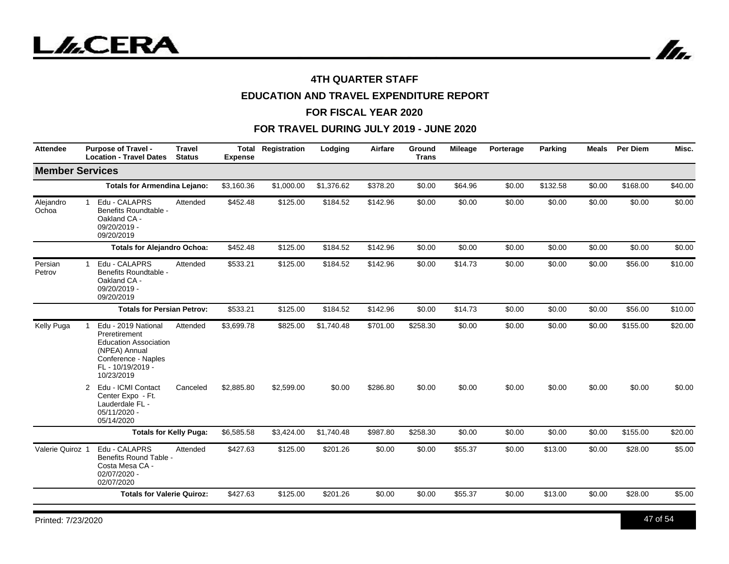# 4TH QUARTER STAFF

# EDUCATION AND TRAVEL EXPENDITURE REPORT

# FOR FISCAL YEAR 2020

# FOR TRAVEL DURING JULY 2019 - JUNE 2020

| Attendee | | Purpose of Travel - Location - Travel Dates | Travel Status | Total Expense | Registration | Lodging | Airfare | Ground Trans | Mileage | Porterage | Parking | Meals | Per Diem | Misc. |
|---|---|---|---|---|---|---|---|---|---|---|---|---|---|---|
| **Member Services** | | | | | | | | | | | | | | |
| | | **Totals for Armendina Lejano:** | | $3,160.36 | $1,000.00 | $1,376.62 | $378.20 | $0.00 | $64.96 | $0.00 | $132.58 | $0.00 | $168.00 | $40.00 |
| Alejandro Ochoa | 1 | Edu - CALAPRS Benefits Roundtable - Oakland CA - 09/20/2019 - 09/20/2019 | Attended | $452.48 | $125.00 | $184.52 | $142.96 | $0.00 | $0.00 | $0.00 | $0.00 | $0.00 | $0.00 | $0.00 |
| | | **Totals for Alejandro Ochoa:** | | $452.48 | $125.00 | $184.52 | $142.96 | $0.00 | $0.00 | $0.00 | $0.00 | $0.00 | $0.00 | $0.00 |
| Persian Petrov | 1 | Edu - CALAPRS Benefits Roundtable - Oakland CA - 09/20/2019 - 09/20/2019 | Attended | $533.21 | $125.00 | $184.52 | $142.96 | $0.00 | $14.73 | $0.00 | $0.00 | $0.00 | $56.00 | $10.00 |
| | | **Totals for Persian Petrov:** | | $533.21 | $125.00 | $184.52 | $142.96 | $0.00 | $14.73 | $0.00 | $0.00 | $0.00 | $56.00 | $10.00 |
| Kelly Puga | 1 | Edu - 2019 National Preretirement Education Association (NPEA) Annual Conference - Naples FL - 10/19/2019 - 10/23/2019 | Attended | $3,699.78 | $825.00 | $1,740.48 | $701.00 | $258.30 | $0.00 | $0.00 | $0.00 | $0.00 | $155.00 | $20.00 |
| | 2 | Edu - ICMI Contact Center Expo - Ft. Lauderdale FL - 05/11/2020 - 05/14/2020 | Canceled | $2,885.80 | $2,599.00 | $0.00 | $286.80 | $0.00 | $0.00 | $0.00 | $0.00 | $0.00 | $0.00 | $0.00 |
| | | **Totals for Kelly Puga:** | | $6,585.58 | $3,424.00 | $1,740.48 | $987.80 | $258.30 | $0.00 | $0.00 | $0.00 | $0.00 | $155.00 | $20.00 |
| Valerie Quiroz | 1 | Edu - CALAPRS Benefits Round Table - Costa Mesa CA - 02/07/2020 - 02/07/2020 | Attended | $427.63 | $125.00 | $201.26 | $0.00 | $0.00 | $55.37 | $0.00 | $13.00 | $0.00 | $28.00 | $5.00 |
| | | **Totals for Valerie Quiroz:** | | $427.63 | $125.00 | $201.26 | $0.00 | $0.00 | $55.37 | $0.00 | $13.00 | $0.00 | $28.00 | $5.00 |

Printed: 7/23/2020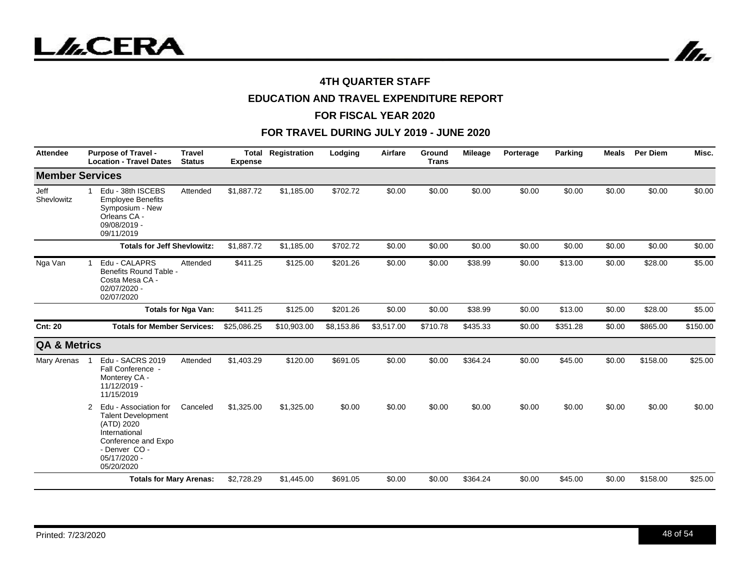# 4TH QUARTER STAFF

## EDUCATION AND TRAVEL EXPENDITURE REPORT

## FOR FISCAL YEAR 2020

## FOR TRAVEL DURING JULY 2019 - JUNE 2020

| Attendee | | Purpose of Travel - Location - Travel Dates | Travel Status | Total Expense | Registration | Lodging | Airfare | Ground Trans | Mileage | Porterage | Parking | Meals | Per Diem | Misc. |
|---|---|---|---|---|---|---|---|---|---|---|---|---|---|---|
| **Member Services** | | | | | | | | | | | | | | |
| Jeff Shevlowitz | 1 | Edu - 38th ISCEBS Employee Benefits Symposium - New Orleans CA - 09/08/2019 - 09/11/2019 | Attended | $1,887.72 | $1,185.00 | $702.72 | $0.00 | $0.00 | $0.00 | $0.00 | $0.00 | $0.00 | $0.00 | $0.00 |
| | | **Totals for Jeff Shevlowitz:** | | $1,887.72 | $1,185.00 | $702.72 | $0.00 | $0.00 | $0.00 | $0.00 | $0.00 | $0.00 | $0.00 | $0.00 |
| Nga Van | 1 | Edu - CALAPRS Benefits Round Table - Costa Mesa CA - 02/07/2020 - 02/07/2020 | Attended | $411.25 | $125.00 | $201.26 | $0.00 | $0.00 | $38.99 | $0.00 | $13.00 | $0.00 | $28.00 | $5.00 |
| | | **Totals for Nga Van:** | | $411.25 | $125.00 | $201.26 | $0.00 | $0.00 | $38.99 | $0.00 | $13.00 | $0.00 | $28.00 | $5.00 |
| **Cnt: 20** | | **Totals for Member Services:** | | $25,086.25 | $10,903.00 | $8,153.86 | $3,517.00 | $710.78 | $435.33 | $0.00 | $351.28 | $0.00 | $865.00 | $150.00 |
| **QA & Metrics** | | | | | | | | | | | | | | |
| Mary Arenas | 1 | Edu - SACRS 2019 Fall Conference - Monterey CA - 11/12/2019 - 11/15/2019 | Attended | $1,403.29 | $120.00 | $691.05 | $0.00 | $0.00 | $364.24 | $0.00 | $45.00 | $0.00 | $158.00 | $25.00 |
| | 2 | Edu - Association for Talent Development (ATD) 2020 International Conference and Expo - Denver CO - 05/17/2020 - 05/20/2020 | Canceled | $1,325.00 | $1,325.00 | $0.00 | $0.00 | $0.00 | $0.00 | $0.00 | $0.00 | $0.00 | $0.00 | $0.00 |
| | | **Totals for Mary Arenas:** | | $2,728.29 | $1,445.00 | $691.05 | $0.00 | $0.00 | $364.24 | $0.00 | $45.00 | $0.00 | $158.00 | $25.00 |

Printed: 7/23/2020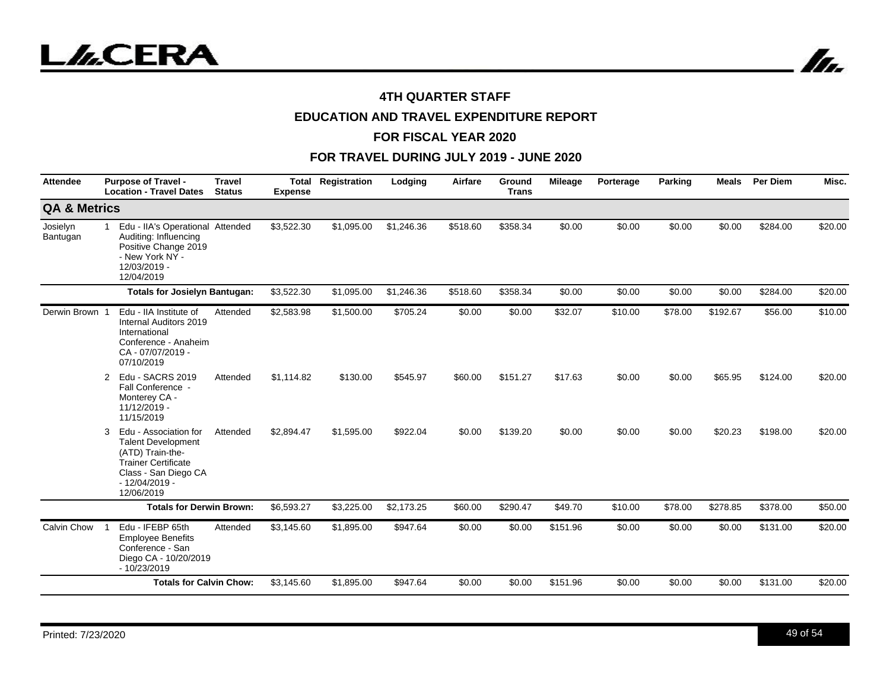#### 4TH QUARTER STAFF

#### EDUCATION AND TRAVEL EXPENDITURE REPORT

#### FOR FISCAL YEAR 2020

#### FOR TRAVEL DURING JULY 2019 - JUNE 2020

| Attendee | | Purpose of Travel - Location - Travel Dates | Travel Status | Total Expense | Registration | Lodging | Airfare | Ground Trans | Mileage | Porterage | Parking | Meals | Per Diem | Misc. |
|---|---|---|---|---|---|---|---|---|---|---|---|---|---|---|
| **QA & Metrics** | | | | | | | | | | | | | | |
| Josielyn Bantugan | 1 | Edu - IIA's Operational Auditing: Influencing Positive Change 2019 - New York NY - 12/03/2019 - 12/04/2019 | Attended | $3,522.30 | $1,095.00 | $1,246.36 | $518.60 | $358.34 | $0.00 | $0.00 | $0.00 | $0.00 | $284.00 | $20.00 |
| | | **Totals for Josielyn Bantugan:** | | $3,522.30 | $1,095.00 | $1,246.36 | $518.60 | $358.34 | $0.00 | $0.00 | $0.00 | $0.00 | $284.00 | $20.00 |
| Derwin Brown | 1 | Edu - IIA Institute of Internal Auditors 2019 International Conference - Anaheim CA - 07/07/2019 - 07/10/2019 | Attended | $2,583.98 | $1,500.00 | $705.24 | $0.00 | $0.00 | $32.07 | $10.00 | $78.00 | $192.67 | $56.00 | $10.00 |
| | 2 | Edu - SACRS 2019 Fall Conference - Monterey CA - 11/12/2019 - 11/15/2019 | Attended | $1,114.82 | $130.00 | $545.97 | $60.00 | $151.27 | $17.63 | $0.00 | $0.00 | $65.95 | $124.00 | $20.00 |
| | 3 | Edu - Association for Talent Development (ATD) Train-the-Trainer Certificate Class - San Diego CA - 12/04/2019 - 12/06/2019 | Attended | $2,894.47 | $1,595.00 | $922.04 | $0.00 | $139.20 | $0.00 | $0.00 | $0.00 | $20.23 | $198.00 | $20.00 |
| | | **Totals for Derwin Brown:** | | $6,593.27 | $3,225.00 | $2,173.25 | $60.00 | $290.47 | $49.70 | $10.00 | $78.00 | $278.85 | $378.00 | $50.00 |
| Calvin Chow | 1 | Edu - IFEBP 65th Employee Benefits Conference - San Diego CA - 10/20/2019 - 10/23/2019 | Attended | $3,145.60 | $1,895.00 | $947.64 | $0.00 | $0.00 | $151.96 | $0.00 | $0.00 | $0.00 | $131.00 | $20.00 |
| | | **Totals for Calvin Chow:** | | $3,145.60 | $1,895.00 | $947.64 | $0.00 | $0.00 | $151.96 | $0.00 | $0.00 | $0.00 | $131.00 | $20.00 |

Printed: 7/23/2020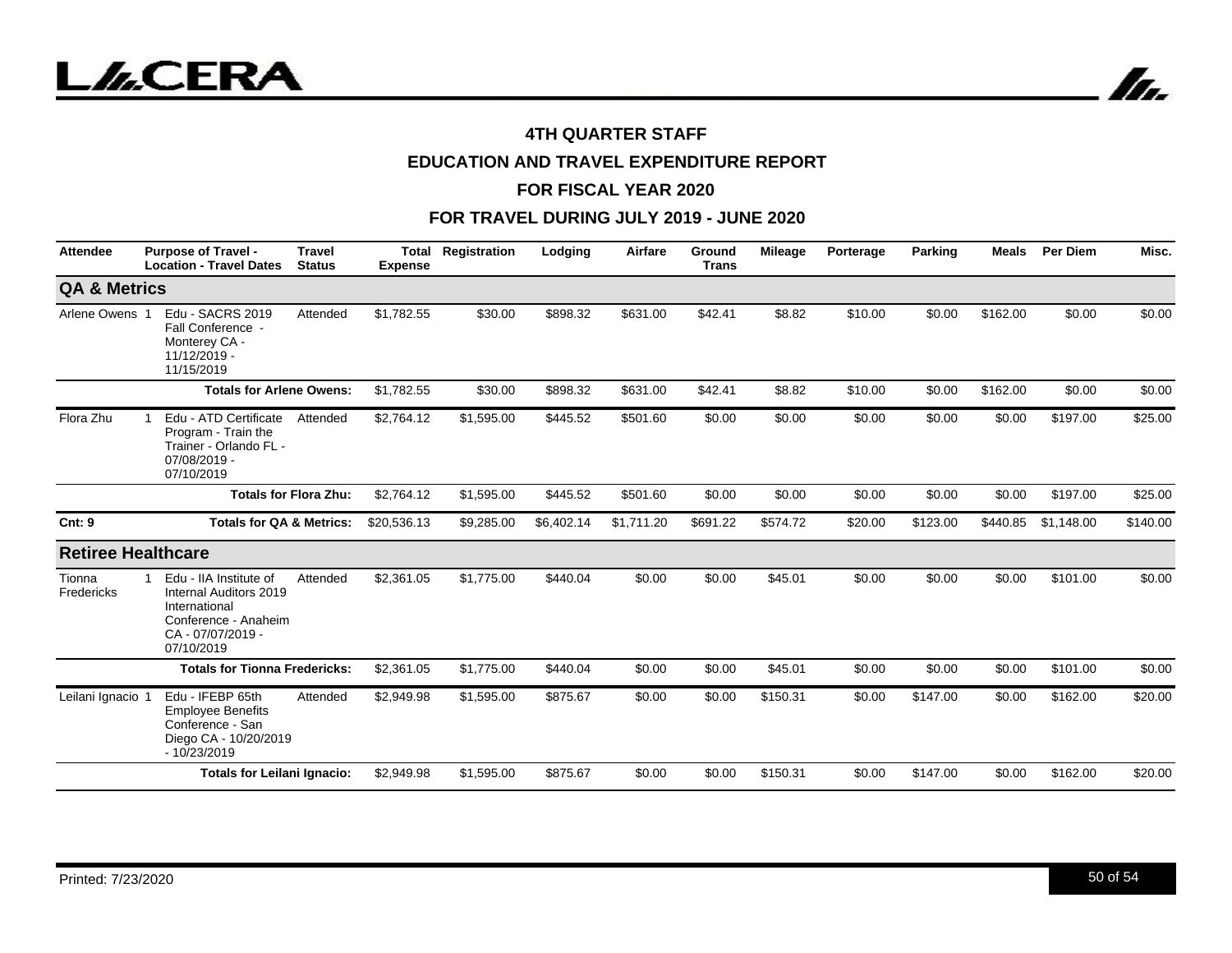## 4TH QUARTER STAFF

## EDUCATION AND TRAVEL EXPENDITURE REPORT

## FOR FISCAL YEAR 2020

## FOR TRAVEL DURING JULY 2019 - JUNE 2020

| Attendee | | Purpose of Travel - Location - Travel Dates | Travel Status | Total Expense | Registration | Lodging | Airfare | Ground Trans | Mileage | Porterage | Parking | Meals | Per Diem | Misc. |
|---|---|---|---|---|---|---|---|---|---|---|---|---|---|---|
| **QA & Metrics** | | | | | | | | | | | | | | |
| Arlene Owens | 1 | Edu - SACRS 2019 Fall Conference - Monterey CA - 11/12/2019 - 11/15/2019 | Attended | $1,782.55 | $30.00 | $898.32 | $631.00 | $42.41 | $8.82 | $10.00 | $0.00 | $162.00 | $0.00 | $0.00 |
| | | **Totals for Arlene Owens:** | | $1,782.55 | $30.00 | $898.32 | $631.00 | $42.41 | $8.82 | $10.00 | $0.00 | $162.00 | $0.00 | $0.00 |
| Flora Zhu | 1 | Edu - ATD Certificate Program - Train the Trainer - Orlando FL - 07/08/2019 - 07/10/2019 | Attended | $2,764.12 | $1,595.00 | $445.52 | $501.60 | $0.00 | $0.00 | $0.00 | $0.00 | $0.00 | $197.00 | $25.00 |
| | | **Totals for Flora Zhu:** | | $2,764.12 | $1,595.00 | $445.52 | $501.60 | $0.00 | $0.00 | $0.00 | $0.00 | $0.00 | $197.00 | $25.00 |
| **Cnt: 9** | | **Totals for QA & Metrics:** | | $20,536.13 | $9,285.00 | $6,402.14 | $1,711.20 | $691.22 | $574.72 | $20.00 | $123.00 | $440.85 | $1,148.00 | $140.00 |
| **Retiree Healthcare** | | | | | | | | | | | | | | |
| Tionna Fredericks | 1 | Edu - IIA Institute of Internal Auditors 2019 International Conference - Anaheim CA - 07/07/2019 - 07/10/2019 | Attended | $2,361.05 | $1,775.00 | $440.04 | $0.00 | $0.00 | $45.01 | $0.00 | $0.00 | $0.00 | $101.00 | $0.00 |
| | | **Totals for Tionna Fredericks:** | | $2,361.05 | $1,775.00 | $440.04 | $0.00 | $0.00 | $45.01 | $0.00 | $0.00 | $0.00 | $101.00 | $0.00 |
| Leilani Ignacio | 1 | Edu - IFEBP 65th Employee Benefits Conference - San Diego CA - 10/20/2019 - 10/23/2019 | Attended | $2,949.98 | $1,595.00 | $875.67 | $0.00 | $0.00 | $150.31 | $0.00 | $147.00 | $0.00 | $162.00 | $20.00 |
| | | **Totals for Leilani Ignacio:** | | $2,949.98 | $1,595.00 | $875.67 | $0.00 | $0.00 | $150.31 | $0.00 | $147.00 | $0.00 | $162.00 | $20.00 |

Printed: 7/23/2020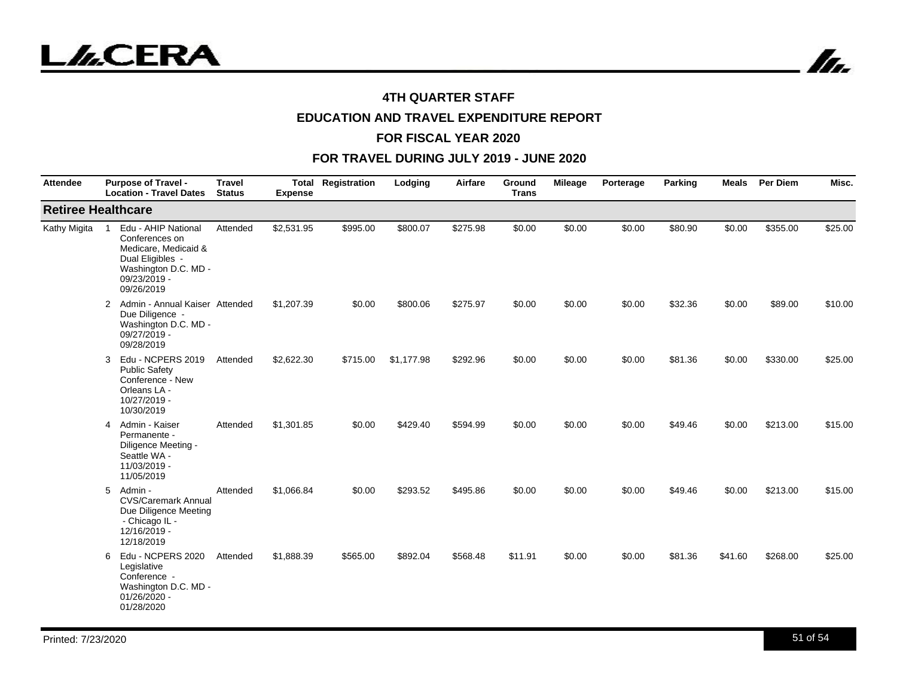## 4TH QUARTER STAFF

## EDUCATION AND TRAVEL EXPENDITURE REPORT

## FOR FISCAL YEAR 2020

## FOR TRAVEL DURING JULY 2019 - JUNE 2020

| Attendee | | Purpose of Travel - Location - Travel Dates | Travel Status | Total Expense | Registration | Lodging | Airfare | Ground Trans | Mileage | Porterage | Parking | Meals | Per Diem | Misc. |
|---|---|---|---|---|---|---|---|---|---|---|---|---|---|---|
| **Retiree Healthcare** | | | | | | | | | | | | | | |
| Kathy Migita | 1 | Edu - AHIP National Conferences on Medicare, Medicaid & Dual Eligibles - Washington D.C. MD - 09/23/2019 - 09/26/2019 | Attended | $2,531.95 | $995.00 | $800.07 | $275.98 | $0.00 | $0.00 | $0.00 | $80.90 | $0.00 | $355.00 | $25.00 |
| | 2 | Admin - Annual Kaiser Due Diligence - Washington D.C. MD - 09/27/2019 - 09/28/2019 | Attended | $1,207.39 | $0.00 | $800.06 | $275.97 | $0.00 | $0.00 | $0.00 | $32.36 | $0.00 | $89.00 | $10.00 |
| | 3 | Edu - NCPERS 2019 Public Safety Conference - New Orleans LA - 10/27/2019 - 10/30/2019 | Attended | $2,622.30 | $715.00 | $1,177.98 | $292.96 | $0.00 | $0.00 | $0.00 | $81.36 | $0.00 | $330.00 | $25.00 |
| | 4 | Admin - Kaiser Permanente - Diligence Meeting - Seattle WA - 11/03/2019 - 11/05/2019 | Attended | $1,301.85 | $0.00 | $429.40 | $594.99 | $0.00 | $0.00 | $0.00 | $49.46 | $0.00 | $213.00 | $15.00 |
| | 5 | Admin - CVS/Caremark Annual Due Diligence Meeting - Chicago IL - 12/16/2019 - 12/18/2019 | Attended | $1,066.84 | $0.00 | $293.52 | $495.86 | $0.00 | $0.00 | $0.00 | $49.46 | $0.00 | $213.00 | $15.00 |
| | 6 | Edu - NCPERS 2020 Legislative Conference - Washington D.C. MD - 01/26/2020 - 01/28/2020 | Attended | $1,888.39 | $565.00 | $892.04 | $568.48 | $11.91 | $0.00 | $0.00 | $81.36 | $41.60 | $268.00 | $25.00 |

Printed: 7/23/2020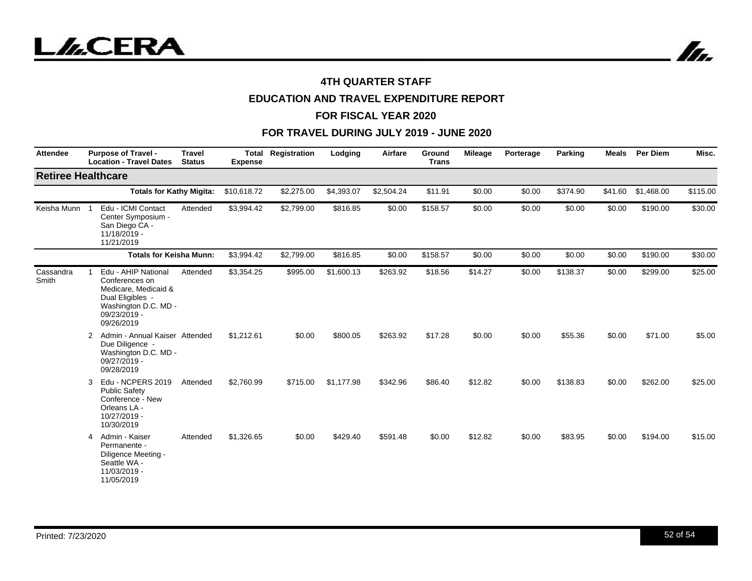# 4TH QUARTER STAFF

# EDUCATION AND TRAVEL EXPENDITURE REPORT

# FOR FISCAL YEAR 2020

# FOR TRAVEL DURING JULY 2019 - JUNE 2020

| Attendee | | Purpose of Travel - Location - Travel Dates | Travel Status | Total Expense | Registration | Lodging | Airfare | Ground Trans | Mileage | Porterage | Parking | Meals | Per Diem | Misc. |
|---|---|---|---|---|---|---|---|---|---|---|---|---|---|---|
| **Retiree Healthcare** | | | | | | | | | | | | | | |
| | | **Totals for Kathy Migita:** | | $10,618.72 | $2,275.00 | $4,393.07 | $2,504.24 | $11.91 | $0.00 | $0.00 | $374.90 | $41.60 | $1,468.00 | $115.00 |
| Keisha Munn | 1 | Edu - ICMI Contact Center Symposium - San Diego CA - 11/18/2019 - 11/21/2019 | Attended | $3,994.42 | $2,799.00 | $816.85 | $0.00 | $158.57 | $0.00 | $0.00 | $0.00 | $0.00 | $190.00 | $30.00 |
| | | **Totals for Keisha Munn:** | | $3,994.42 | $2,799.00 | $816.85 | $0.00 | $158.57 | $0.00 | $0.00 | $0.00 | $0.00 | $190.00 | $30.00 |
| Cassandra Smith | 1 | Edu - AHIP National Conferences on Medicare, Medicaid & Dual Eligibles - Washington D.C. MD - 09/23/2019 - 09/26/2019 | Attended | $3,354.25 | $995.00 | $1,600.13 | $263.92 | $18.56 | $14.27 | $0.00 | $138.37 | $0.00 | $299.00 | $25.00 |
| | 2 | Admin - Annual Kaiser Due Diligence - Washington D.C. MD - 09/27/2019 - 09/28/2019 | Attended | $1,212.61 | $0.00 | $800.05 | $263.92 | $17.28 | $0.00 | $0.00 | $55.36 | $0.00 | $71.00 | $5.00 |
| | 3 | Edu - NCPERS 2019 Public Safety Conference - New Orleans LA - 10/27/2019 - 10/30/2019 | Attended | $2,760.99 | $715.00 | $1,177.98 | $342.96 | $86.40 | $12.82 | $0.00 | $138.83 | $0.00 | $262.00 | $25.00 |
| | 4 | Admin - Kaiser Permanente - Diligence Meeting - Seattle WA - 11/03/2019 - 11/05/2019 | Attended | $1,326.65 | $0.00 | $429.40 | $591.48 | $0.00 | $12.82 | $0.00 | $83.95 | $0.00 | $194.00 | $15.00 |

Printed: 7/23/2020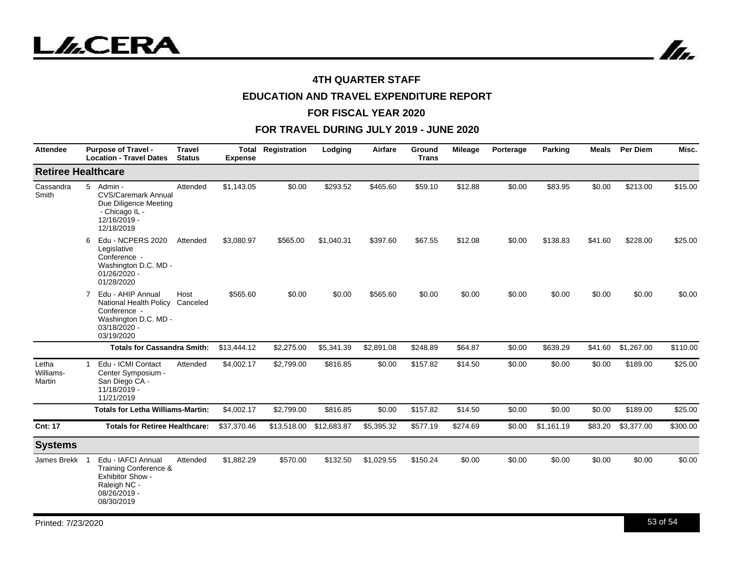# 4TH QUARTER STAFF

## EDUCATION AND TRAVEL EXPENDITURE REPORT

## FOR FISCAL YEAR 2020

## FOR TRAVEL DURING JULY 2019 - JUNE 2020

| Attendee | | Purpose of Travel - Location - Travel Dates | Travel Status | Total Expense | Registration | Lodging | Airfare | Ground Trans | Mileage | Porterage | Parking | Meals | Per Diem | Misc. |
|---|---|---|---|---|---|---|---|---|---|---|---|---|---|---|
| **Retiree Healthcare** | | | | | | | | | | | | | | |
| Cassandra Smith | 5 | Admin - CVS/Caremark Annual Due Diligence Meeting - Chicago IL - 12/16/2019 - 12/18/2019 | Attended | $1,143.05 | $0.00 | $293.52 | $465.60 | $59.10 | $12.88 | $0.00 | $83.95 | $0.00 | $213.00 | $15.00 |
| | 6 | Edu - NCPERS 2020 Legislative Conference - Washington D.C. MD - 01/26/2020 - 01/28/2020 | Attended | $3,080.97 | $565.00 | $1,040.31 | $397.60 | $67.55 | $12.08 | $0.00 | $138.83 | $41.60 | $228.00 | $25.00 |
| | 7 | Edu - AHIP Annual National Health Policy Conference - Washington D.C. MD - 03/18/2020 - 03/19/2020 | Host Canceled | $565.60 | $0.00 | $0.00 | $565.60 | $0.00 | $0.00 | $0.00 | $0.00 | $0.00 | $0.00 | $0.00 |
| | | **Totals for Cassandra Smith:** | | $13,444.12 | $2,275.00 | $5,341.39 | $2,891.08 | $248.89 | $64.87 | $0.00 | $639.29 | $41.60 | $1,267.00 | $110.00 |
| Letha Williams-Martin | 1 | Edu - ICMI Contact Center Symposium - San Diego CA - 11/18/2019 - 11/21/2019 | Attended | $4,002.17 | $2,799.00 | $816.85 | $0.00 | $157.82 | $14.50 | $0.00 | $0.00 | $0.00 | $189.00 | $25.00 |
| | | **Totals for Letha Williams-Martin:** | | $4,002.17 | $2,799.00 | $816.85 | $0.00 | $157.82 | $14.50 | $0.00 | $0.00 | $0.00 | $189.00 | $25.00 |
| **Cnt: 17** | | **Totals for Retiree Healthcare:** | | $37,370.46 | $13,518.00 | $12,683.87 | $5,395.32 | $577.19 | $274.69 | $0.00 | $1,161.19 | $83.20 | $3,377.00 | $300.00 |
| **Systems** | | | | | | | | | | | | | | |
| James Brekk | 1 | Edu - IAFCI Annual Training Conference & Exhibitor Show - Raleigh NC - 08/26/2019 - 08/30/2019 | Attended | $1,882.29 | $570.00 | $132.50 | $1,029.55 | $150.24 | $0.00 | $0.00 | $0.00 | $0.00 | $0.00 | $0.00 |

Printed: 7/23/2020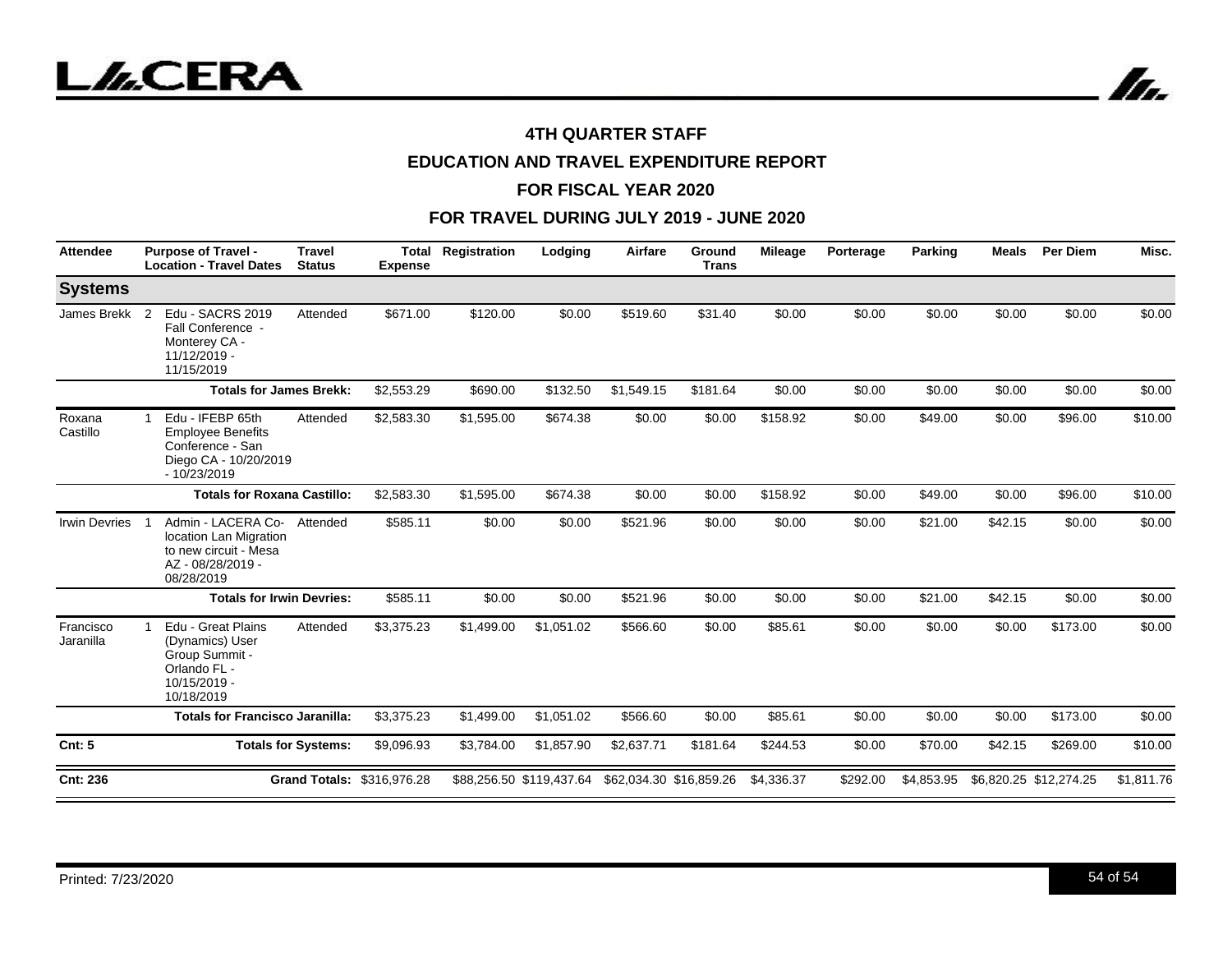# 4TH QUARTER STAFF

## EDUCATION AND TRAVEL EXPENDITURE REPORT

## FOR FISCAL YEAR 2020

## FOR TRAVEL DURING JULY 2019 - JUNE 2020

| Attendee | | Purpose of Travel - Location - Travel Dates | Travel Status | Total Expense | Registration | Lodging | Airfare | Ground Trans | Mileage | Porterage | Parking | Meals | Per Diem | Misc. |
|---|---|---|---|---|---|---|---|---|---|---|---|---|---|---|
| **Systems** | | | | | | | | | | | | | | |
| James Brekk | 2 | Edu - SACRS 2019 Fall Conference - Monterey CA - 11/12/2019 - 11/15/2019 | Attended | $671.00 | $120.00 | $0.00 | $519.60 | $31.40 | $0.00 | $0.00 | $0.00 | $0.00 | $0.00 | $0.00 |
| | | **Totals for James Brekk:** | | $2,553.29 | $690.00 | $132.50 | $1,549.15 | $181.64 | $0.00 | $0.00 | $0.00 | $0.00 | $0.00 | $0.00 |
| Roxana Castillo | 1 | Edu - IFEBP 65th Employee Benefits Conference - San Diego CA - 10/20/2019 - 10/23/2019 | Attended | $2,583.30 | $1,595.00 | $674.38 | $0.00 | $0.00 | $158.92 | $0.00 | $49.00 | $0.00 | $96.00 | $10.00 |
| | | **Totals for Roxana Castillo:** | | $2,583.30 | $1,595.00 | $674.38 | $0.00 | $0.00 | $158.92 | $0.00 | $49.00 | $0.00 | $96.00 | $10.00 |
| Irwin Devries | 1 | Admin - LACERA Co-location Lan Migration to new circuit - Mesa AZ - 08/28/2019 - 08/28/2019 | Attended | $585.11 | $0.00 | $0.00 | $521.96 | $0.00 | $0.00 | $0.00 | $21.00 | $42.15 | $0.00 | $0.00 |
| | | **Totals for Irwin Devries:** | | $585.11 | $0.00 | $0.00 | $521.96 | $0.00 | $0.00 | $0.00 | $21.00 | $42.15 | $0.00 | $0.00 |
| Francisco Jaranilla | 1 | Edu - Great Plains (Dynamics) User Group Summit - Orlando FL - 10/15/2019 - 10/18/2019 | Attended | $3,375.23 | $1,499.00 | $1,051.02 | $566.60 | $0.00 | $85.61 | $0.00 | $0.00 | $0.00 | $173.00 | $0.00 |
| | | **Totals for Francisco Jaranilla:** | | $3,375.23 | $1,499.00 | $1,051.02 | $566.60 | $0.00 | $85.61 | $0.00 | $0.00 | $0.00 | $173.00 | $0.00 |
| **Cnt: 5** | | **Totals for Systems:** | | $9,096.93 | $3,784.00 | $1,857.90 | $2,637.71 | $181.64 | $244.53 | $0.00 | $70.00 | $42.15 | $269.00 | $10.00 |
| **Cnt: 236** | | **Grand Totals:** | | $316,976.28 | $88,256.50 | $119,437.64 | $62,034.30 | $16,859.26 | $4,336.37 | $292.00 | $4,853.95 | $6,820.25 | $12,274.25 | $1,811.76 |

Printed: 7/23/2020